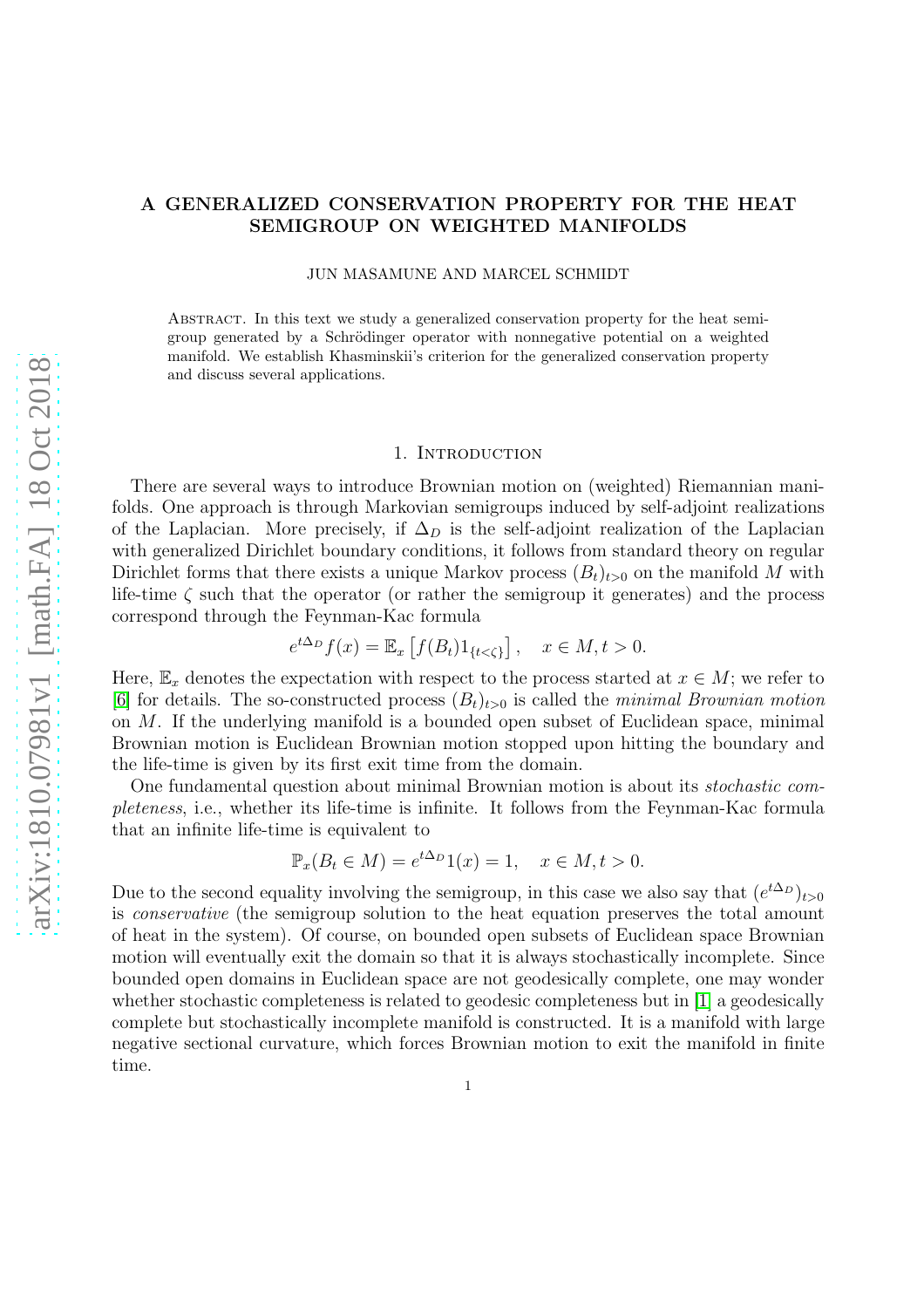# A GENERALIZED CONSERVATION PROPERTY FOR THE HEAT SEMIGROUP ON WEIGHTED MANIFOLDS

JUN MASAMUNE AND MARCEL SCHMIDT

Abstract. In this text we study a generalized conservation property for the heat semigroup generated by a Schrödinger operator with nonnegative potential on a weighted manifold. We establish Khasminskii's criterion for the generalized conservation property and discuss several applications.

## 1. Introduction

There are several ways to introduce Brownian motion on (weighted) Riemannian manifolds. One approach is through Markovian semigroups induced by self-adjoint realizations of the Laplacian. More precisely, if $\Delta_D$ is the self-adjoint realization of the Laplacian with generalized Dirichlet boundary conditions, it follows from standard theory on regular Dirichlet forms that there exists a unique Markov process $(B_t)_{t>0}$ on the manifold $M$ with life-time $\zeta$ such that the operator (or rather the semigroup it generates) and the process correspond through the Feynman-Kac formula

$$e^{t\Delta_D} f(x) = \mathbb{E}_x\left[f(B_t)1_{\{t<\zeta\}}\right], \quad x \in M, t > 0.$$

Here, $\mathbb{E}_x$ denotes the expectation with respect to the process started at $x \in M$; we refer to [6] for details. The so-constructed process $(B_t)_{t>0}$ is called the *minimal Brownian motion* on $M$. If the underlying manifold is a bounded open subset of Euclidean space, minimal Brownian motion is Euclidean Brownian motion stopped upon hitting the boundary and the life-time is given by its first exit time from the domain.

One fundamental question about minimal Brownian motion is about its *stochastic completeness*, i.e., whether its life-time is infinite. It follows from the Feynman-Kac formula that an infinite life-time is equivalent to

$$\mathbb{P}_x(B_t \in M) = e^{t\Delta_D}1(x) = 1, \quad x \in M, t > 0.$$

Due to the second equality involving the semigroup, in this case we also say that $(e^{t\Delta_D})_{t>0}$ is *conservative* (the semigroup solution to the heat equation preserves the total amount of heat in the system). Of course, on bounded open subsets of Euclidean space Brownian motion will eventually exit the domain so that it is always stochastically incomplete. Since bounded open domains in Euclidean space are not geodesically complete, one may wonder whether stochastic completeness is related to geodesic completeness but in [1] a geodesically complete but stochastically incomplete manifold is constructed. It is a manifold with large negative sectional curvature, which forces Brownian motion to exit the manifold in finite time.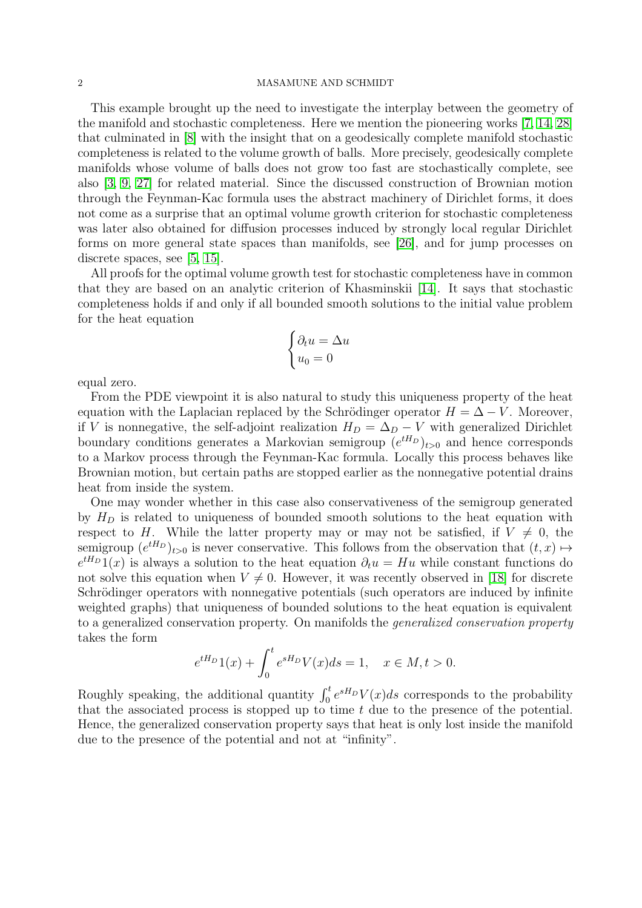This example brought up the need to investigate the interplay between the geometry of the manifold and stochastic completeness. Here we mention the pioneering works [7, 14, 28] that culminated in [8] with the insight that on a geodesically complete manifold stochastic completeness is related to the volume growth of balls. More precisely, geodesically complete manifolds whose volume of balls does not grow too fast are stochastically complete, see also [3, 9, 27] for related material. Since the discussed construction of Brownian motion through the Feynman-Kac formula uses the abstract machinery of Dirichlet forms, it does not come as a surprise that an optimal volume growth criterion for stochastic completeness was later also obtained for diffusion processes induced by strongly local regular Dirichlet forms on more general state spaces than manifolds, see [26], and for jump processes on discrete spaces, see [5, 15].

All proofs for the optimal volume growth test for stochastic completeness have in common that they are based on an analytic criterion of Khasminskii [14]. It says that stochastic completeness holds if and only if all bounded smooth solutions to the initial value problem for the heat equation

$$\begin{cases} \partial_t u = \Delta u \\ u_0 = 0 \end{cases}$$

equal zero.

From the PDE viewpoint it is also natural to study this uniqueness property of the heat equation with the Laplacian replaced by the Schrödinger operator $H = \Delta - V$. Moreover, if $V$ is nonnegative, the self-adjoint realization $H_D = \Delta_D - V$ with generalized Dirichlet boundary conditions generates a Markovian semigroup $(e^{tH_D})_{t>0}$ and hence corresponds to a Markov process through the Feynman-Kac formula. Locally this process behaves like Brownian motion, but certain paths are stopped earlier as the nonnegative potential drains heat from inside the system.

One may wonder whether in this case also conservativeness of the semigroup generated by $H_D$ is related to uniqueness of bounded smooth solutions to the heat equation with respect to $H$. While the latter property may or may not be satisfied, if $V \neq 0$, the semigroup $(e^{tH_D})_{t>0}$ is never conservative. This follows from the observation that $(t, x) \mapsto e^{tH_D}1(x)$ is always a solution to the heat equation $\partial_t u = Hu$ while constant functions do not solve this equation when $V \neq 0$. However, it was recently observed in [18] for discrete Schrödinger operators with nonnegative potentials (such operators are induced by infinite weighted graphs) that uniqueness of bounded solutions to the heat equation is equivalent to a generalized conservation property. On manifolds the *generalized conservation property* takes the form

$$e^{tH_D}1(x) + \int_0^t e^{sH_D}V(x)ds = 1, \quad x \in M, t > 0.$$

Roughly speaking, the additional quantity $\int_0^t e^{sH_D}V(x)ds$ corresponds to the probability that the associated process is stopped up to time $t$ due to the presence of the potential. Hence, the generalized conservation property says that heat is only lost inside the manifold due to the presence of the potential and not at "infinity".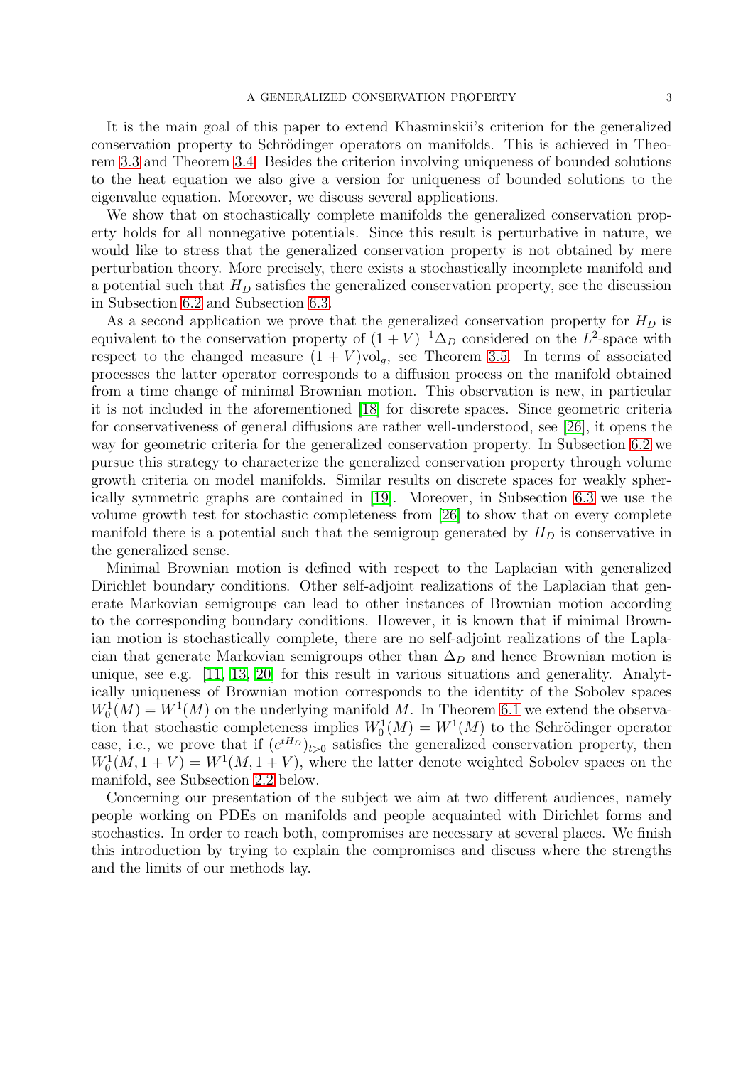It is the main goal of this paper to extend Khasminskii's criterion for the generalized conservation property to Schrödinger operators on manifolds. This is achieved in Theorem 3.3 and Theorem 3.4. Besides the criterion involving uniqueness of bounded solutions to the heat equation we also give a version for uniqueness of bounded solutions to the eigenvalue equation. Moreover, we discuss several applications.

We show that on stochastically complete manifolds the generalized conservation property holds for all nonnegative potentials. Since this result is perturbative in nature, we would like to stress that the generalized conservation property is not obtained by mere perturbation theory. More precisely, there exists a stochastically incomplete manifold and a potential such that $H_D$ satisfies the generalized conservation property, see the discussion in Subsection 6.2 and Subsection 6.3.

As a second application we prove that the generalized conservation property for $H_D$ is equivalent to the conservation property of $(1+V)^{-1}\Delta_D$ considered on the $L^2$-space with respect to the changed measure $(1+V)\mathrm{vol}_g$, see Theorem 3.5. In terms of associated processes the latter operator corresponds to a diffusion process on the manifold obtained from a time change of minimal Brownian motion. This observation is new, in particular it is not included in the aforementioned [18] for discrete spaces. Since geometric criteria for conservativeness of general diffusions are rather well-understood, see [26], it opens the way for geometric criteria for the generalized conservation property. In Subsection 6.2 we pursue this strategy to characterize the generalized conservation property through volume growth criteria on model manifolds. Similar results on discrete spaces for weakly spherically symmetric graphs are contained in [19]. Moreover, in Subsection 6.3 we use the volume growth test for stochastic completeness from [26] to show that on every complete manifold there is a potential such that the semigroup generated by $H_D$ is conservative in the generalized sense.

Minimal Brownian motion is defined with respect to the Laplacian with generalized Dirichlet boundary conditions. Other self-adjoint realizations of the Laplacian that generate Markovian semigroups can lead to other instances of Brownian motion according to the corresponding boundary conditions. However, it is known that if minimal Brownian motion is stochastically complete, there are no self-adjoint realizations of the Laplacian that generate Markovian semigroups other than $\Delta_D$ and hence Brownian motion is unique, see e.g. [11, 13, 20] for this result in various situations and generality. Analytically uniqueness of Brownian motion corresponds to the identity of the Sobolev spaces $W_0^1(M) = W^1(M)$ on the underlying manifold $M$. In Theorem 6.1 we extend the observation that stochastic completeness implies $W_0^1(M) = W^1(M)$ to the Schrödinger operator case, i.e., we prove that if $(e^{tH_D})_{t>0}$ satisfies the generalized conservation property, then $W_0^1(M, 1+V) = W^1(M, 1+V)$, where the latter denote weighted Sobolev spaces on the manifold, see Subsection 2.2 below.

Concerning our presentation of the subject we aim at two different audiences, namely people working on PDEs on manifolds and people acquainted with Dirichlet forms and stochastics. In order to reach both, compromises are necessary at several places. We finish this introduction by trying to explain the compromises and discuss where the strengths and the limits of our methods lay.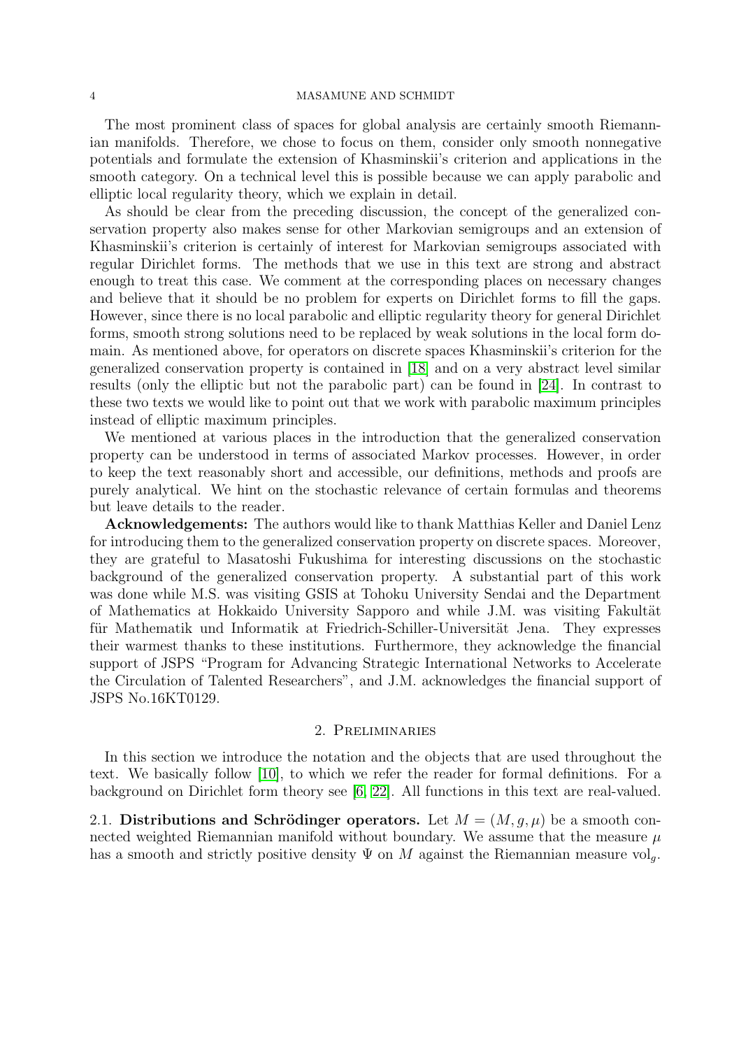The most prominent class of spaces for global analysis are certainly smooth Riemannian manifolds. Therefore, we chose to focus on them, consider only smooth nonnegative potentials and formulate the extension of Khasminskii's criterion and applications in the smooth category. On a technical level this is possible because we can apply parabolic and elliptic local regularity theory, which we explain in detail.

As should be clear from the preceding discussion, the concept of the generalized conservation property also makes sense for other Markovian semigroups and an extension of Khasminskii's criterion is certainly of interest for Markovian semigroups associated with regular Dirichlet forms. The methods that we use in this text are strong and abstract enough to treat this case. We comment at the corresponding places on necessary changes and believe that it should be no problem for experts on Dirichlet forms to fill the gaps. However, since there is no local parabolic and elliptic regularity theory for general Dirichlet forms, smooth strong solutions need to be replaced by weak solutions in the local form domain. As mentioned above, for operators on discrete spaces Khasminskii's criterion for the generalized conservation property is contained in [18] and on a very abstract level similar results (only the elliptic but not the parabolic part) can be found in [24]. In contrast to these two texts we would like to point out that we work with parabolic maximum principles instead of elliptic maximum principles.

We mentioned at various places in the introduction that the generalized conservation property can be understood in terms of associated Markov processes. However, in order to keep the text reasonably short and accessible, our definitions, methods and proofs are purely analytical. We hint on the stochastic relevance of certain formulas and theorems but leave details to the reader.

**Acknowledgements:** The authors would like to thank Matthias Keller and Daniel Lenz for introducing them to the generalized conservation property on discrete spaces. Moreover, they are grateful to Masatoshi Fukushima for interesting discussions on the stochastic background of the generalized conservation property. A substantial part of this work was done while M.S. was visiting GSIS at Tohoku University Sendai and the Department of Mathematics at Hokkaido University Sapporo and while J.M. was visiting Fakultät für Mathematik und Informatik at Friedrich-Schiller-Universität Jena. They expresses their warmest thanks to these institutions. Furthermore, they acknowledge the financial support of JSPS "Program for Advancing Strategic International Networks to Accelerate the Circulation of Talented Researchers", and J.M. acknowledges the financial support of JSPS No.16KT0129.

## 2. Preliminaries

In this section we introduce the notation and the objects that are used throughout the text. We basically follow [10], to which we refer the reader for formal definitions. For a background on Dirichlet form theory see [6, 22]. All functions in this text are real-valued.

### 2.1. Distributions and Schrödinger operators.

Let $M = (M, g, \mu)$ be a smooth connected weighted Riemannian manifold without boundary. We assume that the measure $\mu$ has a smooth and strictly positive density $\Psi$ on $M$ against the Riemannian measure $\mathrm{vol}_g$.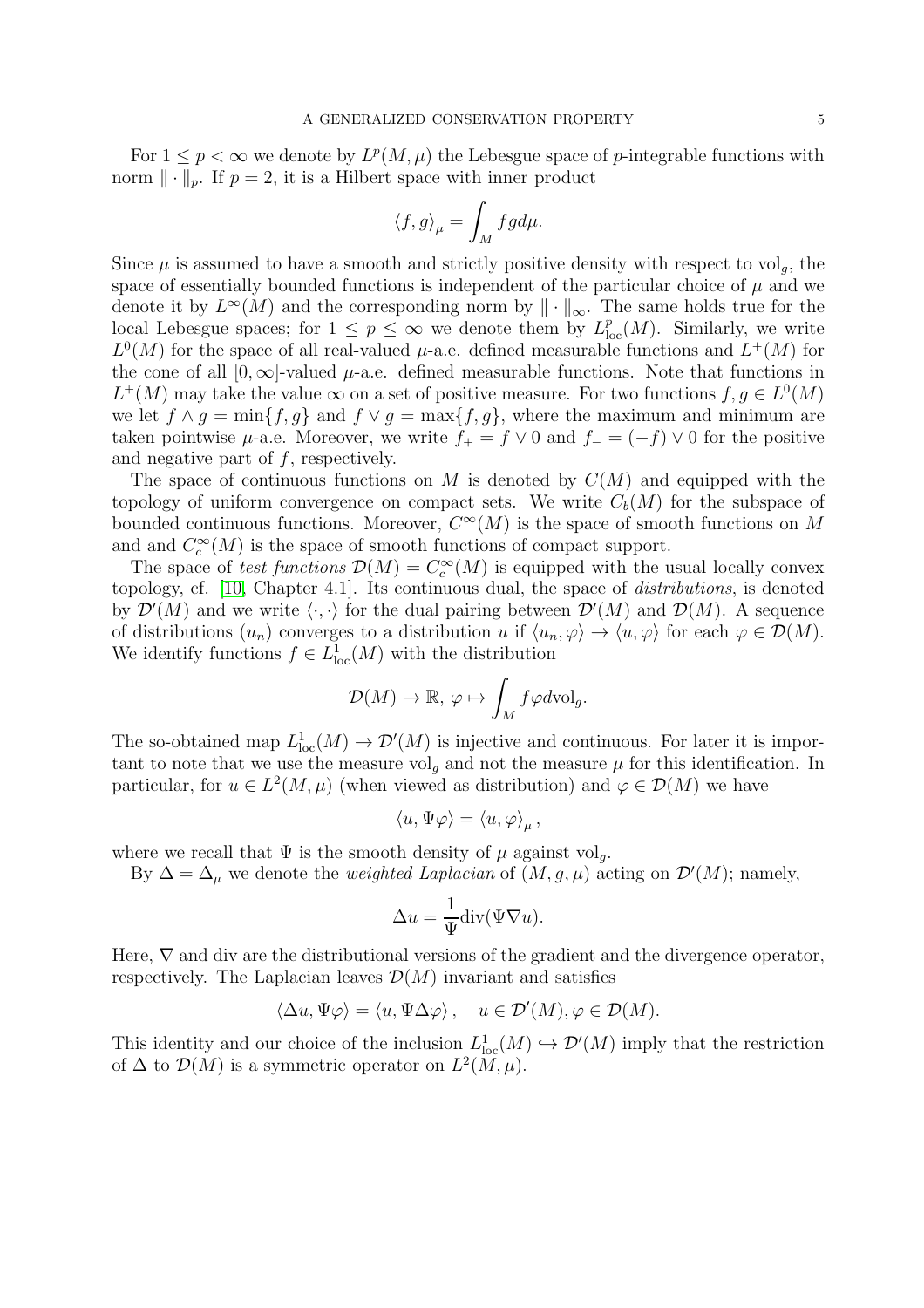For $1 \leq p < \infty$ we denote by $L^p(M, \mu)$ the Lebesgue space of $p$-integrable functions with norm $\| \cdot \|_p$. If $p = 2$, it is a Hilbert space with inner product

$$\langle f, g \rangle_\mu = \int_M f g d\mu.$$

Since $\mu$ is assumed to have a smooth and strictly positive density with respect to $\mathrm{vol}_g$, the space of essentially bounded functions is independent of the particular choice of $\mu$ and we denote it by $L^\infty(M)$ and the corresponding norm by $\| \cdot \|_\infty$. The same holds true for the local Lebesgue spaces; for $1 \leq p \leq \infty$ we denote them by $L^p_{\mathrm{loc}}(M)$. Similarly, we write $L^0(M)$ for the space of all real-valued $\mu$-a.e. defined measurable functions and $L^+(M)$ for the cone of all $[0, \infty]$-valued $\mu$-a.e. defined measurable functions. Note that functions in $L^+(M)$ may take the value $\infty$ on a set of positive measure. For two functions $f, g \in L^0(M)$ we let $f \wedge g = \min\{f, g\}$ and $f \vee g = \max\{f, g\}$, where the maximum and minimum are taken pointwise $\mu$-a.e. Moreover, we write $f_+ = f \vee 0$ and $f_- = (-f) \vee 0$ for the positive and negative part of $f$, respectively.

The space of continuous functions on $M$ is denoted by $C(M)$ and equipped with the topology of uniform convergence on compact sets. We write $C_b(M)$ for the subspace of bounded continuous functions. Moreover, $C^\infty(M)$ is the space of smooth functions on $M$ and and $C^\infty_c(M)$ is the space of smooth functions of compact support.

The space of *test functions* $\mathcal{D}(M) = C^\infty_c(M)$ is equipped with the usual locally convex topology, cf. [10, Chapter 4.1]. Its continuous dual, the space of *distributions*, is denoted by $\mathcal{D}'(M)$ and we write $\langle \cdot, \cdot \rangle$ for the dual pairing between $\mathcal{D}'(M)$ and $\mathcal{D}(M)$. A sequence of distributions $(u_n)$ converges to a distribution $u$ if $\langle u_n, \varphi \rangle \to \langle u, \varphi \rangle$ for each $\varphi \in \mathcal{D}(M)$. We identify functions $f \in L^1_{\mathrm{loc}}(M)$ with the distribution

$$\mathcal{D}(M) \to \mathbb{R},\ \varphi \mapsto \int_M f \varphi d\mathrm{vol}_g.$$

The so-obtained map $L^1_{\mathrm{loc}}(M) \to \mathcal{D}'(M)$ is injective and continuous. For later it is important to note that we use the measure $\mathrm{vol}_g$ and not the measure $\mu$ for this identification. In particular, for $u \in L^2(M, \mu)$ (when viewed as distribution) and $\varphi \in \mathcal{D}(M)$ we have

$$\langle u, \Psi \varphi \rangle = \langle u, \varphi \rangle_\mu,$$

where we recall that $\Psi$ is the smooth density of $\mu$ against $\mathrm{vol}_g$.

By $\Delta = \Delta_\mu$ we denote the *weighted Laplacian* of $(M, g, \mu)$ acting on $\mathcal{D}'(M)$; namely,

$$\Delta u = \frac{1}{\Psi} \mathrm{div}(\Psi \nabla u).$$

Here, $\nabla$ and div are the distributional versions of the gradient and the divergence operator, respectively. The Laplacian leaves $\mathcal{D}(M)$ invariant and satisfies

$$\langle \Delta u, \Psi \varphi \rangle = \langle u, \Psi \Delta \varphi \rangle, \quad u \in \mathcal{D}'(M), \varphi \in \mathcal{D}(M).$$

This identity and our choice of the inclusion $L^1_{\mathrm{loc}}(M) \hookrightarrow \mathcal{D}'(M)$ imply that the restriction of $\Delta$ to $\mathcal{D}(M)$ is a symmetric operator on $L^2(M, \mu)$.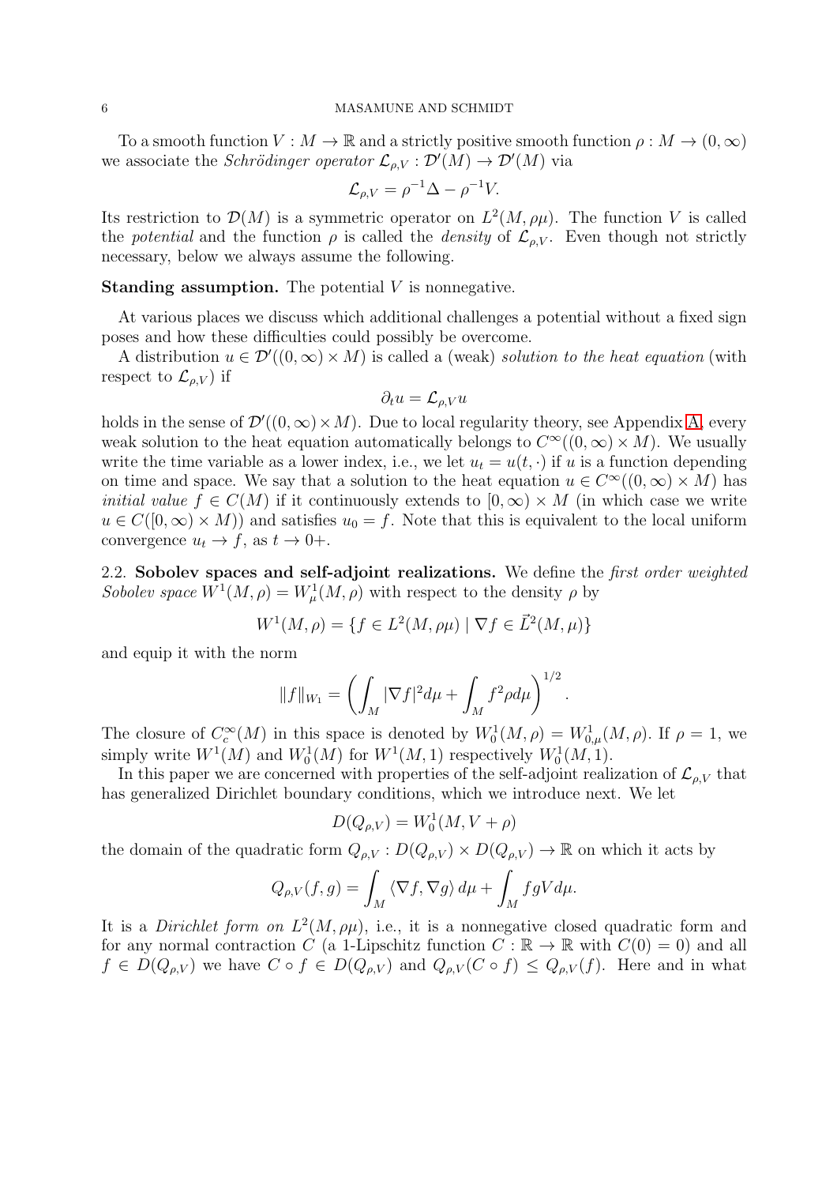To a smooth function $V : M \to \mathbb{R}$ and a strictly positive smooth function $\rho : M \to (0, \infty)$ we associate the *Schrödinger operator* $\mathcal{L}_{\rho,V} : \mathcal{D}'(M) \to \mathcal{D}'(M)$ via

$$\mathcal{L}_{\rho,V} = \rho^{-1}\Delta - \rho^{-1}V.$$

Its restriction to $\mathcal{D}(M)$ is a symmetric operator on $L^2(M, \rho\mu)$. The function $V$ is called the *potential* and the function $\rho$ is called the *density* of $\mathcal{L}_{\rho,V}$. Even though not strictly necessary, below we always assume the following.

**Standing assumption.** The potential $V$ is nonnegative.

At various places we discuss which additional challenges a potential without a fixed sign poses and how these difficulties could possibly be overcome.

A distribution $u \in \mathcal{D}'((0, \infty) \times M)$ is called a (weak) *solution to the heat equation* (with respect to $\mathcal{L}_{\rho,V}$) if

$$\partial_t u = \mathcal{L}_{\rho,V} u$$

holds in the sense of $\mathcal{D}'((0, \infty) \times M)$. Due to local regularity theory, see Appendix A, every weak solution to the heat equation automatically belongs to $C^\infty((0, \infty) \times M)$. We usually write the time variable as a lower index, i.e., we let $u_t = u(t, \cdot)$ if $u$ is a function depending on time and space. We say that a solution to the heat equation $u \in C^\infty((0, \infty) \times M)$ has *initial value* $f \in C(M)$ if it continuously extends to $[0, \infty) \times M$ (in which case we write $u \in C([0, \infty) \times M)$) and satisfies $u_0 = f$. Note that this is equivalent to the local uniform convergence $u_t \to f$, as $t \to 0+$.

## 2.2. Sobolev spaces and self-adjoint realizations.

We define the *first order weighted Sobolev space* $W^1(M, \rho) = W^1_\mu(M, \rho)$ with respect to the density $\rho$ by

$$W^1(M, \rho) = \{f \in L^2(M, \rho\mu) \mid \nabla f \in \vec{L}^2(M, \mu)\}$$

and equip it with the norm

$$\|f\|_{W_1} = \left( \int_M |\nabla f|^2 d\mu + \int_M f^2 \rho d\mu \right)^{1/2}.$$

The closure of $C_c^\infty(M)$ in this space is denoted by $W^1_0(M, \rho) = W^1_{0,\mu}(M, \rho)$. If $\rho = 1$, we simply write $W^1(M)$ and $W^1_0(M)$ for $W^1(M, 1)$ respectively $W^1_0(M, 1)$.

In this paper we are concerned with properties of the self-adjoint realization of $\mathcal{L}_{\rho,V}$ that has generalized Dirichlet boundary conditions, which we introduce next. We let

$$D(Q_{\rho,V}) = W^1_0(M, V + \rho)$$

the domain of the quadratic form $Q_{\rho,V} : D(Q_{\rho,V}) \times D(Q_{\rho,V}) \to \mathbb{R}$ on which it acts by

$$Q_{\rho,V}(f, g) = \int_M \langle \nabla f, \nabla g \rangle \, d\mu + \int_M fgV d\mu.$$

It is a *Dirichlet form on* $L^2(M, \rho\mu)$, i.e., it is a nonnegative closed quadratic form and for any normal contraction $C$ (a 1-Lipschitz function $C : \mathbb{R} \to \mathbb{R}$ with $C(0) = 0$) and all $f \in D(Q_{\rho,V})$ we have $C \circ f \in D(Q_{\rho,V})$ and $Q_{\rho,V}(C \circ f) \leq Q_{\rho,V}(f)$. Here and in what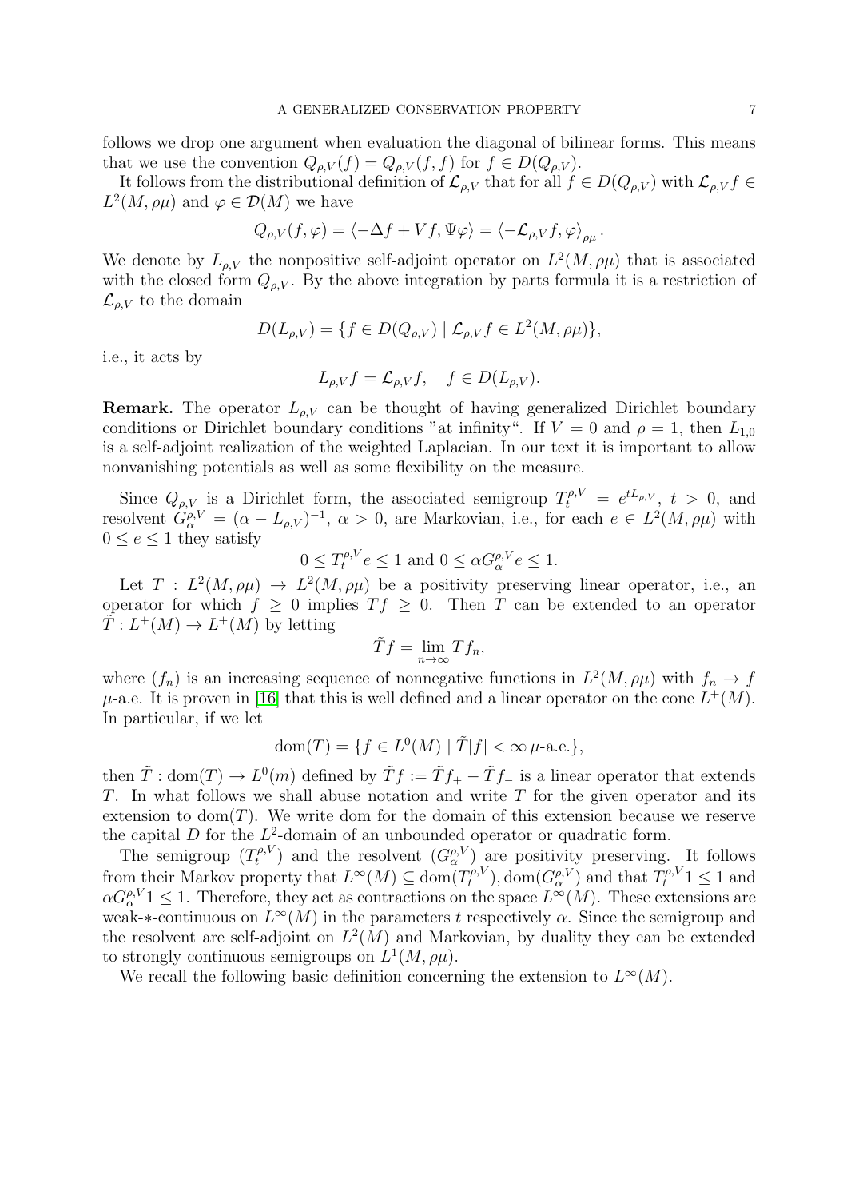follows we drop one argument when evaluation the diagonal of bilinear forms. This means that we use the convention $Q_{\rho,V}(f) = Q_{\rho,V}(f,f)$ for $f \in D(Q_{\rho,V})$.

It follows from the distributional definition of $\mathcal{L}_{\rho,V}$ that for all $f \in D(Q_{\rho,V})$ with $\mathcal{L}_{\rho,V} f \in L^2(M,\rho\mu)$ and $\varphi \in \mathcal{D}(M)$ we have

$$Q_{\rho,V}(f,\varphi) = \langle -\Delta f + Vf, \Psi\varphi \rangle = \langle -\mathcal{L}_{\rho,V} f, \varphi \rangle_{\rho\mu}.$$

We denote by $L_{\rho,V}$ the nonpositive self-adjoint operator on $L^2(M,\rho\mu)$ that is associated with the closed form $Q_{\rho,V}$. By the above integration by parts formula it is a restriction of $\mathcal{L}_{\rho,V}$ to the domain

$$D(L_{\rho,V}) = \{f \in D(Q_{\rho,V}) \mid \mathcal{L}_{\rho,V} f \in L^2(M,\rho\mu)\},$$

i.e., it acts by

$$L_{\rho,V} f = \mathcal{L}_{\rho,V} f, \quad f \in D(L_{\rho,V}).$$

**Remark.** The operator $L_{\rho,V}$ can be thought of having generalized Dirichlet boundary conditions or Dirichlet boundary conditions "at infinity". If $V = 0$ and $\rho = 1$, then $L_{1,0}$ is a self-adjoint realization of the weighted Laplacian. In our text it is important to allow nonvanishing potentials as well as some flexibility on the measure.

Since $Q_{\rho,V}$ is a Dirichlet form, the associated semigroup $T_t^{\rho,V} = e^{tL_{\rho,V}}$, $t > 0$, and resolvent $G_\alpha^{\rho,V} = (\alpha - L_{\rho,V})^{-1}$, $\alpha > 0$, are Markovian, i.e., for each $e \in L^2(M,\rho\mu)$ with $0 \le e \le 1$ they satisfy

$$0 \le T_t^{\rho,V} e \le 1 \text{ and } 0 \le \alpha G_\alpha^{\rho,V} e \le 1.$$

Let $T : L^2(M,\rho\mu) \to L^2(M,\rho\mu)$ be a positivity preserving linear operator, i.e., an operator for which $f \ge 0$ implies $Tf \ge 0$. Then $T$ can be extended to an operator $\tilde{T} : L^+(M) \to L^+(M)$ by letting

$$\tilde{T} f = \lim_{n\to\infty} T f_n,$$

where $(f_n)$ is an increasing sequence of nonnegative functions in $L^2(M,\rho\mu)$ with $f_n \to f$ $\mu$-a.e. It is proven in [16] that this is well defined and a linear operator on the cone $L^+(M)$. In particular, if we let

$$\mathrm{dom}(T) = \{f \in L^0(M) \mid \tilde{T}|f| < \infty \, \mu\text{-a.e.}\},$$

then $\tilde{T} : \mathrm{dom}(T) \to L^0(m)$ defined by $\tilde{T} f := \tilde{T} f_+ - \tilde{T} f_-$ is a linear operator that extends $T$. In what follows we shall abuse notation and write $T$ for the given operator and its extension to $\mathrm{dom}(T)$. We write dom for the domain of this extension because we reserve the capital $D$ for the $L^2$-domain of an unbounded operator or quadratic form.

The semigroup $(T_t^{\rho,V})$ and the resolvent $(G_\alpha^{\rho,V})$ are positivity preserving. It follows from their Markov property that $L^\infty(M) \subseteq \mathrm{dom}(T_t^{\rho,V}), \mathrm{dom}(G_\alpha^{\rho,V})$ and that $T_t^{\rho,V} 1 \le 1$ and $\alpha G_\alpha^{\rho,V} 1 \le 1$. Therefore, they act as contractions on the space $L^\infty(M)$. These extensions are weak-$*$-continuous on $L^\infty(M)$ in the parameters $t$ respectively $\alpha$. Since the semigroup and the resolvent are self-adjoint on $L^2(M)$ and Markovian, by duality they can be extended to strongly continuous semigroups on $L^1(M,\rho\mu)$.

We recall the following basic definition concerning the extension to $L^\infty(M)$.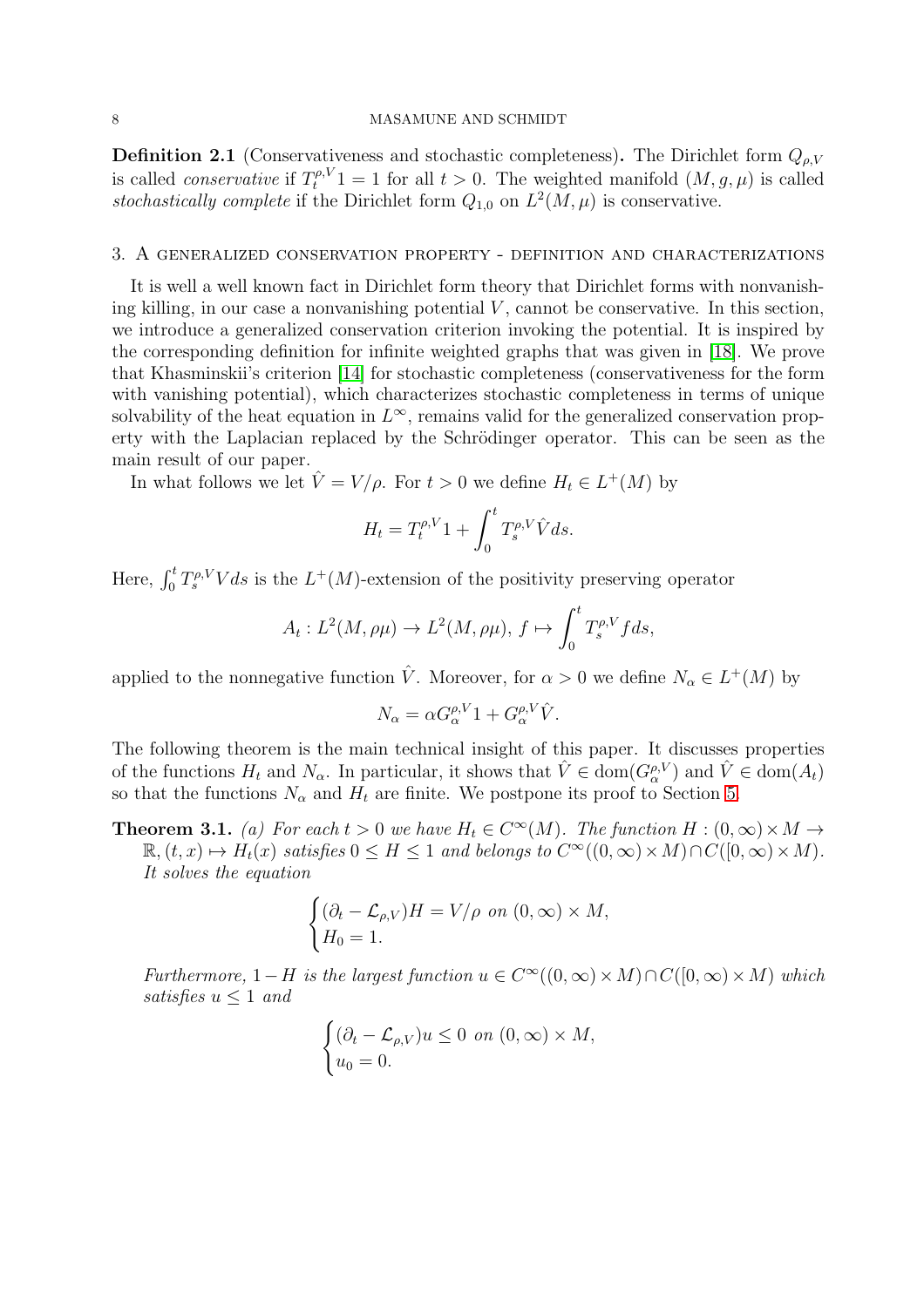**Definition 2.1** (Conservativeness and stochastic completeness)**.** The Dirichlet form $Q_{\rho,V}$ is called *conservative* if $T_t^{\rho,V}1 = 1$ for all $t > 0$. The weighted manifold $(M, g, \mu)$ is called *stochastically complete* if the Dirichlet form $Q_{1,0}$ on $L^2(M, \mu)$ is conservative.

## 3. A generalized conservation property - definition and characterizations

It is well a well known fact in Dirichlet form theory that Dirichlet forms with nonvanishing killing, in our case a nonvanishing potential $V$, cannot be conservative. In this section, we introduce a generalized conservation criterion invoking the potential. It is inspired by the corresponding definition for infinite weighted graphs that was given in [18]. We prove that Khasminskii's criterion [14] for stochastic completeness (conservativeness for the form with vanishing potential), which characterizes stochastic completeness in terms of unique solvability of the heat equation in $L^\infty$, remains valid for the generalized conservation property with the Laplacian replaced by the Schrödinger operator. This can be seen as the main result of our paper.

In what follows we let $\hat{V} = V/\rho$. For $t > 0$ we define $H_t \in L^+(M)$ by

$$H_t = T_t^{\rho,V}1 + \int_0^t T_s^{\rho,V}\hat{V}ds.$$

Here, $\int_0^t T_s^{\rho,V} V ds$ is the $L^+(M)$-extension of the positivity preserving operator

$$A_t : L^2(M, \rho\mu) \to L^2(M, \rho\mu),\ f \mapsto \int_0^t T_s^{\rho,V} f ds,$$

applied to the nonnegative function $\hat{V}$. Moreover, for $\alpha > 0$ we define $N_\alpha \in L^+(M)$ by

$$N_\alpha = \alpha G_\alpha^{\rho,V}1 + G_\alpha^{\rho,V}\hat{V}.$$

The following theorem is the main technical insight of this paper. It discusses properties of the functions $H_t$ and $N_\alpha$. In particular, it shows that $\hat{V} \in \operatorname{dom}(G_\alpha^{\rho,V})$ and $\hat{V} \in \operatorname{dom}(A_t)$ so that the functions $N_\alpha$ and $H_t$ are finite. We postpone its proof to Section 5.

**Theorem 3.1.** *(a) For each $t > 0$ we have $H_t \in C^\infty(M)$. The function $H : (0, \infty) \times M \to \mathbb{R}, (t, x) \mapsto H_t(x)$ satisfies $0 \le H \le 1$ and belongs to $C^\infty((0, \infty) \times M) \cap C([0, \infty) \times M)$. It solves the equation*

$$\begin{cases} (\partial_t - \mathcal{L}_{\rho,V})H = V/\rho \text{ on } (0, \infty) \times M, \\ H_0 = 1. \end{cases}$$

*Furthermore, $1 - H$ is the largest function $u \in C^\infty((0, \infty) \times M) \cap C([0, \infty) \times M)$ which satisfies $u \le 1$ and*

$$\begin{cases} (\partial_t - \mathcal{L}_{\rho,V})u \le 0 \text{ on } (0, \infty) \times M, \\ u_0 = 0. \end{cases}$$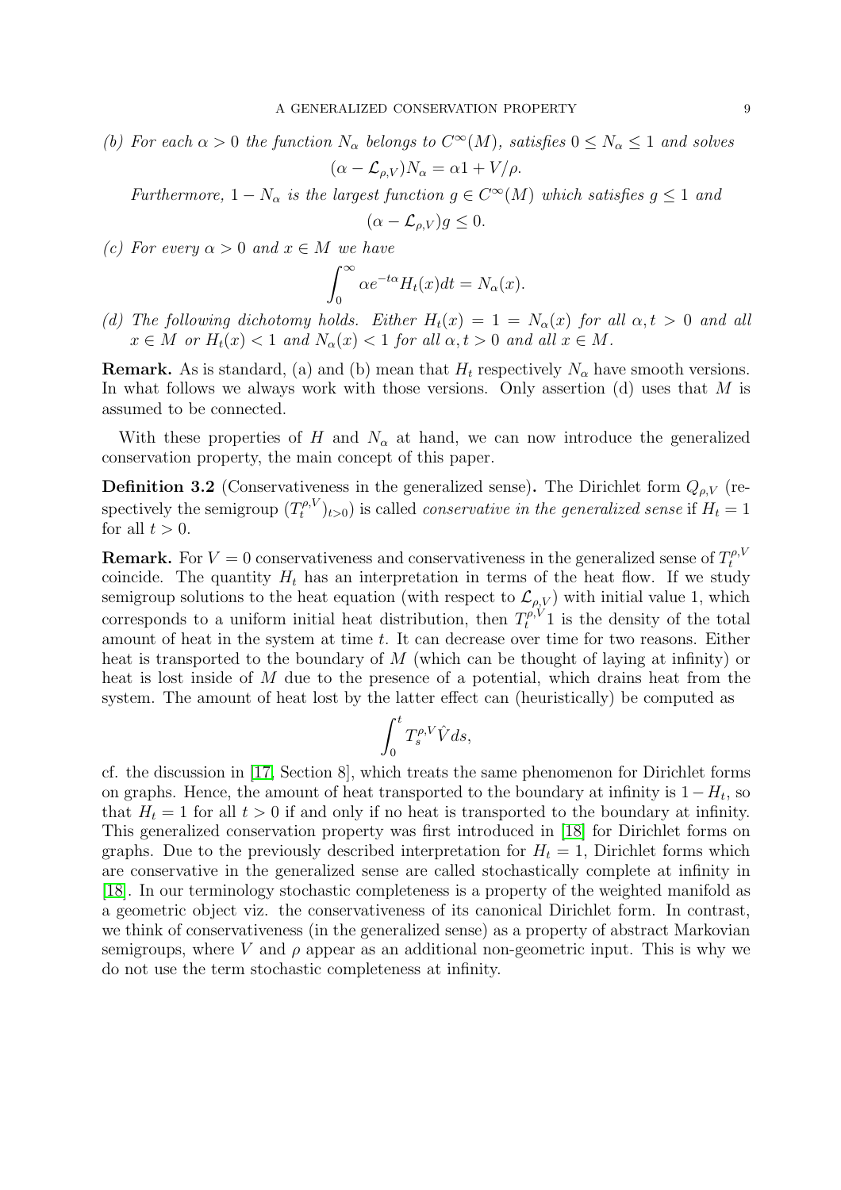*(b) For each $\alpha > 0$ the function $N_\alpha$ belongs to $C^\infty(M)$, satisfies $0 \leq N_\alpha \leq 1$ and solves*

$$(\alpha - \mathcal{L}_{\rho,V})N_\alpha = \alpha 1 + V/\rho.$$

*Furthermore, $1 - N_\alpha$ is the largest function $g \in C^\infty(M)$ which satisfies $g \leq 1$ and*

$$(\alpha - \mathcal{L}_{\rho,V})g \leq 0.$$

*(c) For every $\alpha > 0$ and $x \in M$ we have*

$$\int_0^\infty \alpha e^{-t\alpha} H_t(x) dt = N_\alpha(x).$$

*(d) The following dichotomy holds. Either $H_t(x) = 1 = N_\alpha(x)$ for all $\alpha, t > 0$ and all $x \in M$ or $H_t(x) < 1$ and $N_\alpha(x) < 1$ for all $\alpha, t > 0$ and all $x \in M$.*

**Remark.** As is standard, (a) and (b) mean that $H_t$ respectively $N_\alpha$ have smooth versions. In what follows we always work with those versions. Only assertion (d) uses that $M$ is assumed to be connected.

With these properties of $H$ and $N_\alpha$ at hand, we can now introduce the generalized conservation property, the main concept of this paper.

**Definition 3.2** (Conservativeness in the generalized sense)**.** The Dirichlet form $Q_{\rho,V}$ (respectively the semigroup $(T_t^{\rho,V})_{t>0}$) is called *conservative in the generalized sense* if $H_t = 1$ for all $t > 0$.

**Remark.** For $V = 0$ conservativeness and conservativeness in the generalized sense of $T_t^{\rho,V}$ coincide. The quantity $H_t$ has an interpretation in terms of the heat flow. If we study semigroup solutions to the heat equation (with respect to $\mathcal{L}_{\rho,V}$) with initial value 1, which corresponds to a uniform initial heat distribution, then $T_t^{\rho,V}1$ is the density of the total amount of heat in the system at time $t$. It can decrease over time for two reasons. Either heat is transported to the boundary of $M$ (which can be thought of laying at infinity) or heat is lost inside of $M$ due to the presence of a potential, which drains heat from the system. The amount of heat lost by the latter effect can (heuristically) be computed as

$$\int_0^t T_s^{\rho,V} \hat{V} ds,$$

cf. the discussion in [17, Section 8], which treats the same phenomenon for Dirichlet forms on graphs. Hence, the amount of heat transported to the boundary at infinity is $1 - H_t$, so that $H_t = 1$ for all $t > 0$ if and only if no heat is transported to the boundary at infinity. This generalized conservation property was first introduced in [18] for Dirichlet forms on graphs. Due to the previously described interpretation for $H_t = 1$, Dirichlet forms which are conservative in the generalized sense are called stochastically complete at infinity in [18]. In our terminology stochastic completeness is a property of the weighted manifold as a geometric object viz. the conservativeness of its canonical Dirichlet form. In contrast, we think of conservativeness (in the generalized sense) as a property of abstract Markovian semigroups, where $V$ and $\rho$ appear as an additional non-geometric input. This is why we do not use the term stochastic completeness at infinity.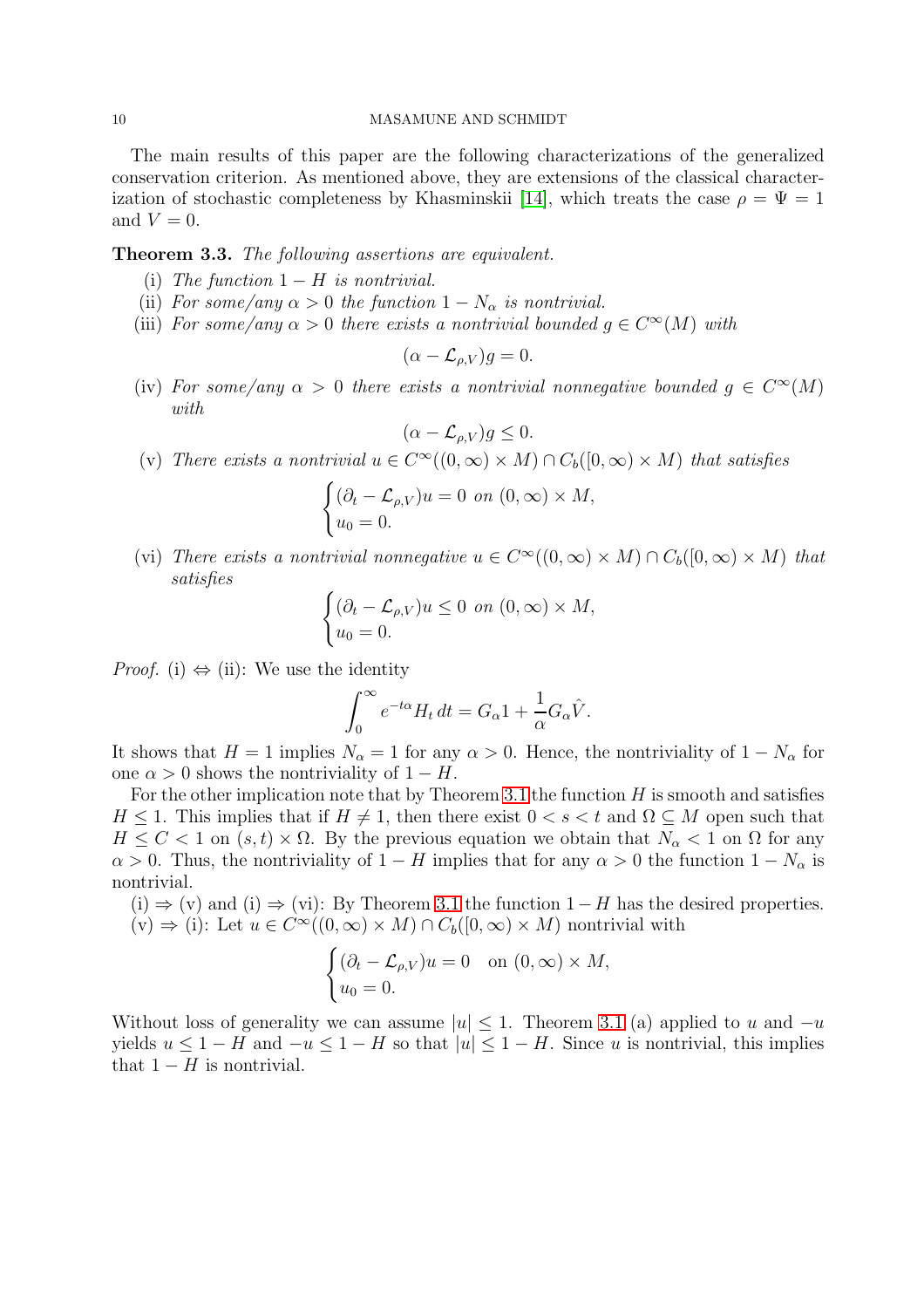The main results of this paper are the following characterizations of the generalized conservation criterion. As mentioned above, they are extensions of the classical characterization of stochastic completeness by Khasminskii [14], which treats the case $\rho = \Psi = 1$ and $V = 0$.

**Theorem 3.3.** *The following assertions are equivalent.*

(i) *The function $1 - H$ is nontrivial.*

(ii) *For some/any $\alpha > 0$ the function $1 - N_\alpha$ is nontrivial.*

(iii) *For some/any $\alpha > 0$ there exists a nontrivial bounded $g \in C^\infty(M)$ with*

$$(\alpha - \mathcal{L}_{\rho,V})g = 0.$$

(iv) *For some/any $\alpha > 0$ there exists a nontrivial nonnegative bounded $g \in C^\infty(M)$ with*

$$(\alpha - \mathcal{L}_{\rho,V})g \leq 0.$$

(v) *There exists a nontrivial $u \in C^\infty((0,\infty) \times M) \cap C_b([0,\infty) \times M)$ that satisfies*

$$\begin{cases} (\partial_t - \mathcal{L}_{\rho,V})u = 0 \text{ on } (0,\infty) \times M, \\ u_0 = 0. \end{cases}$$

(vi) *There exists a nontrivial nonnegative $u \in C^\infty((0,\infty) \times M) \cap C_b([0,\infty) \times M)$ that satisfies*

$$\begin{cases} (\partial_t - \mathcal{L}_{\rho,V})u \leq 0 \text{ on } (0,\infty) \times M, \\ u_0 = 0. \end{cases}$$

*Proof.* (i) $\Leftrightarrow$ (ii): We use the identity

$$\int_0^\infty e^{-t\alpha} H_t \, dt = G_\alpha 1 + \frac{1}{\alpha} G_\alpha \hat{V}.$$

It shows that $H = 1$ implies $N_\alpha = 1$ for any $\alpha > 0$. Hence, the nontriviality of $1 - N_\alpha$ for one $\alpha > 0$ shows the nontriviality of $1 - H$.

For the other implication note that by Theorem 3.1 the function $H$ is smooth and satisfies $H \leq 1$. This implies that if $H \neq 1$, then there exist $0 < s < t$ and $\Omega \subseteq M$ open such that $H \leq C < 1$ on $(s,t) \times \Omega$. By the previous equation we obtain that $N_\alpha < 1$ on $\Omega$ for any $\alpha > 0$. Thus, the nontriviality of $1 - H$ implies that for any $\alpha > 0$ the function $1 - N_\alpha$ is nontrivial.

(i) $\Rightarrow$ (v) and (i) $\Rightarrow$ (vi): By Theorem 3.1 the function $1 - H$ has the desired properties.

(v) $\Rightarrow$ (i): Let $u \in C^\infty((0,\infty) \times M) \cap C_b([0,\infty) \times M)$ nontrivial with

$$\begin{cases} (\partial_t - \mathcal{L}_{\rho,V})u = 0 \quad \text{on } (0,\infty) \times M, \\ u_0 = 0. \end{cases}$$

Without loss of generality we can assume $|u| \leq 1$. Theorem 3.1 (a) applied to $u$ and $-u$ yields $u \leq 1 - H$ and $-u \leq 1 - H$ so that $|u| \leq 1 - H$. Since $u$ is nontrivial, this implies that $1 - H$ is nontrivial.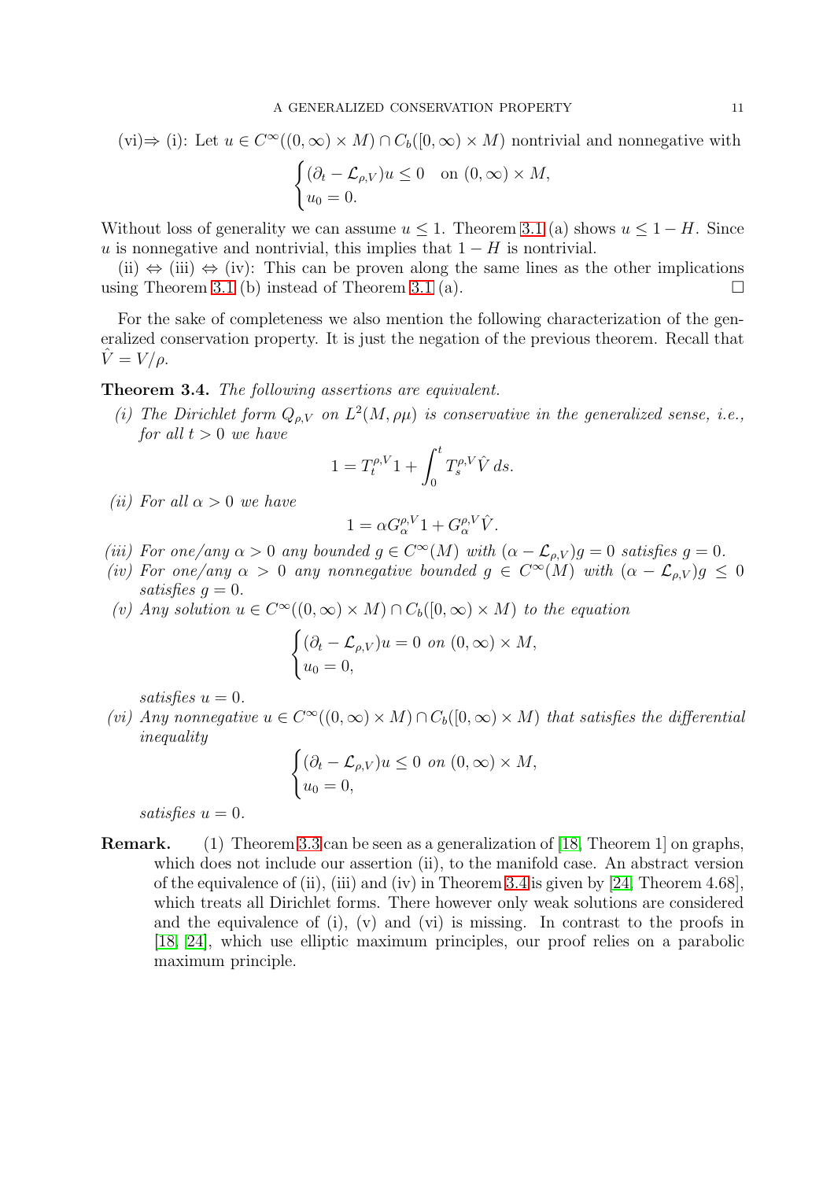(vi)⇒ (i): Let $u \in C^\infty((0,\infty) \times M) \cap C_b([0,\infty) \times M)$ nontrivial and nonnegative with

$$\begin{cases} (\partial_t - \mathcal{L}_{\rho,V})u \leq 0 & \text{on } (0,\infty) \times M, \\ u_0 = 0. \end{cases}$$

Without loss of generality we can assume $u \leq 1$. Theorem 3.1 (a) shows $u \leq 1 - H$. Since $u$ is nonnegative and nontrivial, this implies that $1 - H$ is nontrivial.

(ii) ⇔ (iii) ⇔ (iv): This can be proven along the same lines as the other implications using Theorem 3.1 (b) instead of Theorem 3.1 (a). □

For the sake of completeness we also mention the following characterization of the generalized conservation property. It is just the negation of the previous theorem. Recall that $\hat{V} = V/\rho$.

**Theorem 3.4.** *The following assertions are equivalent.*

*(i) The Dirichlet form $Q_{\rho,V}$ on $L^2(M, \rho\mu)$ is conservative in the generalized sense, i.e., for all $t > 0$ we have*

$$1 = T_t^{\rho,V} 1 + \int_0^t T_s^{\rho,V} \hat{V}\, ds.$$

*(ii) For all $\alpha > 0$ we have*

$$1 = \alpha G_\alpha^{\rho,V} 1 + G_\alpha^{\rho,V} \hat{V}.$$

*(iii) For one/any $\alpha > 0$ any bounded $g \in C^\infty(M)$ with $(\alpha - \mathcal{L}_{\rho,V})g = 0$ satisfies $g = 0$.*

*(iv) For one/any $\alpha > 0$ any nonnegative bounded $g \in C^\infty(M)$ with $(\alpha - \mathcal{L}_{\rho,V})g \leq 0$ satisfies $g = 0$.*

*(v) Any solution $u \in C^\infty((0,\infty) \times M) \cap C_b([0,\infty) \times M)$ to the equation*

$$\begin{cases} (\partial_t - \mathcal{L}_{\rho,V})u = 0 \text{ on } (0,\infty) \times M, \\ u_0 = 0, \end{cases}$$

*satisfies $u = 0$.*

*(vi) Any nonnegative $u \in C^\infty((0,\infty) \times M) \cap C_b([0,\infty) \times M)$ that satisfies the differential inequality*

$$\begin{cases} (\partial_t - \mathcal{L}_{\rho,V})u \leq 0 \text{ on } (0,\infty) \times M, \\ u_0 = 0, \end{cases}$$

*satisfies $u = 0$.*

**Remark.** (1) Theorem 3.3 can be seen as a generalization of [18, Theorem 1] on graphs, which does not include our assertion (ii), to the manifold case. An abstract version of the equivalence of (ii), (iii) and (iv) in Theorem 3.4 is given by [24, Theorem 4.68], which treats all Dirichlet forms. There however only weak solutions are considered and the equivalence of (i), (v) and (vi) is missing. In contrast to the proofs in [18, 24], which use elliptic maximum principles, our proof relies on a parabolic maximum principle.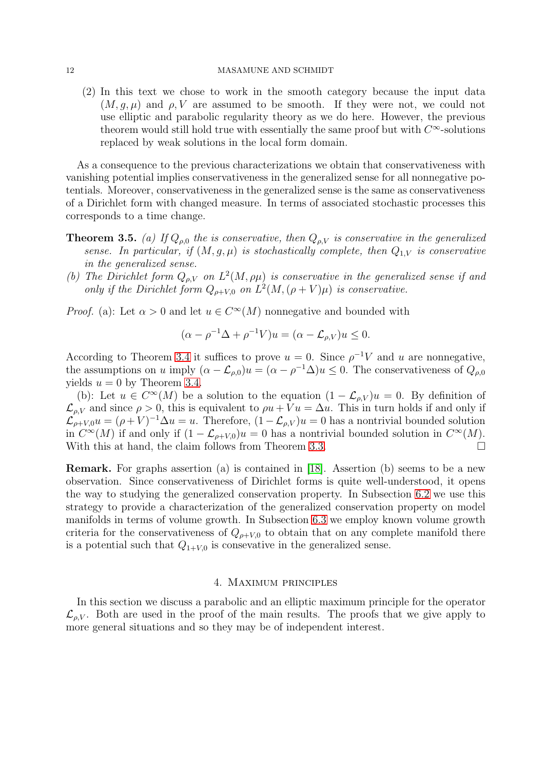(2) In this text we chose to work in the smooth category because the input data $(M, g, \mu)$ and $\rho, V$ are assumed to be smooth. If they were not, we could not use elliptic and parabolic regularity theory as we do here. However, the previous theorem would still hold true with essentially the same proof but with $C^\infty$-solutions replaced by weak solutions in the local form domain.

As a consequence to the previous characterizations we obtain that conservativeness with vanishing potential implies conservativeness in the generalized sense for all nonnegative potentials. Moreover, conservativeness in the generalized sense is the same as conservativeness of a Dirichlet form with changed measure. In terms of associated stochastic processes this corresponds to a time change.

**Theorem 3.5.** *(a) If $Q_{\rho,0}$ the is conservative, then $Q_{\rho,V}$ is conservative in the generalized sense. In particular, if $(M, g, \mu)$ is stochastically complete, then $Q_{1,V}$ is conservative in the generalized sense.*

*(b) The Dirichlet form $Q_{\rho,V}$ on $L^2(M, \rho\mu)$ is conservative in the generalized sense if and only if the Dirichlet form $Q_{\rho+V,0}$ on $L^2(M, (\rho + V)\mu)$ is conservative.*

*Proof.* (a): Let $\alpha > 0$ and let $u \in C^\infty(M)$ nonnegative and bounded with

$$(\alpha - \rho^{-1}\Delta + \rho^{-1}V)u = (\alpha - \mathcal{L}_{\rho,V})u \leq 0.$$

According to Theorem 3.4 it suffices to prove $u = 0$. Since $\rho^{-1}V$ and $u$ are nonnegative, the assumptions on $u$ imply $(\alpha - \mathcal{L}_{\rho,0})u = (\alpha - \rho^{-1}\Delta)u \leq 0$. The conservativeness of $Q_{\rho,0}$ yields $u = 0$ by Theorem 3.4.

(b): Let $u \in C^\infty(M)$ be a solution to the equation $(1 - \mathcal{L}_{\rho,V})u = 0$. By definition of $\mathcal{L}_{\rho,V}$ and since $\rho > 0$, this is equivalent to $\rho u + Vu = \Delta u$. This in turn holds if and only if $\mathcal{L}_{\rho+V,0}u = (\rho + V)^{-1}\Delta u = u$. Therefore, $(1 - \mathcal{L}_{\rho,V})u = 0$ has a nontrivial bounded solution in $C^\infty(M)$ if and only if $(1 - \mathcal{L}_{\rho+V,0})u = 0$ has a nontrivial bounded solution in $C^\infty(M)$. With this at hand, the claim follows from Theorem 3.3. □

**Remark.** For graphs assertion (a) is contained in [18]. Assertion (b) seems to be a new observation. Since conservativeness of Dirichlet forms is quite well-understood, it opens the way to studying the generalized conservation property. In Subsection 6.2 we use this strategy to provide a characterization of the generalized conservation property on model manifolds in terms of volume growth. In Subsection 6.3 we employ known volume growth criteria for the conservativeness of $Q_{\rho+V,0}$ to obtain that on any complete manifold there is a potential such that $Q_{1+V,0}$ is consevative in the generalized sense.

## 4. Maximum principles

In this section we discuss a parabolic and an elliptic maximum principle for the operator $\mathcal{L}_{\rho,V}$. Both are used in the proof of the main results. The proofs that we give apply to more general situations and so they may be of independent interest.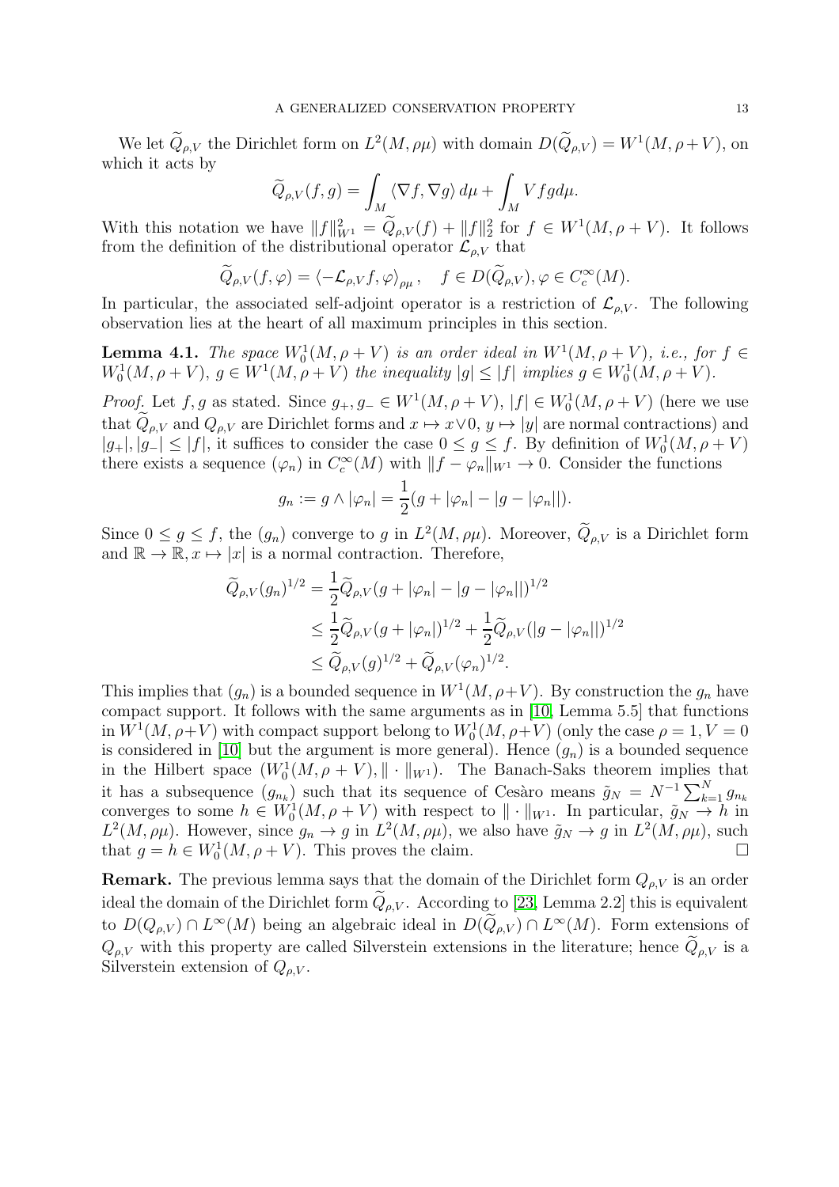We let $\widetilde{Q}_{\rho,V}$ the Dirichlet form on $L^2(M, \rho\mu)$ with domain $D(\widetilde{Q}_{\rho,V}) = W^1(M, \rho + V)$, on which it acts by

$$\widetilde{Q}_{\rho,V}(f,g) = \int_M \langle \nabla f, \nabla g \rangle \, d\mu + \int_M V f g d\mu.$$

With this notation we have $\|f\|_{W^1}^2 = \widetilde{Q}_{\rho,V}(f) + \|f\|_2^2$ for $f \in W^1(M, \rho + V)$. It follows from the definition of the distributional operator $\mathcal{L}_{\rho,V}$ that

$$\widetilde{Q}_{\rho,V}(f,\varphi) = \langle -\mathcal{L}_{\rho,V} f, \varphi \rangle_{\rho\mu}, \quad f \in D(\widetilde{Q}_{\rho,V}), \varphi \in C_c^\infty(M).$$

In particular, the associated self-adjoint operator is a restriction of $\mathcal{L}_{\rho,V}$. The following observation lies at the heart of all maximum principles in this section.

**Lemma 4.1.** *The space $W_0^1(M, \rho + V)$ is an order ideal in $W^1(M, \rho + V)$, i.e., for $f \in W_0^1(M, \rho + V)$, $g \in W^1(M, \rho + V)$ the inequality $|g| \leq |f|$ implies $g \in W_0^1(M, \rho + V)$.*

*Proof.* Let $f, g$ as stated. Since $g_+, g_- \in W^1(M, \rho + V)$, $|f| \in W_0^1(M, \rho + V)$ (here we use that $\widetilde{Q}_{\rho,V}$ and $Q_{\rho,V}$ are Dirichlet forms and $x \mapsto x \vee 0$, $y \mapsto |y|$ are normal contractions) and $|g_+|, |g_-| \leq |f|$, it suffices to consider the case $0 \leq g \leq f$. By definition of $W_0^1(M, \rho + V)$ there exists a sequence $(\varphi_n)$ in $C_c^\infty(M)$ with $\|f - \varphi_n\|_{W^1} \to 0$. Consider the functions

$$g_n := g \wedge |\varphi_n| = \frac{1}{2}(g + |\varphi_n| - |g - |\varphi_n||).$$

Since $0 \leq g \leq f$, the $(g_n)$ converge to $g$ in $L^2(M, \rho\mu)$. Moreover, $\widetilde{Q}_{\rho,V}$ is a Dirichlet form and $\mathbb{R} \to \mathbb{R}, x \mapsto |x|$ is a normal contraction. Therefore,

$$\begin{aligned}
\widetilde{Q}_{\rho,V}(g_n)^{1/2} &= \frac{1}{2}\widetilde{Q}_{\rho,V}(g + |\varphi_n| - |g - |\varphi_n||)^{1/2} \\
&\leq \frac{1}{2}\widetilde{Q}_{\rho,V}(g + |\varphi_n|)^{1/2} + \frac{1}{2}\widetilde{Q}_{\rho,V}(|g - |\varphi_n||)^{1/2} \\
&\leq \widetilde{Q}_{\rho,V}(g)^{1/2} + \widetilde{Q}_{\rho,V}(\varphi_n)^{1/2}.
\end{aligned}$$

This implies that $(g_n)$ is a bounded sequence in $W^1(M, \rho+V)$. By construction the $g_n$ have compact support. It follows with the same arguments as in [10, Lemma 5.5] that functions in $W^1(M, \rho+V)$ with compact support belong to $W_0^1(M, \rho+V)$ (only the case $\rho = 1, V = 0$ is considered in [10] but the argument is more general). Hence $(g_n)$ is a bounded sequence in the Hilbert space $(W_0^1(M, \rho + V), \|\cdot\|_{W^1})$. The Banach-Saks theorem implies that it has a subsequence $(g_{n_k})$ such that its sequence of Cesàro means $\tilde{g}_N = N^{-1}\sum_{k=1}^N g_{n_k}$ converges to some $h \in W_0^1(M, \rho + V)$ with respect to $\|\cdot\|_{W^1}$. In particular, $\tilde{g}_N \to h$ in $L^2(M, \rho\mu)$. However, since $g_n \to g$ in $L^2(M, \rho\mu)$, we also have $\tilde{g}_N \to g$ in $L^2(M, \rho\mu)$, such that $g = h \in W_0^1(M, \rho + V)$. This proves the claim. $\square$

**Remark.** The previous lemma says that the domain of the Dirichlet form $Q_{\rho,V}$ is an order ideal the domain of the Dirichlet form $\widetilde{Q}_{\rho,V}$. According to [23, Lemma 2.2] this is equivalent to $D(Q_{\rho,V}) \cap L^\infty(M)$ being an algebraic ideal in $D(\widetilde{Q}_{\rho,V}) \cap L^\infty(M)$. Form extensions of $Q_{\rho,V}$ with this property are called Silverstein extensions in the literature; hence $\widetilde{Q}_{\rho,V}$ is a Silverstein extension of $Q_{\rho,V}$.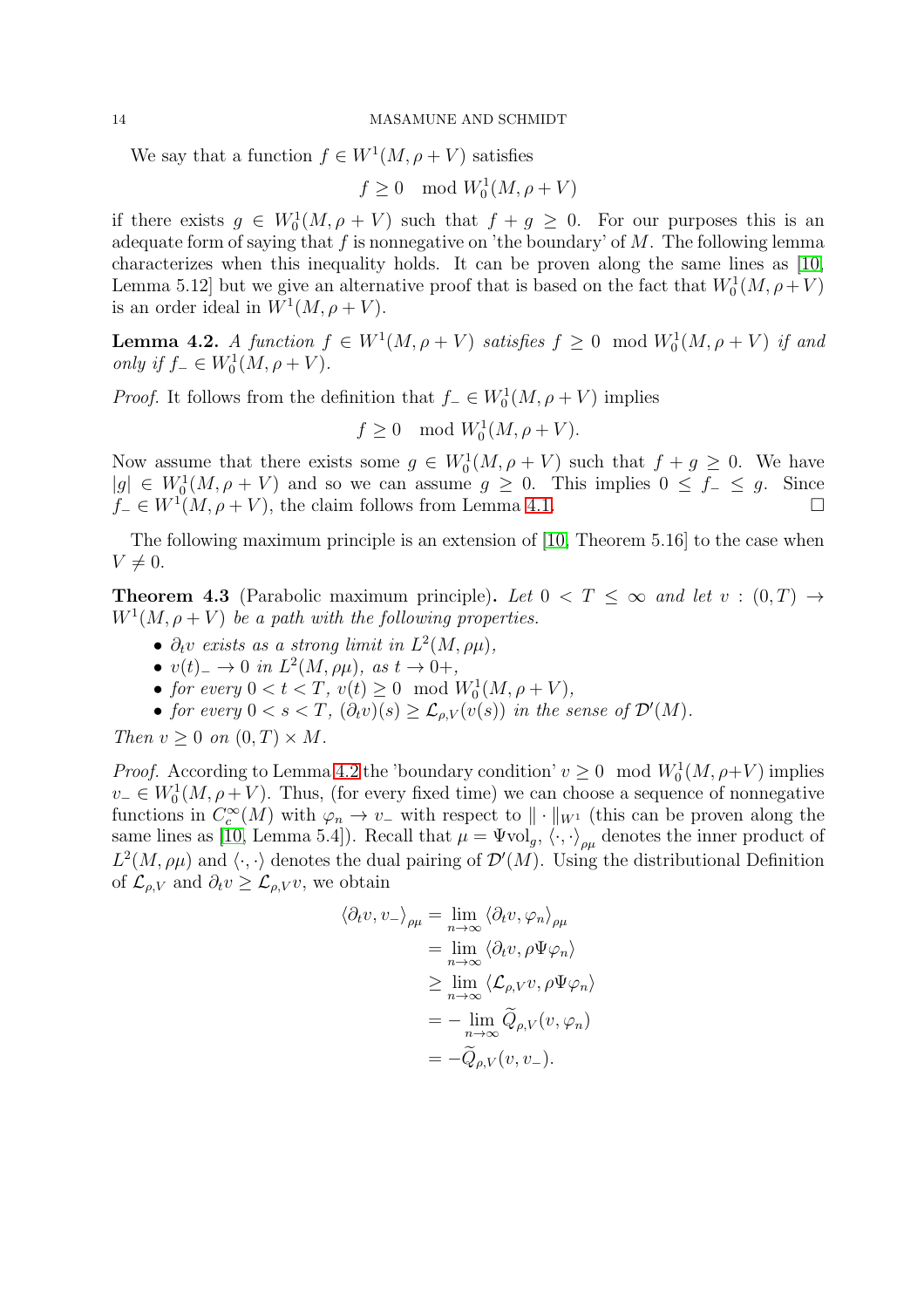We say that a function $f \in W^1(M, \rho + V)$ satisfies

$$f \geq 0 \mod W_0^1(M, \rho + V)$$

if there exists $g \in W_0^1(M, \rho + V)$ such that $f + g \geq 0$. For our purposes this is an adequate form of saying that $f$ is nonnegative on 'the boundary' of $M$. The following lemma characterizes when this inequality holds. It can be proven along the same lines as [10, Lemma 5.12] but we give an alternative proof that is based on the fact that $W_0^1(M, \rho+V)$ is an order ideal in $W^1(M, \rho + V)$.

**Lemma 4.2.** *A function $f \in W^1(M, \rho + V)$ satisfies $f \geq 0 \mod W_0^1(M, \rho + V)$ if and only if $f_- \in W_0^1(M, \rho + V)$.*

*Proof.* It follows from the definition that $f_- \in W_0^1(M, \rho + V)$ implies

$$f \geq 0 \mod W_0^1(M, \rho + V).$$

Now assume that there exists some $g \in W_0^1(M, \rho + V)$ such that $f + g \geq 0$. We have $|g| \in W_0^1(M, \rho + V)$ and so we can assume $g \geq 0$. This implies $0 \leq f_- \leq g$. Since $f_- \in W^1(M, \rho + V)$, the claim follows from Lemma 4.1. □

The following maximum principle is an extension of [10, Theorem 5.16] to the case when $V \neq 0$.

**Theorem 4.3** (Parabolic maximum principle)**.** *Let $0 < T \leq \infty$ and let $v : (0, T) \to W^1(M, \rho + V)$ be a path with the following properties.*

- *$\partial_t v$ exists as a strong limit in $L^2(M, \rho\mu)$,*
- *$v(t)_- \to 0$ in $L^2(M, \rho\mu)$, as $t \to 0+$,*
- *for every $0 < t < T$, $v(t) \geq 0 \mod W_0^1(M, \rho + V)$,*
- *for every $0 < s < T$, $(\partial_t v)(s) \geq \mathcal{L}_{\rho,V}(v(s))$ in the sense of $\mathcal{D}'(M)$.*

*Then $v \geq 0$ on $(0, T) \times M$.*

*Proof.* According to Lemma 4.2 the 'boundary condition' $v \geq 0 \mod W_0^1(M, \rho+V)$ implies $v_- \in W_0^1(M, \rho + V)$. Thus, (for every fixed time) we can choose a sequence of nonnegative functions in $C_c^\infty(M)$ with $\varphi_n \to v_-$ with respect to $\|\cdot\|_{W^1}$ (this can be proven along the same lines as [10, Lemma 5.4]). Recall that $\mu = \Psi \mathrm{vol}_g$, $\langle \cdot, \cdot \rangle_{\rho\mu}$ denotes the inner product of $L^2(M, \rho\mu)$ and $\langle \cdot, \cdot \rangle$ denotes the dual pairing of $\mathcal{D}'(M)$. Using the distributional Definition of $\mathcal{L}_{\rho,V}$ and $\partial_t v \geq \mathcal{L}_{\rho,V} v$, we obtain

$$\begin{aligned}
\langle \partial_t v, v_- \rangle_{\rho\mu} &= \lim_{n\to\infty} \langle \partial_t v, \varphi_n \rangle_{\rho\mu} \\
&= \lim_{n\to\infty} \langle \partial_t v, \rho\Psi\varphi_n \rangle \\
&\geq \lim_{n\to\infty} \langle \mathcal{L}_{\rho,V} v, \rho\Psi\varphi_n \rangle \\
&= -\lim_{n\to\infty} \widetilde{Q}_{\rho,V}(v, \varphi_n) \\
&= -\widetilde{Q}_{\rho,V}(v, v_-).
\end{aligned}$$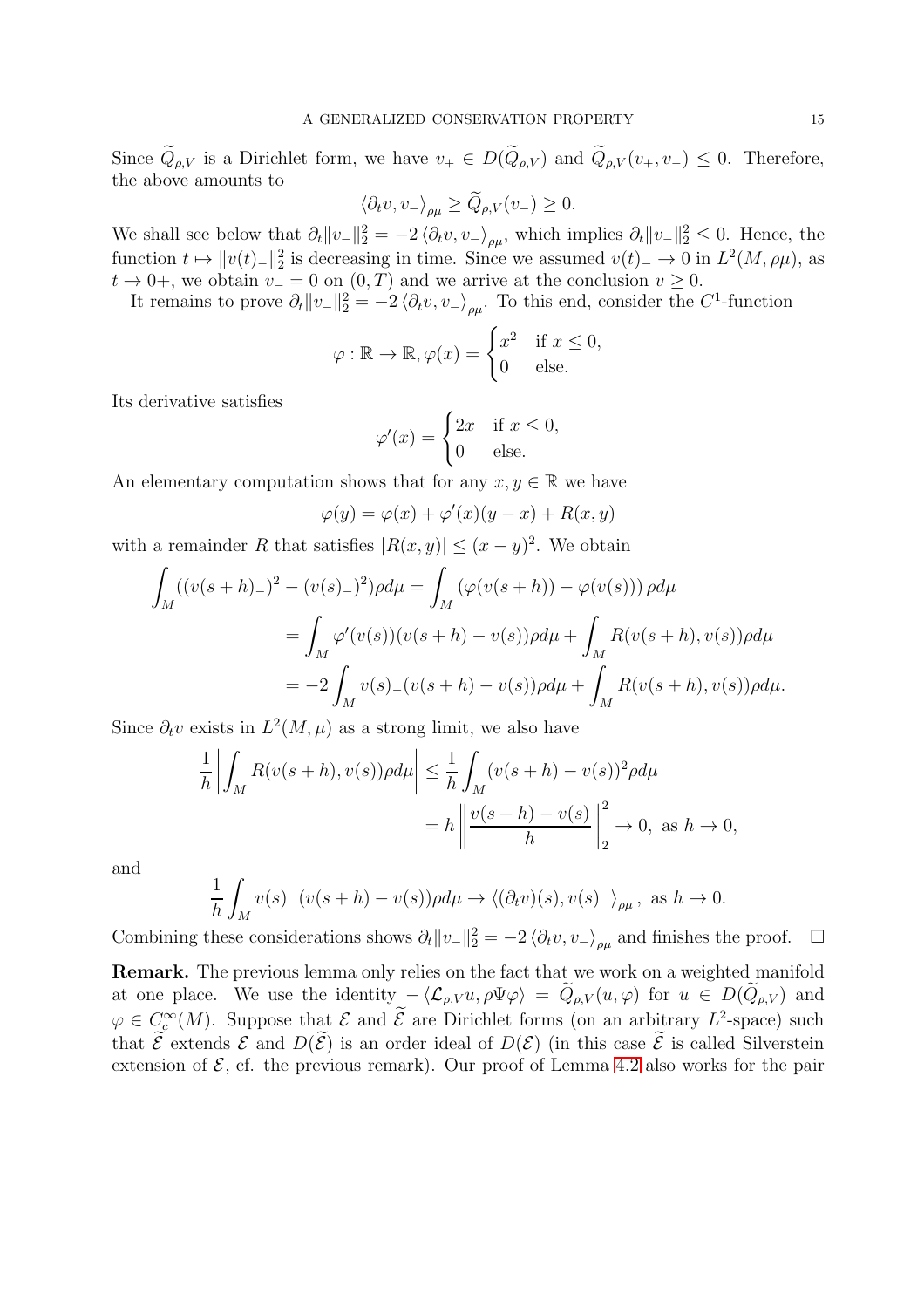Since $\widetilde{Q}_{\rho,V}$ is a Dirichlet form, we have $v_+ \in D(\widetilde{Q}_{\rho,V})$ and $\widetilde{Q}_{\rho,V}(v_+, v_-) \leq 0$. Therefore, the above amounts to

$$\langle \partial_t v, v_- \rangle_{\rho\mu} \geq \widetilde{Q}_{\rho,V}(v_-) \geq 0.$$

We shall see below that $\partial_t \|v_-\|_2^2 = -2 \langle \partial_t v, v_- \rangle_{\rho\mu}$, which implies $\partial_t \|v_-\|_2^2 \leq 0$. Hence, the function $t \mapsto \|v(t)_-\|_2^2$ is decreasing in time. Since we assumed $v(t)_- \to 0$ in $L^2(M, \rho\mu)$, as $t \to 0+$, we obtain $v_- = 0$ on $(0,T)$ and we arrive at the conclusion $v \geq 0$.

It remains to prove $\partial_t \|v_-\|_2^2 = -2 \langle \partial_t v, v_- \rangle_{\rho\mu}$. To this end, consider the $C^1$-function

$$\varphi : \mathbb{R} \to \mathbb{R}, \varphi(x) = \begin{cases} x^2 & \text{if } x \leq 0, \\ 0 & \text{else.} \end{cases}$$

Its derivative satisfies

$$\varphi'(x) = \begin{cases} 2x & \text{if } x \leq 0, \\ 0 & \text{else.} \end{cases}$$

An elementary computation shows that for any $x, y \in \mathbb{R}$ we have

$$\varphi(y) = \varphi(x) + \varphi'(x)(y - x) + R(x,y)$$

with a remainder $R$ that satisfies $|R(x,y)| \leq (x-y)^2$. We obtain

$$\begin{aligned}
\int_M ((v(s+h)_-)^2 - (v(s)_-)^2) \rho d\mu &= \int_M (\varphi(v(s+h)) - \varphi(v(s))) \rho d\mu \\
&= \int_M \varphi'(v(s))(v(s+h) - v(s)) \rho d\mu + \int_M R(v(s+h), v(s)) \rho d\mu \\
&= -2 \int_M v(s)_-(v(s+h) - v(s)) \rho d\mu + \int_M R(v(s+h), v(s)) \rho d\mu.
\end{aligned}$$

Since $\partial_t v$ exists in $L^2(M, \mu)$ as a strong limit, we also have

$$\begin{aligned}
\frac{1}{h} \left| \int_M R(v(s+h), v(s)) \rho d\mu \right| &\leq \frac{1}{h} \int_M (v(s+h) - v(s))^2 \rho d\mu \\
&= h \left\| \frac{v(s+h) - v(s)}{h} \right\|_2^2 \to 0, \text{ as } h \to 0,
\end{aligned}$$

and

$$\frac{1}{h} \int_M v(s)_-(v(s+h) - v(s)) \rho d\mu \to \langle (\partial_t v)(s), v(s)_- \rangle_{\rho\mu}, \text{ as } h \to 0.$$

Combining these considerations shows $\partial_t \|v_-\|_2^2 = -2 \langle \partial_t v, v_- \rangle_{\rho\mu}$ and finishes the proof. $\square$

**Remark.** The previous lemma only relies on the fact that we work on a weighted manifold at one place. We use the identity $-\langle \mathcal{L}_{\rho,V} u, \rho \Psi \varphi \rangle = \widetilde{Q}_{\rho,V}(u, \varphi)$ for $u \in D(\widetilde{Q}_{\rho,V})$ and $\varphi \in C_c^\infty(M)$. Suppose that $\mathcal{E}$ and $\widetilde{\mathcal{E}}$ are Dirichlet forms (on an arbitrary $L^2$-space) such that $\widetilde{\mathcal{E}}$ extends $\mathcal{E}$ and $D(\widetilde{\mathcal{E}})$ is an order ideal of $D(\mathcal{E})$ (in this case $\widetilde{\mathcal{E}}$ is called Silverstein extension of $\mathcal{E}$, cf. the previous remark). Our proof of Lemma 4.2 also works for the pair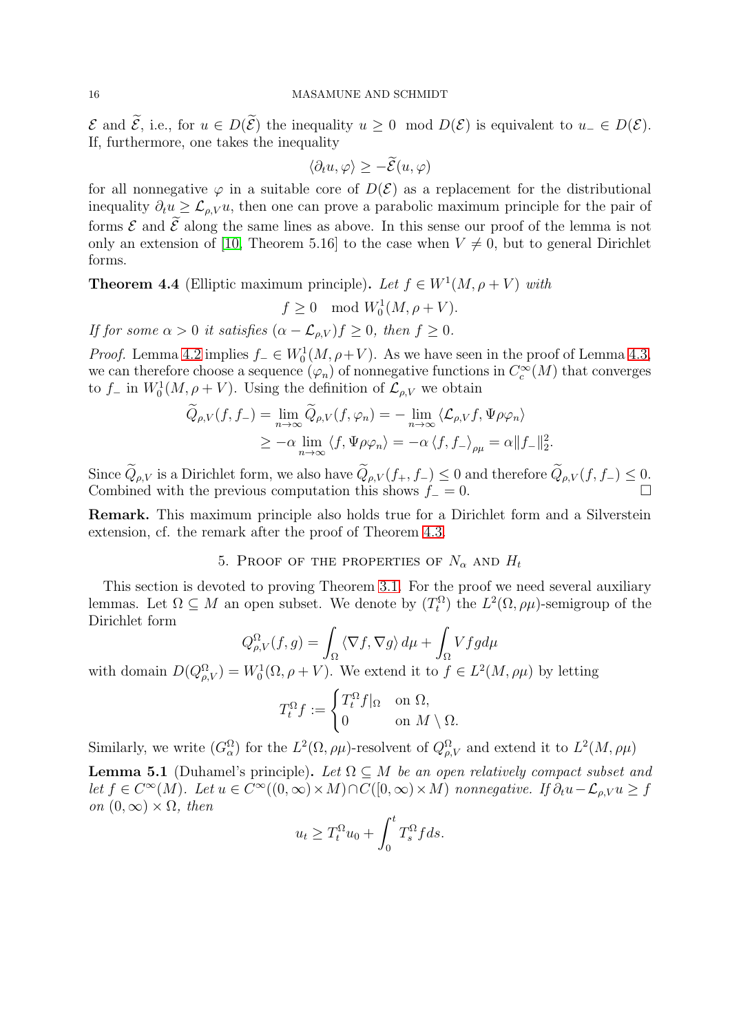$\mathcal{E}$ and $\widetilde{\mathcal{E}}$, i.e., for $u \in D(\widetilde{\mathcal{E}})$ the inequality $u \geq 0 \mod D(\mathcal{E})$ is equivalent to $u_- \in D(\mathcal{E})$. If, furthermore, one takes the inequality

$$\langle \partial_t u, \varphi \rangle \geq -\widetilde{\mathcal{E}}(u, \varphi)$$

for all nonnegative $\varphi$ in a suitable core of $D(\mathcal{E})$ as a replacement for the distributional inequality $\partial_t u \geq \mathcal{L}_{\rho,V} u$, then one can prove a parabolic maximum principle for the pair of forms $\mathcal{E}$ and $\widetilde{\mathcal{E}}$ along the same lines as above. In this sense our proof of the lemma is not only an extension of [10, Theorem 5.16] to the case when $V \neq 0$, but to general Dirichlet forms.

**Theorem 4.4** (Elliptic maximum principle)**.** *Let $f \in W^1(M, \rho + V)$ with*

$$f \geq 0 \mod W_0^1(M, \rho + V).$$

*If for some $\alpha > 0$ it satisfies $(\alpha - \mathcal{L}_{\rho,V}) f \geq 0$, then $f \geq 0$.*

*Proof.* Lemma 4.2 implies $f_- \in W_0^1(M, \rho + V)$. As we have seen in the proof of Lemma 4.3, we can therefore choose a sequence $(\varphi_n)$ of nonnegative functions in $C_c^\infty(M)$ that converges to $f_-$ in $W_0^1(M, \rho + V)$. Using the definition of $\mathcal{L}_{\rho,V}$ we obtain

$$\begin{aligned}
\widetilde{Q}_{\rho,V}(f, f_-) &= \lim_{n\to\infty} \widetilde{Q}_{\rho,V}(f, \varphi_n) = -\lim_{n\to\infty} \langle \mathcal{L}_{\rho,V} f, \Psi \rho \varphi_n \rangle \\
&\geq -\alpha \lim_{n\to\infty} \langle f, \Psi \rho \varphi_n \rangle = -\alpha \langle f, f_- \rangle_{\rho\mu} = \alpha \|f_-\|_2^2.
\end{aligned}$$

Since $\widetilde{Q}_{\rho,V}$ is a Dirichlet form, we also have $\widetilde{Q}_{\rho,V}(f_+, f_-) \leq 0$ and therefore $\widetilde{Q}_{\rho,V}(f, f_-) \leq 0$. Combined with the previous computation this shows $f_- = 0$. □

**Remark.** This maximum principle also holds true for a Dirichlet form and a Silverstein extension, cf. the remark after the proof of Theorem 4.3.

## 5. Proof of the properties of $N_\alpha$ and $H_t$

This section is devoted to proving Theorem 3.1. For the proof we need several auxiliary lemmas. Let $\Omega \subseteq M$ an open subset. We denote by $(T_t^\Omega)$ the $L^2(\Omega, \rho\mu)$-semigroup of the Dirichlet form

$$Q_{\rho,V}^\Omega(f, g) = \int_\Omega \langle \nabla f, \nabla g \rangle \, d\mu + \int_\Omega V f g d\mu$$

with domain $D(Q_{\rho,V}^\Omega) = W_0^1(\Omega, \rho + V)$. We extend it to $f \in L^2(M, \rho\mu)$ by letting

$$T_t^\Omega f := \begin{cases} T_t^\Omega f|_\Omega & \text{on } \Omega, \\ 0 & \text{on } M \setminus \Omega. \end{cases}$$

Similarly, we write $(G_\alpha^\Omega)$ for the $L^2(\Omega, \rho\mu)$-resolvent of $Q_{\rho,V}^\Omega$ and extend it to $L^2(M, \rho\mu)$

**Lemma 5.1** (Duhamel's principle)**.** *Let $\Omega \subseteq M$ be an open relatively compact subset and let $f \in C^\infty(M)$. Let $u \in C^\infty((0,\infty) \times M) \cap C([0,\infty) \times M)$ nonnegative. If $\partial_t u - \mathcal{L}_{\rho,V} u \geq f$ on $(0,\infty) \times \Omega$, then*

$$u_t \geq T_t^\Omega u_0 + \int_0^t T_s^\Omega f ds.$$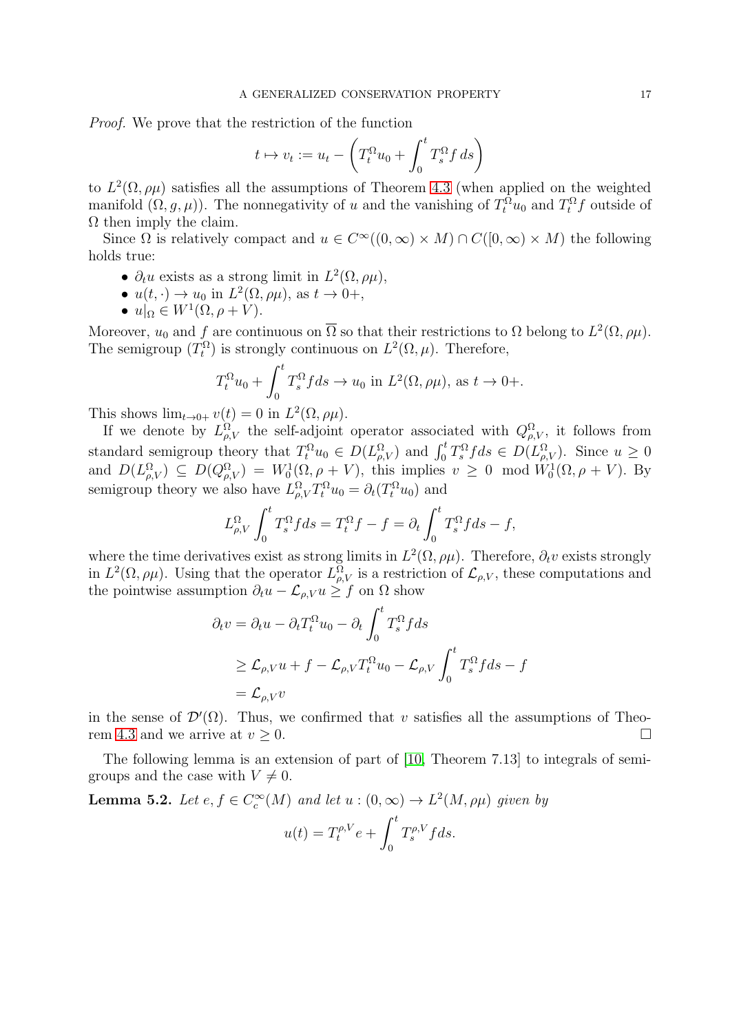*Proof.* We prove that the restriction of the function

$$t \mapsto v_t := u_t - \left( T_t^\Omega u_0 + \int_0^t T_s^\Omega f \, ds \right)$$

to $L^2(\Omega, \rho\mu)$ satisfies all the assumptions of Theorem 4.3 (when applied on the weighted manifold $(\Omega, g, \mu)$). The nonnegativity of $u$ and the vanishing of $T_t^\Omega u_0$ and $T_t^\Omega f$ outside of $\Omega$ then imply the claim.

Since $\Omega$ is relatively compact and $u \in C^\infty((0,\infty) \times M) \cap C([0,\infty) \times M)$ the following holds true:

- $\partial_t u$ exists as a strong limit in $L^2(\Omega, \rho\mu)$,
- $u(t, \cdot) \to u_0$ in $L^2(\Omega, \rho\mu)$, as $t \to 0+$,
- $u|_\Omega \in W^1(\Omega, \rho + V)$.

Moreover, $u_0$ and $f$ are continuous on $\overline{\Omega}$ so that their restrictions to $\Omega$ belong to $L^2(\Omega, \rho\mu)$. The semigroup $(T_t^\Omega)$ is strongly continuous on $L^2(\Omega, \mu)$. Therefore,

$$T_t^\Omega u_0 + \int_0^t T_s^\Omega f ds \to u_0 \text{ in } L^2(\Omega, \rho\mu), \text{ as } t \to 0+.$$

This shows $\lim_{t \to 0+} v(t) = 0$ in $L^2(\Omega, \rho\mu)$.

If we denote by $L_{\rho,V}^\Omega$ the self-adjoint operator associated with $Q_{\rho,V}^\Omega$, it follows from standard semigroup theory that $T_t^\Omega u_0 \in D(L_{\rho,V}^\Omega)$ and $\int_0^t T_s^\Omega f ds \in D(L_{\rho,V}^\Omega)$. Since $u \geq 0$ and $D(L_{\rho,V}^\Omega) \subseteq D(Q_{\rho,V}^\Omega) = W_0^1(\Omega, \rho + V)$, this implies $v \geq 0 \mod W_0^1(\Omega, \rho + V)$. By semigroup theory we also have $L_{\rho,V}^\Omega T_t^\Omega u_0 = \partial_t (T_t^\Omega u_0)$ and

$$L_{\rho,V}^\Omega \int_0^t T_s^\Omega f ds = T_t^\Omega f - f = \partial_t \int_0^t T_s^\Omega f ds - f,$$

where the time derivatives exist as strong limits in $L^2(\Omega, \rho\mu)$. Therefore, $\partial_t v$ exists strongly in $L^2(\Omega, \rho\mu)$. Using that the operator $L_{\rho,V}^\Omega$ is a restriction of $\mathcal{L}_{\rho,V}$, these computations and the pointwise assumption $\partial_t u - \mathcal{L}_{\rho,V} u \geq f$ on $\Omega$ show

$$\begin{aligned}
\partial_t v &= \partial_t u - \partial_t T_t^\Omega u_0 - \partial_t \int_0^t T_s^\Omega f ds \\
&\geq \mathcal{L}_{\rho,V} u + f - \mathcal{L}_{\rho,V} T_t^\Omega u_0 - \mathcal{L}_{\rho,V} \int_0^t T_s^\Omega f ds - f \\
&= \mathcal{L}_{\rho,V} v
\end{aligned}$$

in the sense of $\mathcal{D}'(\Omega)$. Thus, we confirmed that $v$ satisfies all the assumptions of Theorem 4.3 and we arrive at $v \geq 0$. □

The following lemma is an extension of part of [10, Theorem 7.13] to integrals of semigroups and the case with $V \neq 0$.

**Lemma 5.2.** *Let $e, f \in C_c^\infty(M)$ and let $u : (0,\infty) \to L^2(M, \rho\mu)$ given by*

$$u(t) = T_t^{\rho,V} e + \int_0^t T_s^{\rho,V} f ds.$$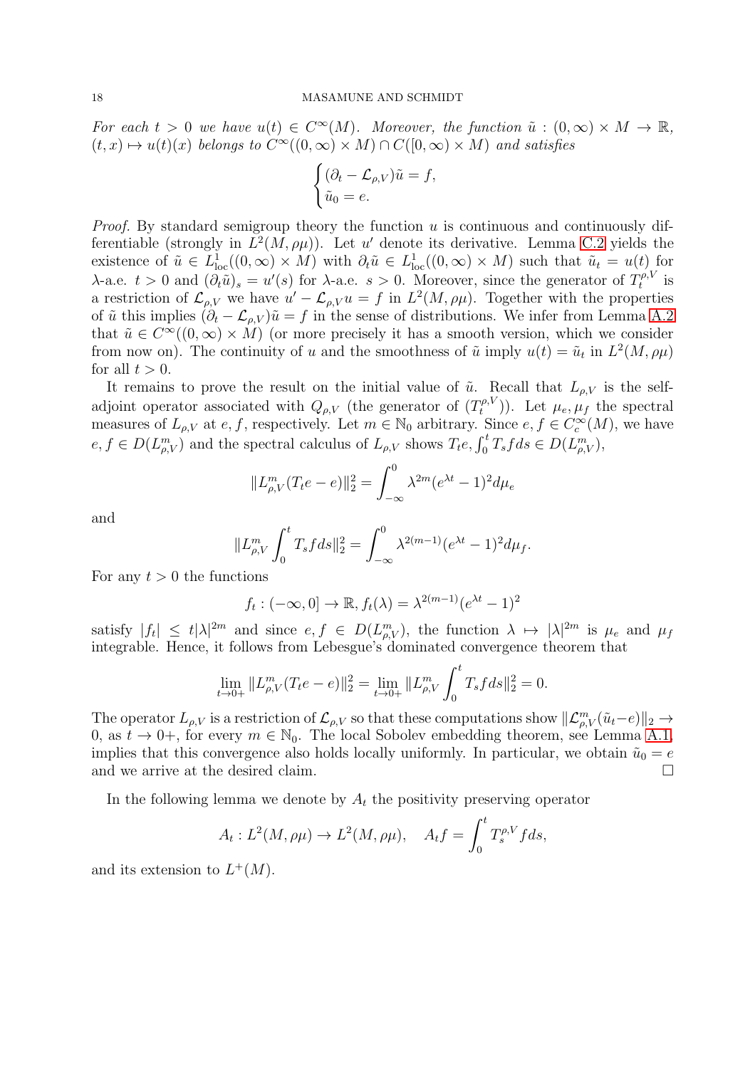*For each $t > 0$ we have $u(t) \in C^\infty(M)$. Moreover, the function $\tilde{u} : (0,\infty) \times M \to \mathbb{R}$, $(t,x) \mapsto u(t)(x)$ belongs to $C^\infty((0,\infty) \times M) \cap C([0,\infty) \times M)$ and satisfies*

$$\begin{cases} (\partial_t - \mathcal{L}_{\rho,V})\tilde{u} = f, \\ \tilde{u}_0 = e. \end{cases}$$

*Proof.* By standard semigroup theory the function $u$ is continuous and continuously differentiable (strongly in $L^2(M,\rho\mu)$). Let $u'$ denote its derivative. Lemma C.2 yields the existence of $\tilde{u} \in L^1_{\text{loc}}((0,\infty) \times M)$ with $\partial_t \tilde{u} \in L^1_{\text{loc}}((0,\infty) \times M)$ such that $\tilde{u}_t = u(t)$ for $\lambda$-a.e. $t > 0$ and $(\partial_t \tilde{u})_s = u'(s)$ for $\lambda$-a.e. $s > 0$. Moreover, since the generator of $T_t^{\rho,V}$ is a restriction of $\mathcal{L}_{\rho,V}$ we have $u' - \mathcal{L}_{\rho,V} u = f$ in $L^2(M,\rho\mu)$. Together with the properties of $\tilde{u}$ this implies $(\partial_t - \mathcal{L}_{\rho,V})\tilde{u} = f$ in the sense of distributions. We infer from Lemma A.2 that $\tilde{u} \in C^\infty((0,\infty) \times M)$ (or more precisely it has a smooth version, which we consider from now on). The continuity of $u$ and the smoothness of $\tilde{u}$ imply $u(t) = \tilde{u}_t$ in $L^2(M,\rho\mu)$ for all $t > 0$.

It remains to prove the result on the initial value of $\tilde{u}$. Recall that $L_{\rho,V}$ is the self-adjoint operator associated with $Q_{\rho,V}$ (the generator of $(T_t^{\rho,V})$). Let $\mu_e, \mu_f$ the spectral measures of $L_{\rho,V}$ at $e, f$, respectively. Let $m \in \mathbb{N}_0$ arbitrary. Since $e, f \in C_c^\infty(M)$, we have $e, f \in D(L^m_{\rho,V})$ and the spectral calculus of $L_{\rho,V}$ shows $T_t e, \int_0^t T_s f ds \in D(L^m_{\rho,V})$,

$$\|L^m_{\rho,V}(T_t e - e)\|_2^2 = \int_{-\infty}^0 \lambda^{2m}(e^{\lambda t} - 1)^2 d\mu_e$$

and

$$\|L^m_{\rho,V} \int_0^t T_s f ds\|_2^2 = \int_{-\infty}^0 \lambda^{2(m-1)}(e^{\lambda t} - 1)^2 d\mu_f.$$

For any $t > 0$ the functions

$$f_t : (-\infty, 0] \to \mathbb{R}, f_t(\lambda) = \lambda^{2(m-1)}(e^{\lambda t} - 1)^2$$

satisfy $|f_t| \leq t|\lambda|^{2m}$ and since $e, f \in D(L^m_{\rho,V})$, the function $\lambda \mapsto |\lambda|^{2m}$ is $\mu_e$ and $\mu_f$ integrable. Hence, it follows from Lebesgue's dominated convergence theorem that

$$\lim_{t\to 0+} \|L^m_{\rho,V}(T_t e - e)\|_2^2 = \lim_{t \to 0+} \|L^m_{\rho,V} \int_0^t T_s f ds\|_2^2 = 0.$$

The operator $L_{\rho,V}$ is a restriction of $\mathcal{L}_{\rho,V}$ so that these computations show $\|\mathcal{L}^m_{\rho,V}(\tilde{u}_t - e)\|_2 \to 0$, as $t \to 0+$, for every $m \in \mathbb{N}_0$. The local Sobolev embedding theorem, see Lemma A.1, implies that this convergence also holds locally uniformly. In particular, we obtain $\tilde{u}_0 = e$ and we arrive at the desired claim. $\square$

In the following lemma we denote by $A_t$ the positivity preserving operator

$$A_t : L^2(M,\rho\mu) \to L^2(M,\rho\mu), \quad A_t f = \int_0^t T_s^{\rho,V} f ds,$$

and its extension to $L^+(M)$.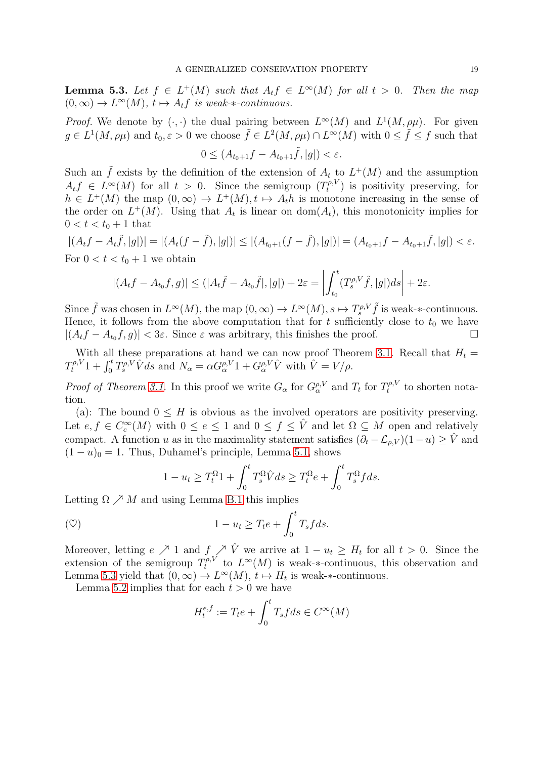**Lemma 5.3.** *Let $f \in L^+(M)$ such that $A_t f \in L^\infty(M)$ for all $t > 0$. Then the map $(0,\infty) \to L^\infty(M)$, $t \mapsto A_t f$ is weak-$*$-continuous.*

*Proof.* We denote by $(\cdot,\cdot)$ the dual pairing between $L^\infty(M)$ and $L^1(M,\rho\mu)$. For given $g \in L^1(M,\rho\mu)$ and $t_0, \varepsilon > 0$ we choose $\tilde{f} \in L^2(M,\rho\mu) \cap L^\infty(M)$ with $0 \le \tilde{f} \le f$ such that

$$0 \le (A_{t_0+1} f - A_{t_0+1}\tilde{f}, |g|) < \varepsilon.$$

Such an $\tilde{f}$ exists by the definition of the extension of $A_t$ to $L^+(M)$ and the assumption $A_t f \in L^\infty(M)$ for all $t > 0$. Since the semigroup $(T_t^{\rho,V})$ is positivity preserving, for $h \in L^+(M)$ the map $(0,\infty) \to L^+(M), t \mapsto A_t h$ is monotone increasing in the sense of the order on $L^+(M)$. Using that $A_t$ is linear on $\mathrm{dom}(A_t)$, this monotonicity implies for $0 < t < t_0 + 1$ that

$$|(A_t f - A_t \tilde{f}, |g|)| = |(A_t(f - \tilde{f}), |g|)| \le |(A_{t_0+1}(f - \tilde{f}), |g|)| = (A_{t_0+1} f - A_{t_0+1}\tilde{f}, |g|) < \varepsilon.$$

For $0 < t < t_0 + 1$ we obtain

$$|(A_t f - A_{t_0} f, g)| \le (|A_t \tilde{f} - A_{t_0}\tilde{f}|, |g|) + 2\varepsilon = \left| \int_{t_0}^t (T_s^{\rho,V}\tilde{f}, |g|) ds \right| + 2\varepsilon.$$

Since $\tilde{f}$ was chosen in $L^\infty(M)$, the map $(0,\infty) \to L^\infty(M), s \mapsto T_s^{\rho,V}\tilde{f}$ is weak-$*$-continuous. Hence, it follows from the above computation that for $t$ sufficiently close to $t_0$ we have $|(A_t f - A_{t_0} f, g)| < 3\varepsilon$. Since $\varepsilon$ was arbitrary, this finishes the proof. $\square$

With all these preparations at hand we can now proof Theorem 3.1. Recall that $H_t = T_t^{\rho,V} 1 + \int_0^t T_s^{\rho,V} \hat{V} ds$ and $N_\alpha = \alpha G_\alpha^{\rho,V} 1 + G_\alpha^{\rho,V} \hat{V}$ with $\hat{V} = V/\rho$.

*Proof of Theorem 3.1.* In this proof we write $G_\alpha$ for $G_\alpha^{\rho,V}$ and $T_t$ for $T_t^{\rho,V}$ to shorten notation.

(a): The bound $0 \le H$ is obvious as the involved operators are positivity preserving. Let $e, f \in C_c^\infty(M)$ with $0 \le e \le 1$ and $0 \le f \le \hat{V}$ and let $\Omega \subseteq M$ open and relatively compact. A function $u$ as in the maximality statement satisfies $(\partial_t - \mathcal{L}_{\rho,V})(1-u) \ge \hat{V}$ and $(1-u)_0 = 1$. Thus, Duhamel's principle, Lemma 5.1, shows

$$1 - u_t \ge T_t^\Omega 1 + \int_0^t T_s^\Omega \hat{V} ds \ge T_t^\Omega e + \int_0^t T_s^\Omega f ds.$$

Letting $\Omega \nearrow M$ and using Lemma B.1 this implies

$$1 - u_t \ge T_t e + \int_0^t T_s f ds. \tag{$\heartsuit$}$$

Moreover, letting $e \nearrow 1$ and $f \nearrow \hat{V}$ we arrive at $1 - u_t \ge H_t$ for all $t > 0$. Since the extension of the semigroup $T_t^{\rho,V}$ to $L^\infty(M)$ is weak-$*$-continuous, this observation and Lemma 5.3 yield that $(0,\infty) \to L^\infty(M)$, $t \mapsto H_t$ is weak-$*$-continuous.

Lemma 5.2 implies that for each $t > 0$ we have

$$H_t^{e,f} := T_t e + \int_0^t T_s f ds \in C^\infty(M)$$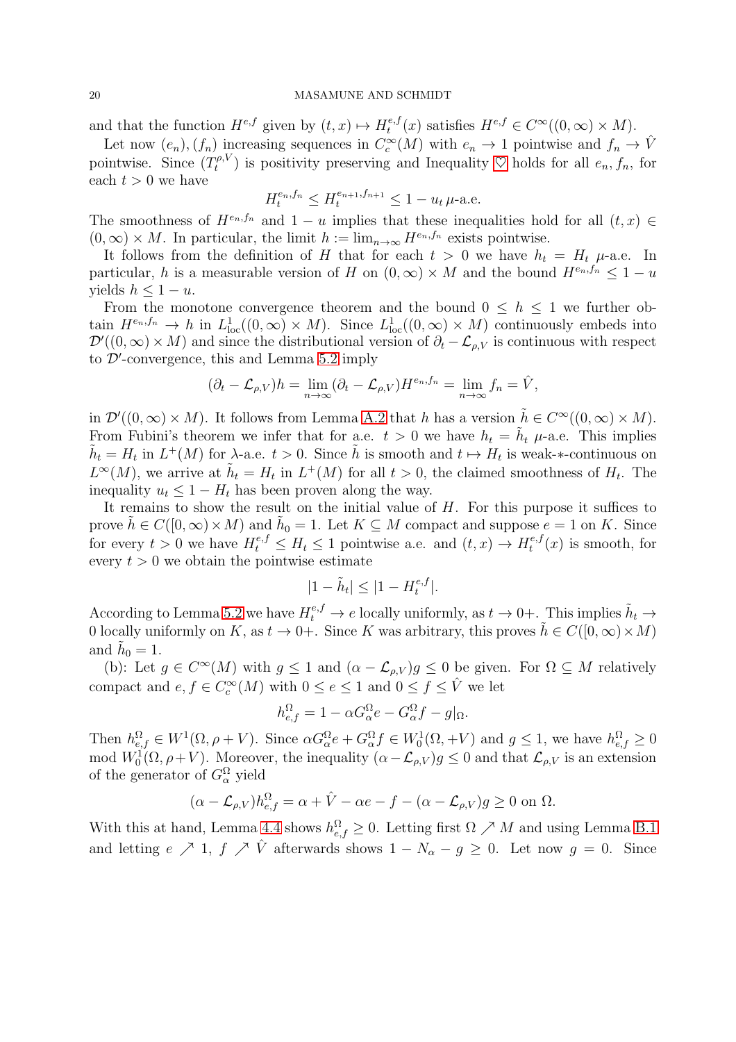and that the function $H^{e,f}$ given by $(t,x) \mapsto H_t^{e,f}(x)$ satisfies $H^{e,f} \in C^\infty((0,\infty) \times M)$.

Let now $(e_n), (f_n)$ increasing sequences in $C_c^\infty(M)$ with $e_n \to 1$ pointwise and $f_n \to \hat{V}$ pointwise. Since $(T_t^{\rho,V})$ is positivity preserving and Inequality ♡ holds for all $e_n, f_n$, for each $t > 0$ we have

$$H_t^{e_n,f_n} \leq H_t^{e_{n+1},f_{n+1}} \leq 1 - u_t \, \mu\text{-a.e.}$$

The smoothness of $H^{e_n,f_n}$ and $1 - u$ implies that these inequalities hold for all $(t,x) \in (0,\infty) \times M$. In particular, the limit $h := \lim_{n\to\infty} H^{e_n,f_n}$ exists pointwise.

It follows from the definition of $H$ that for each $t > 0$ we have $h_t = H_t$ $\mu$-a.e. In particular, $h$ is a measurable version of $H$ on $(0,\infty) \times M$ and the bound $H^{e_n,f_n} \leq 1 - u$ yields $h \leq 1 - u$.

From the monotone convergence theorem and the bound $0 \leq h \leq 1$ we further obtain $H^{e_n,f_n} \to h$ in $L^1_{\rm loc}((0,\infty) \times M)$. Since $L^1_{\rm loc}((0,\infty) \times M)$ continuously embeds into $\mathcal{D}'((0,\infty) \times M)$ and since the distributional version of $\partial_t - \mathcal{L}_{\rho,V}$ is continuous with respect to $\mathcal{D}'$-convergence, this and Lemma 5.2 imply

$$(\partial_t - \mathcal{L}_{\rho,V})h = \lim_{n\to\infty} (\partial_t - \mathcal{L}_{\rho,V}) H^{e_n,f_n} = \lim_{n\to\infty} f_n = \hat{V},$$

in $\mathcal{D}'((0,\infty) \times M)$. It follows from Lemma A.2 that $h$ has a version $\tilde{h} \in C^\infty((0,\infty) \times M)$. From Fubini's theorem we infer that for a.e. $t > 0$ we have $h_t = \tilde{h}_t$ $\mu$-a.e. This implies $\tilde{h}_t = H_t$ in $L^+(M)$ for $\lambda$-a.e. $t > 0$. Since $\tilde{h}$ is smooth and $t \mapsto H_t$ is weak-$*$-continuous on $L^\infty(M)$, we arrive at $\tilde{h}_t = H_t$ in $L^+(M)$ for all $t > 0$, the claimed smoothness of $H_t$. The inequality $u_t \leq 1 - H_t$ has been proven along the way.

It remains to show the result on the initial value of $H$. For this purpose it suffices to prove $\tilde{h} \in C([0,\infty) \times M)$ and $\tilde{h}_0 = 1$. Let $K \subseteq M$ compact and suppose $e = 1$ on $K$. Since for every $t > 0$ we have $H_t^{e,f} \leq H_t \leq 1$ pointwise a.e. and $(t,x) \to H_t^{e,f}(x)$ is smooth, for every $t > 0$ we obtain the pointwise estimate

$$|1 - \tilde{h}_t| \leq |1 - H_t^{e,f}|.$$

According to Lemma 5.2 we have $H_t^{e,f} \to e$ locally uniformly, as $t \to 0+$. This implies $\tilde{h}_t \to 0$ locally uniformly on $K$, as $t \to 0+$. Since $K$ was arbitrary, this proves $\tilde{h} \in C([0,\infty) \times M)$ and $\tilde{h}_0 = 1$.

(b): Let $g \in C^\infty(M)$ with $g \leq 1$ and $(\alpha - \mathcal{L}_{\rho,V})g \leq 0$ be given. For $\Omega \subseteq M$ relatively compact and $e, f \in C_c^\infty(M)$ with $0 \leq e \leq 1$ and $0 \leq f \leq \hat{V}$ we let

$$h_{e,f}^\Omega = 1 - \alpha G_\alpha^\Omega e - G_\alpha^\Omega f - g|_\Omega.$$

Then $h_{e,f}^\Omega \in W^1(\Omega, \rho + V)$. Since $\alpha G_\alpha^\Omega e + G_\alpha^\Omega f \in W_0^1(\Omega, +V)$ and $g \leq 1$, we have $h_{e,f}^\Omega \geq 0$ mod $W_0^1(\Omega, \rho + V)$. Moreover, the inequality $(\alpha - \mathcal{L}_{\rho,V})g \leq 0$ and that $\mathcal{L}_{\rho,V}$ is an extension of the generator of $G_\alpha^\Omega$ yield

$$(\alpha - \mathcal{L}_{\rho,V})h_{e,f}^\Omega = \alpha + \hat{V} - \alpha e - f - (\alpha - \mathcal{L}_{\rho,V})g \geq 0 \text{ on } \Omega.$$

With this at hand, Lemma 4.4 shows $h_{e,f}^\Omega \geq 0$. Letting first $\Omega \nearrow M$ and using Lemma B.1 and letting $e \nearrow 1$, $f \nearrow \hat{V}$ afterwards shows $1 - N_\alpha - g \geq 0$. Let now $g = 0$. Since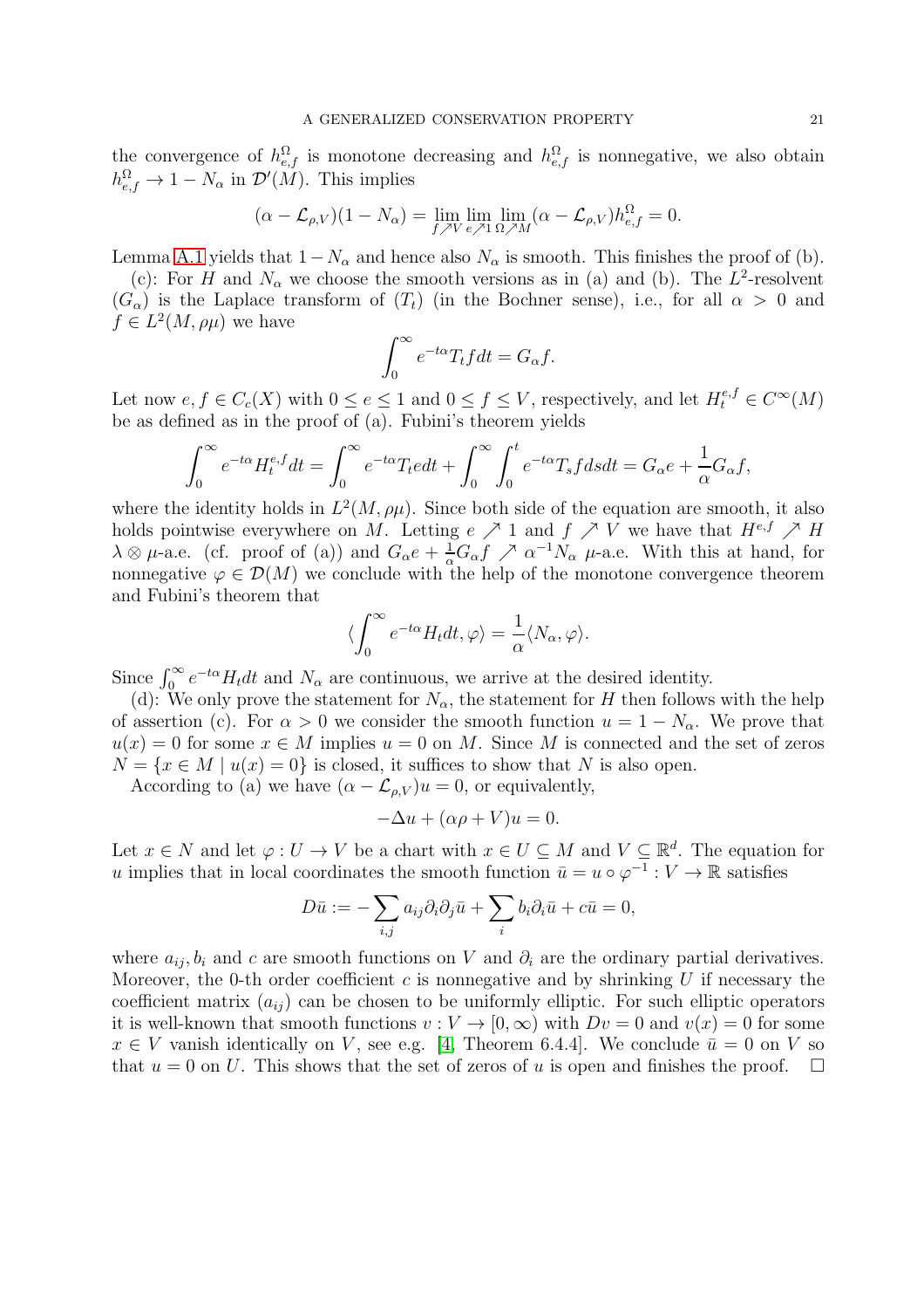the convergence of $h_{e,f}^{\Omega}$ is monotone decreasing and $h_{e,f}^{\Omega}$ is nonnegative, we also obtain $h_{e,f}^{\Omega} \to 1 - N_\alpha$ in $\mathcal{D}'(M)$. This implies

$$(\alpha - \mathcal{L}_{\rho,V})(1 - N_\alpha) = \lim_{f \nearrow V} \lim_{e \nearrow 1} \lim_{\Omega \nearrow M} (\alpha - \mathcal{L}_{\rho,V}) h_{e,f}^{\Omega} = 0.$$

Lemma A.1 yields that $1 - N_\alpha$ and hence also $N_\alpha$ is smooth. This finishes the proof of (b).

(c): For $H$ and $N_\alpha$ we choose the smooth versions as in (a) and (b). The $L^2$-resolvent $(G_\alpha)$ is the Laplace transform of $(T_t)$ (in the Bochner sense), i.e., for all $\alpha > 0$ and $f \in L^2(M, \rho\mu)$ we have

$$\int_0^\infty e^{-t\alpha} T_t f dt = G_\alpha f.$$

Let now $e, f \in C_c(X)$ with $0 \le e \le 1$ and $0 \le f \le V$, respectively, and let $H_t^{e,f} \in C^\infty(M)$ be as defined as in the proof of (a). Fubini's theorem yields

$$\int_0^\infty e^{-t\alpha} H_t^{e,f} dt = \int_0^\infty e^{-t\alpha} T_t e dt + \int_0^\infty \int_0^t e^{-t\alpha} T_s f ds dt = G_\alpha e + \frac{1}{\alpha} G_\alpha f,$$

where the identity holds in $L^2(M, \rho\mu)$. Since both side of the equation are smooth, it also holds pointwise everywhere on $M$. Letting $e \nearrow 1$ and $f \nearrow V$ we have that $H^{e,f} \nearrow H$ $\lambda \otimes \mu$-a.e. (cf. proof of (a)) and $G_\alpha e + \frac{1}{\alpha} G_\alpha f \nearrow \alpha^{-1} N_\alpha$ $\mu$-a.e. With this at hand, for nonnegative $\varphi \in \mathcal{D}(M)$ we conclude with the help of the monotone convergence theorem and Fubini's theorem that

$$\langle \int_0^\infty e^{-t\alpha} H_t dt, \varphi \rangle = \frac{1}{\alpha} \langle N_\alpha, \varphi \rangle.$$

Since $\int_0^\infty e^{-t\alpha} H_t dt$ and $N_\alpha$ are continuous, we arrive at the desired identity.

(d): We only prove the statement for $N_\alpha$, the statement for $H$ then follows with the help of assertion (c). For $\alpha > 0$ we consider the smooth function $u = 1 - N_\alpha$. We prove that $u(x) = 0$ for some $x \in M$ implies $u = 0$ on $M$. Since $M$ is connected and the set of zeros $N = \{x \in M \mid u(x) = 0\}$ is closed, it suffices to show that $N$ is also open.

According to (a) we have $(\alpha - \mathcal{L}_{\rho,V})u = 0$, or equivalently,

$$-\Delta u + (\alpha\rho + V)u = 0.$$

Let $x \in N$ and let $\varphi : U \to V$ be a chart with $x \in U \subseteq M$ and $V \subseteq \mathbb{R}^d$. The equation for $u$ implies that in local coordinates the smooth function $\bar{u} = u \circ \varphi^{-1} : V \to \mathbb{R}$ satisfies

$$D\bar{u} := -\sum_{i,j} a_{ij} \partial_i \partial_j \bar{u} + \sum_i b_i \partial_i \bar{u} + c\bar{u} = 0,$$

where $a_{ij}, b_i$ and $c$ are smooth functions on $V$ and $\partial_i$ are the ordinary partial derivatives. Moreover, the 0-th order coefficient $c$ is nonnegative and by shrinking $U$ if necessary the coefficient matrix $(a_{ij})$ can be chosen to be uniformly elliptic. For such elliptic operators it is well-known that smooth functions $v : V \to [0, \infty)$ with $Dv = 0$ and $v(x) = 0$ for some $x \in V$ vanish identically on $V$, see e.g. [4, Theorem 6.4.4]. We conclude $\bar{u} = 0$ on $V$ so that $u = 0$ on $U$. This shows that the set of zeros of $u$ is open and finishes the proof. $\square$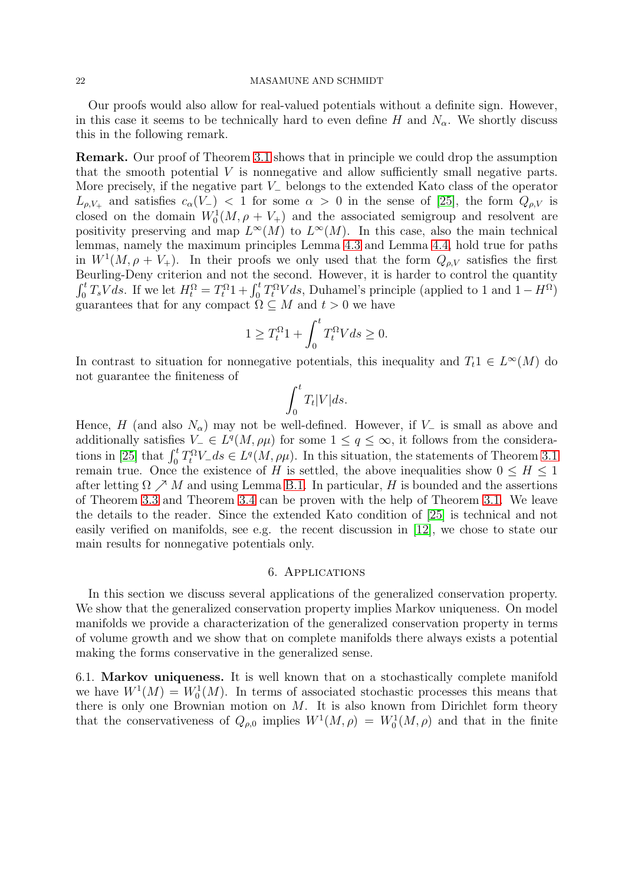Our proofs would also allow for real-valued potentials without a definite sign. However, in this case it seems to be technically hard to even define $H$ and $N_\alpha$. We shortly discuss this in the following remark.

**Remark.** Our proof of Theorem 3.1 shows that in principle we could drop the assumption that the smooth potential $V$ is nonnegative and allow sufficiently small negative parts. More precisely, if the negative part $V_-$ belongs to the extended Kato class of the operator $L_{\rho,V_+}$ and satisfies $c_\alpha(V_-) < 1$ for some $\alpha > 0$ in the sense of [25], the form $Q_{\rho,V}$ is closed on the domain $W_0^1(M, \rho + V_+)$ and the associated semigroup and resolvent are positivity preserving and map $L^\infty(M)$ to $L^\infty(M)$. In this case, also the main technical lemmas, namely the maximum principles Lemma 4.3 and Lemma 4.4, hold true for paths in $W^1(M, \rho + V_+)$. In their proofs we only used that the form $Q_{\rho,V}$ satisfies the first Beurling-Deny criterion and not the second. However, it is harder to control the quantity $\int_0^t T_s V ds$. If we let $H_t^\Omega = T_t^\Omega 1 + \int_0^t T_t^\Omega V ds$, Duhamel's principle (applied to 1 and $1 - H^\Omega$) guarantees that for any compact $\Omega \subseteq M$ and $t > 0$ we have

$$1 \geq T_t^\Omega 1 + \int_0^t T_t^\Omega V ds \geq 0.$$

In contrast to situation for nonnegative potentials, this inequality and $T_t 1 \in L^\infty(M)$ do not guarantee the finiteness of

$$\int_0^t T_t |V| ds.$$

Hence, $H$ (and also $N_\alpha$) may not be well-defined. However, if $V_-$ is small as above and additionally satisfies $V_- \in L^q(M, \rho\mu)$ for some $1 \leq q \leq \infty$, it follows from the considerations in [25] that $\int_0^t T_t^\Omega V_- ds \in L^q(M, \rho\mu)$. In this situation, the statements of Theorem 3.1 remain true. Once the existence of $H$ is settled, the above inequalities show $0 \leq H \leq 1$ after letting $\Omega \nearrow M$ and using Lemma B.1. In particular, $H$ is bounded and the assertions of Theorem 3.3 and Theorem 3.4 can be proven with the help of Theorem 3.1. We leave the details to the reader. Since the extended Kato condition of [25] is technical and not easily verified on manifolds, see e.g. the recent discussion in [12], we chose to state our main results for nonnegative potentials only.

## 6. Applications

In this section we discuss several applications of the generalized conservation property. We show that the generalized conservation property implies Markov uniqueness. On model manifolds we provide a characterization of the generalized conservation property in terms of volume growth and we show that on complete manifolds there always exists a potential making the forms conservative in the generalized sense.

6.1. **Markov uniqueness.** It is well known that on a stochastically complete manifold we have $W^1(M) = W_0^1(M)$. In terms of associated stochastic processes this means that there is only one Brownian motion on $M$. It is also known from Dirichlet form theory that the conservativeness of $Q_{\rho,0}$ implies $W^1(M, \rho) = W_0^1(M, \rho)$ and that in the finite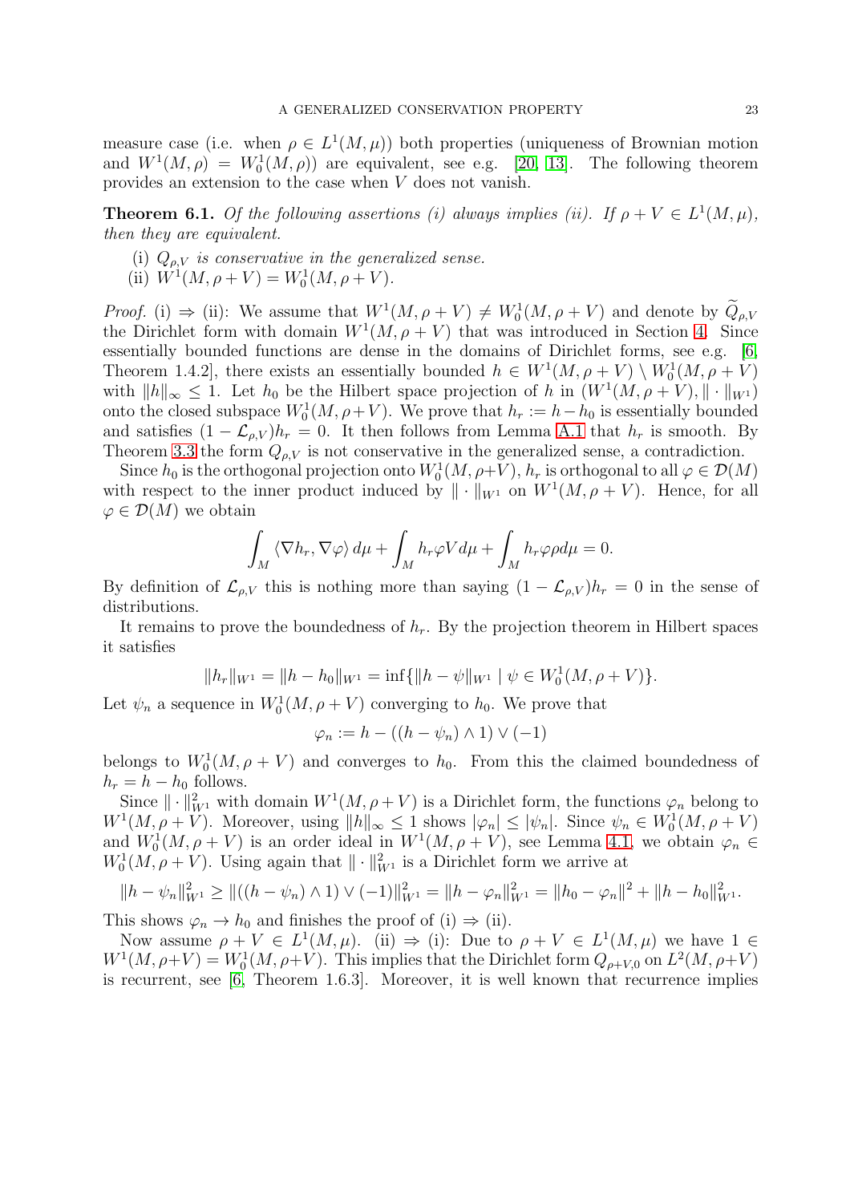measure case (i.e. when $\rho \in L^1(M,\mu)$) both properties (uniqueness of Brownian motion and $W^1(M,\rho) = W^1_0(M,\rho)$) are equivalent, see e.g. [20, 13]. The following theorem provides an extension to the case when $V$ does not vanish.

**Theorem 6.1.** *Of the following assertions (i) always implies (ii). If $\rho + V \in L^1(M,\mu)$, then they are equivalent.*

(i) *$Q_{\rho,V}$ is conservative in the generalized sense.*
(ii) *$W^1(M,\rho+V) = W^1_0(M,\rho+V)$.*

*Proof.* (i) $\Rightarrow$ (ii): We assume that $W^1(M,\rho+V) \neq W^1_0(M,\rho+V)$ and denote by $\widetilde{Q}_{\rho,V}$ the Dirichlet form with domain $W^1(M,\rho+V)$ that was introduced in Section 4. Since essentially bounded functions are dense in the domains of Dirichlet forms, see e.g. [6, Theorem 1.4.2], there exists an essentially bounded $h \in W^1(M,\rho+V) \setminus W^1_0(M,\rho+V)$ with $\|h\|_\infty \leq 1$. Let $h_0$ be the Hilbert space projection of $h$ in $(W^1(M,\rho+V), \|\cdot\|_{W^1})$ onto the closed subspace $W^1_0(M,\rho+V)$. We prove that $h_r := h - h_0$ is essentially bounded and satisfies $(1-\mathcal{L}_{\rho,V})h_r = 0$. It then follows from Lemma A.1 that $h_r$ is smooth. By Theorem 3.3 the form $Q_{\rho,V}$ is not conservative in the generalized sense, a contradiction.

Since $h_0$ is the orthogonal projection onto $W^1_0(M,\rho+V)$, $h_r$ is orthogonal to all $\varphi \in \mathcal{D}(M)$ with respect to the inner product induced by $\|\cdot\|_{W^1}$ on $W^1(M,\rho+V)$. Hence, for all $\varphi \in \mathcal{D}(M)$ we obtain

$$\int_M \langle \nabla h_r, \nabla \varphi \rangle \, d\mu + \int_M h_r \varphi V d\mu + \int_M h_r \varphi \rho d\mu = 0.$$

By definition of $\mathcal{L}_{\rho,V}$ this is nothing more than saying $(1-\mathcal{L}_{\rho,V})h_r = 0$ in the sense of distributions.

It remains to prove the boundedness of $h_r$. By the projection theorem in Hilbert spaces it satisfies

$$\|h_r\|_{W^1} = \|h - h_0\|_{W^1} = \inf\{\|h-\psi\|_{W^1} \mid \psi \in W^1_0(M,\rho+V)\}.$$

Let $\psi_n$ a sequence in $W^1_0(M,\rho+V)$ converging to $h_0$. We prove that

$$\varphi_n := h - ((h-\psi_n) \wedge 1) \vee (-1)$$

belongs to $W^1_0(M,\rho+V)$ and converges to $h_0$. From this the claimed boundedness of $h_r = h - h_0$ follows.

Since $\|\cdot\|^2_{W^1}$ with domain $W^1(M,\rho+V)$ is a Dirichlet form, the functions $\varphi_n$ belong to $W^1(M,\rho+V)$. Moreover, using $\|h\|_\infty \leq 1$ shows $|\varphi_n| \leq |\psi_n|$. Since $\psi_n \in W^1_0(M,\rho+V)$ and $W^1_0(M,\rho+V)$ is an order ideal in $W^1(M,\rho+V)$, see Lemma 4.1, we obtain $\varphi_n \in W^1_0(M,\rho+V)$. Using again that $\|\cdot\|^2_{W^1}$ is a Dirichlet form we arrive at

$$\|h-\psi_n\|^2_{W^1} \geq \|((h-\psi_n)\wedge 1) \vee (-1)\|^2_{W^1} = \|h-\varphi_n\|^2_{W^1} = \|h_0 - \varphi_n\|^2 + \|h-h_0\|^2_{W^1}.$$

This shows $\varphi_n \to h_0$ and finishes the proof of (i) $\Rightarrow$ (ii).

Now assume $\rho + V \in L^1(M,\mu)$. (ii) $\Rightarrow$ (i): Due to $\rho + V \in L^1(M,\mu)$ we have $1 \in W^1(M,\rho+V) = W^1_0(M,\rho+V)$. This implies that the Dirichlet form $Q_{\rho+V,0}$ on $L^2(M,\rho+V)$ is recurrent, see [6, Theorem 1.6.3]. Moreover, it is well known that recurrence implies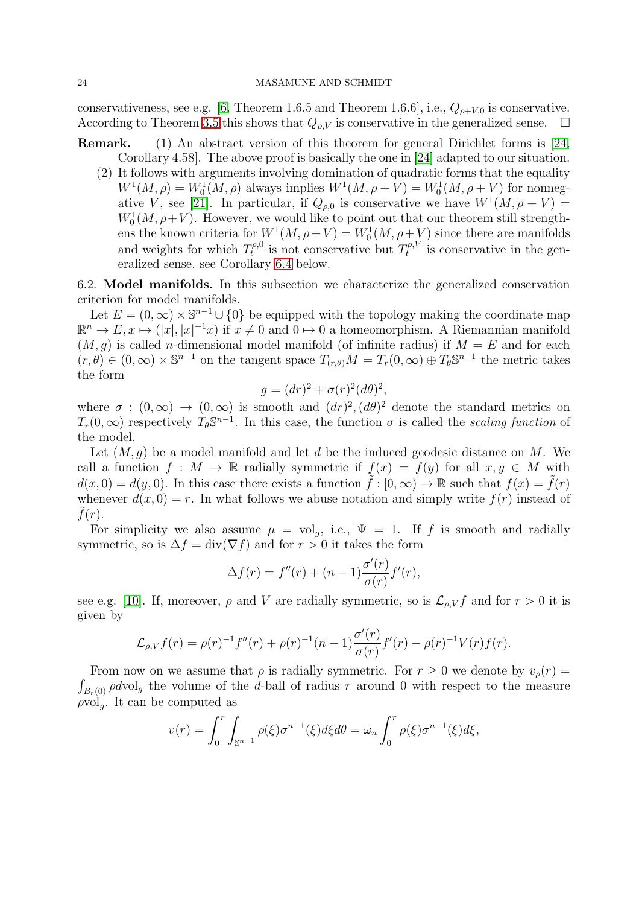conservativeness, see e.g. [6, Theorem 1.6.5 and Theorem 1.6.6], i.e., $Q_{\rho+V,0}$ is conservative. According to Theorem 3.5 this shows that $Q_{\rho,V}$ is conservative in the generalized sense. □

**Remark.**
1. An abstract version of this theorem for general Dirichlet forms is [24, Corollary 4.58]. The above proof is basically the one in [24] adapted to our situation.
2. It follows with arguments involving domination of quadratic forms that the equality $W^1(M,\rho) = W^1_0(M,\rho)$ always implies $W^1(M,\rho+V) = W^1_0(M,\rho+V)$ for nonnegative $V$, see [21]. In particular, if $Q_{\rho,0}$ is conservative we have $W^1(M,\rho+V) = W^1_0(M,\rho+V)$. However, we would like to point out that our theorem still strengthens the known criteria for $W^1(M,\rho+V) = W^1_0(M,\rho+V)$ since there are manifolds and weights for which $T_t^{\rho,0}$ is not conservative but $T_t^{\rho,V}$ is conservative in the generalized sense, see Corollary 6.4 below.

6.2. **Model manifolds.** In this subsection we characterize the generalized conservation criterion for model manifolds.

Let $E = (0,\infty)\times\mathbb{S}^{n-1}\cup\{0\}$ be equipped with the topology making the coordinate map $\mathbb{R}^n \to E, x\mapsto (|x|,|x|^{-1}x)$ if $x\neq 0$ and $0\mapsto 0$ a homeomorphism. A Riemannian manifold $(M,g)$ is called $n$-dimensional model manifold (of infinite radius) if $M = E$ and for each $(r,\theta)\in(0,\infty)\times\mathbb{S}^{n-1}$ on the tangent space $T_{(r,\theta)}M = T_r(0,\infty)\oplus T_\theta\mathbb{S}^{n-1}$ the metric takes the form

$$g = (dr)^2 + \sigma(r)^2(d\theta)^2,$$

where $\sigma : (0,\infty)\to(0,\infty)$ is smooth and $(dr)^2, (d\theta)^2$ denote the standard metrics on $T_r(0,\infty)$ respectively $T_\theta\mathbb{S}^{n-1}$. In this case, the function $\sigma$ is called the *scaling function* of the model.

Let $(M,g)$ be a model manifold and let $d$ be the induced geodesic distance on $M$. We call a function $f: M\to\mathbb{R}$ radially symmetric if $f(x) = f(y)$ for all $x,y\in M$ with $d(x,0) = d(y,0)$. In this case there exists a function $\tilde{f}:[0,\infty)\to\mathbb{R}$ such that $f(x) = \tilde{f}(r)$ whenever $d(x,0) = r$. In what follows we abuse notation and simply write $f(r)$ instead of $\tilde{f}(r)$.

For simplicity we also assume $\mu = \mathrm{vol}_g$, i.e., $\Psi = 1$. If $f$ is smooth and radially symmetric, so is $\Delta f = \mathrm{div}(\nabla f)$ and for $r>0$ it takes the form

$$\Delta f(r) = f''(r) + (n-1)\frac{\sigma'(r)}{\sigma(r)}f'(r),$$

see e.g. [10]. If, moreover, $\rho$ and $V$ are radially symmetric, so is $\mathcal{L}_{\rho,V}f$ and for $r>0$ it is given by

$$\mathcal{L}_{\rho,V}f(r) = \rho(r)^{-1}f''(r) + \rho(r)^{-1}(n-1)\frac{\sigma'(r)}{\sigma(r)}f'(r) - \rho(r)^{-1}V(r)f(r).$$

From now on we assume that $\rho$ is radially symmetric. For $r\geq 0$ we denote by $v_\rho(r) = \int_{B_r(0)}\rho d\mathrm{vol}_g$ the volume of the $d$-ball of radius $r$ around 0 with respect to the measure $\rho\mathrm{vol}_g$. It can be computed as

$$v(r) = \int_0^r\int_{\mathbb{S}^{n-1}}\rho(\xi)\sigma^{n-1}(\xi)d\xi d\theta = \omega_n\int_0^r\rho(\xi)\sigma^{n-1}(\xi)d\xi,$$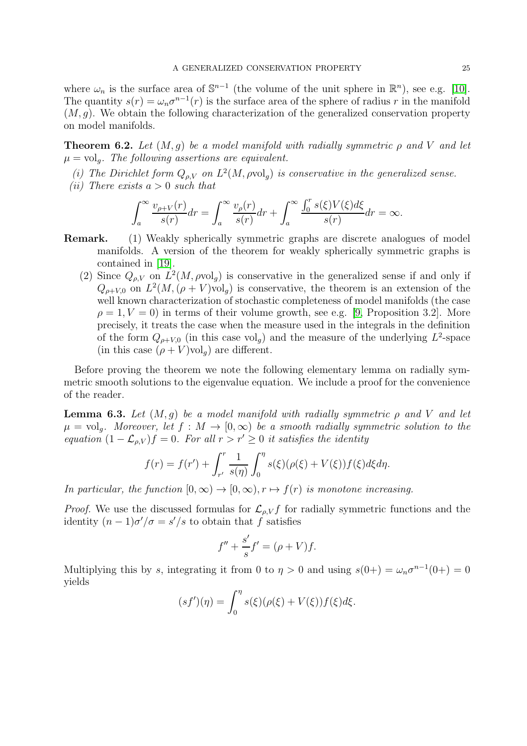where $\omega_n$ is the surface area of $\mathbb{S}^{n-1}$ (the volume of the unit sphere in $\mathbb{R}^n$), see e.g. [10]. The quantity $s(r) = \omega_n \sigma^{n-1}(r)$ is the surface area of the sphere of radius $r$ in the manifold $(M, g)$. We obtain the following characterization of the generalized conservation property on model manifolds.

**Theorem 6.2.** *Let $(M, g)$ be a model manifold with radially symmetric $\rho$ and $V$ and let $\mu = \mathrm{vol}_g$. The following assertions are equivalent.*

*(i) The Dirichlet form $Q_{\rho,V}$ on $L^2(M, \rho\mathrm{vol}_g)$ is conservative in the generalized sense.*
*(ii) There exists $a > 0$ such that*

$$\int_a^\infty \frac{v_{\rho+V}(r)}{s(r)}dr = \int_a^\infty \frac{v_\rho(r)}{s(r)}dr + \int_a^\infty \frac{\int_0^r s(\xi)V(\xi)d\xi}{s(r)}dr = \infty.$$

**Remark.**
(1) Weakly spherically symmetric graphs are discrete analogues of model manifolds. A version of the theorem for weakly spherically symmetric graphs is contained in [19].
(2) Since $Q_{\rho,V}$ on $L^2(M, \rho\mathrm{vol}_g)$ is conservative in the generalized sense if and only if $Q_{\rho+V,0}$ on $L^2(M, (\rho+V)\mathrm{vol}_g)$ is conservative, the theorem is an extension of the well known characterization of stochastic completeness of model manifolds (the case $\rho = 1, V = 0$) in terms of their volume growth, see e.g. [9, Proposition 3.2]. More precisely, it treats the case when the measure used in the integrals in the definition of the form $Q_{\rho+V,0}$ (in this case $\mathrm{vol}_g$) and the measure of the underlying $L^2$-space (in this case $(\rho+V)\mathrm{vol}_g$) are different.

Before proving the theorem we note the following elementary lemma on radially symmetric smooth solutions to the eigenvalue equation. We include a proof for the convenience of the reader.

**Lemma 6.3.** *Let $(M, g)$ be a model manifold with radially symmetric $\rho$ and $V$ and let $\mu = \mathrm{vol}_g$. Moreover, let $f : M \to [0, \infty)$ be a smooth radially symmetric solution to the equation $(1 - \mathcal{L}_{\rho,V})f = 0$. For all $r > r' \geq 0$ it satisfies the identity*

$$f(r) = f(r') + \int_{r'}^r \frac{1}{s(\eta)} \int_0^\eta s(\xi)(\rho(\xi) + V(\xi))f(\xi)d\xi d\eta.$$

*In particular, the function $[0, \infty) \to [0, \infty), r \mapsto f(r)$ is monotone increasing.*

*Proof.* We use the discussed formulas for $\mathcal{L}_{\rho,V}f$ for radially symmetric functions and the identity $(n-1)\sigma'/\sigma = s'/s$ to obtain that $f$ satisfies

$$f'' + \frac{s'}{s}f' = (\rho + V)f.$$

Multiplying this by $s$, integrating it from 0 to $\eta > 0$ and using $s(0+) = \omega_n \sigma^{n-1}(0+) = 0$ yields

$$(sf')(\eta) = \int_0^\eta s(\xi)(\rho(\xi) + V(\xi))f(\xi)d\xi.$$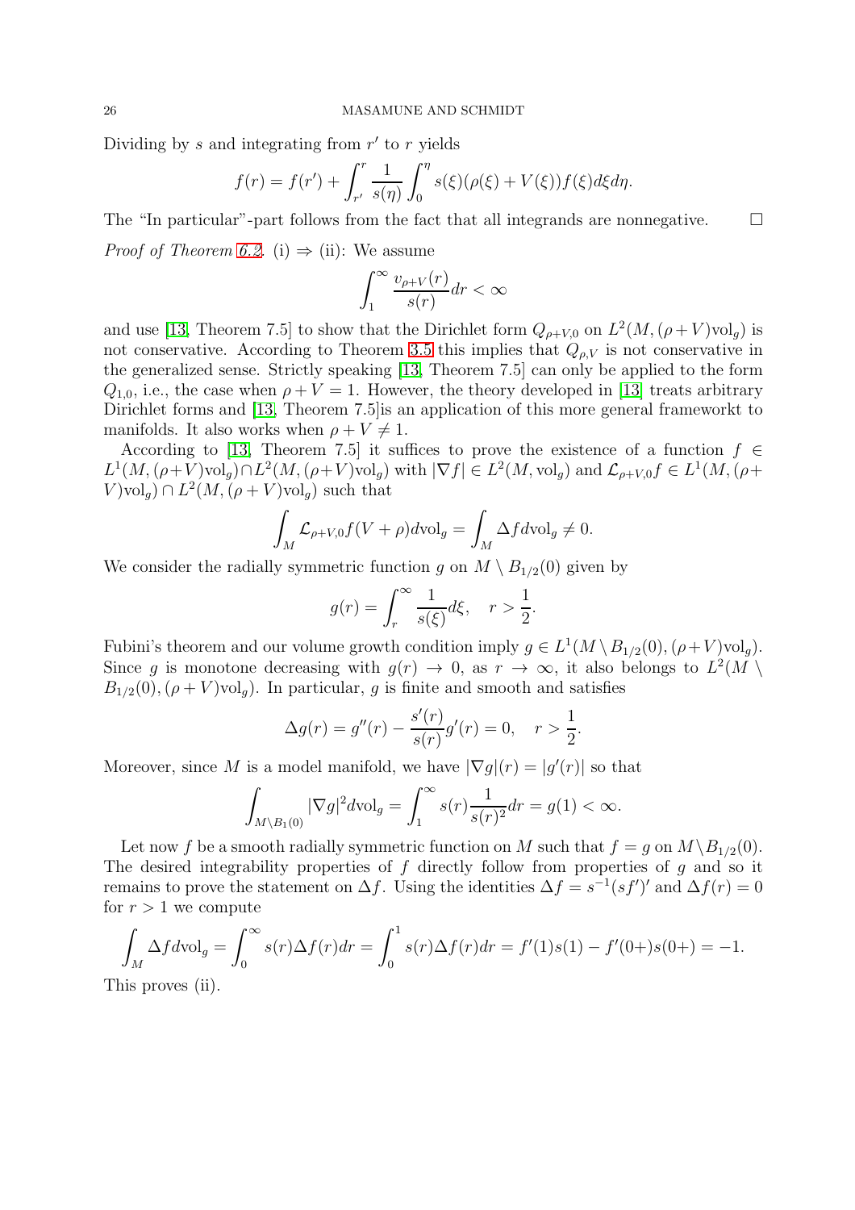Dividing by $s$ and integrating from $r'$ to $r$ yields

$$f(r) = f(r') + \int_{r'}^{r} \frac{1}{s(\eta)} \int_0^{\eta} s(\xi)(\rho(\xi) + V(\xi)) f(\xi) d\xi d\eta.$$

The "In particular"-part follows from the fact that all integrands are nonnegative. $\square$

*Proof of Theorem 6.2.* (i) $\Rightarrow$ (ii): We assume

$$\int_1^{\infty} \frac{v_{\rho+V}(r)}{s(r)} dr < \infty$$

and use [13, Theorem 7.5] to show that the Dirichlet form $Q_{\rho+V,0}$ on $L^2(M, (\rho+V)\mathrm{vol}_g)$ is not conservative. According to Theorem 3.5 this implies that $Q_{\rho,V}$ is not conservative in the generalized sense. Strictly speaking [13, Theorem 7.5] can only be applied to the form $Q_{1,0}$, i.e., the case when $\rho + V = 1$. However, the theory developed in [13] treats arbitrary Dirichlet forms and [13, Theorem 7.5]is an application of this more general frameworkt to manifolds. It also works when $\rho + V \neq 1$.

According to [13, Theorem 7.5] it suffices to prove the existence of a function $f \in L^1(M, (\rho+V)\mathrm{vol}_g) \cap L^2(M, (\rho+V)\mathrm{vol}_g)$ with $|\nabla f| \in L^2(M, \mathrm{vol}_g)$ and $\mathcal{L}_{\rho+V,0} f \in L^1(M, (\rho + V)\mathrm{vol}_g) \cap L^2(M, (\rho+V)\mathrm{vol}_g)$ such that

$$\int_M \mathcal{L}_{\rho+V,0} f (V+\rho) d\mathrm{vol}_g = \int_M \Delta f d\mathrm{vol}_g \neq 0.$$

We consider the radially symmetric function $g$ on $M \setminus B_{1/2}(0)$ given by

$$g(r) = \int_r^{\infty} \frac{1}{s(\xi)} d\xi, \quad r > \frac{1}{2}.$$

Fubini's theorem and our volume growth condition imply $g \in L^1(M \setminus B_{1/2}(0), (\rho+V)\mathrm{vol}_g)$. Since $g$ is monotone decreasing with $g(r) \to 0$, as $r \to \infty$, it also belongs to $L^2(M \setminus B_{1/2}(0), (\rho+V)\mathrm{vol}_g)$. In particular, $g$ is finite and smooth and satisfies

$$\Delta g(r) = g''(r) - \frac{s'(r)}{s(r)} g'(r) = 0, \quad r > \frac{1}{2}.$$

Moreover, since $M$ is a model manifold, we have $|\nabla g|(r) = |g'(r)|$ so that

$$\int_{M \setminus B_1(0)} |\nabla g|^2 d\mathrm{vol}_g = \int_1^{\infty} s(r) \frac{1}{s(r)^2} dr = g(1) < \infty.$$

Let now $f$ be a smooth radially symmetric function on $M$ such that $f = g$ on $M \setminus B_{1/2}(0)$. The desired integrability properties of $f$ directly follow from properties of $g$ and so it remains to prove the statement on $\Delta f$. Using the identities $\Delta f = s^{-1}(sf')'$ and $\Delta f(r) = 0$ for $r > 1$ we compute

$$\int_M \Delta f d\mathrm{vol}_g = \int_0^{\infty} s(r) \Delta f(r) dr = \int_0^1 s(r) \Delta f(r) dr = f'(1)s(1) - f'(0+)s(0+) = -1.$$

This proves (ii).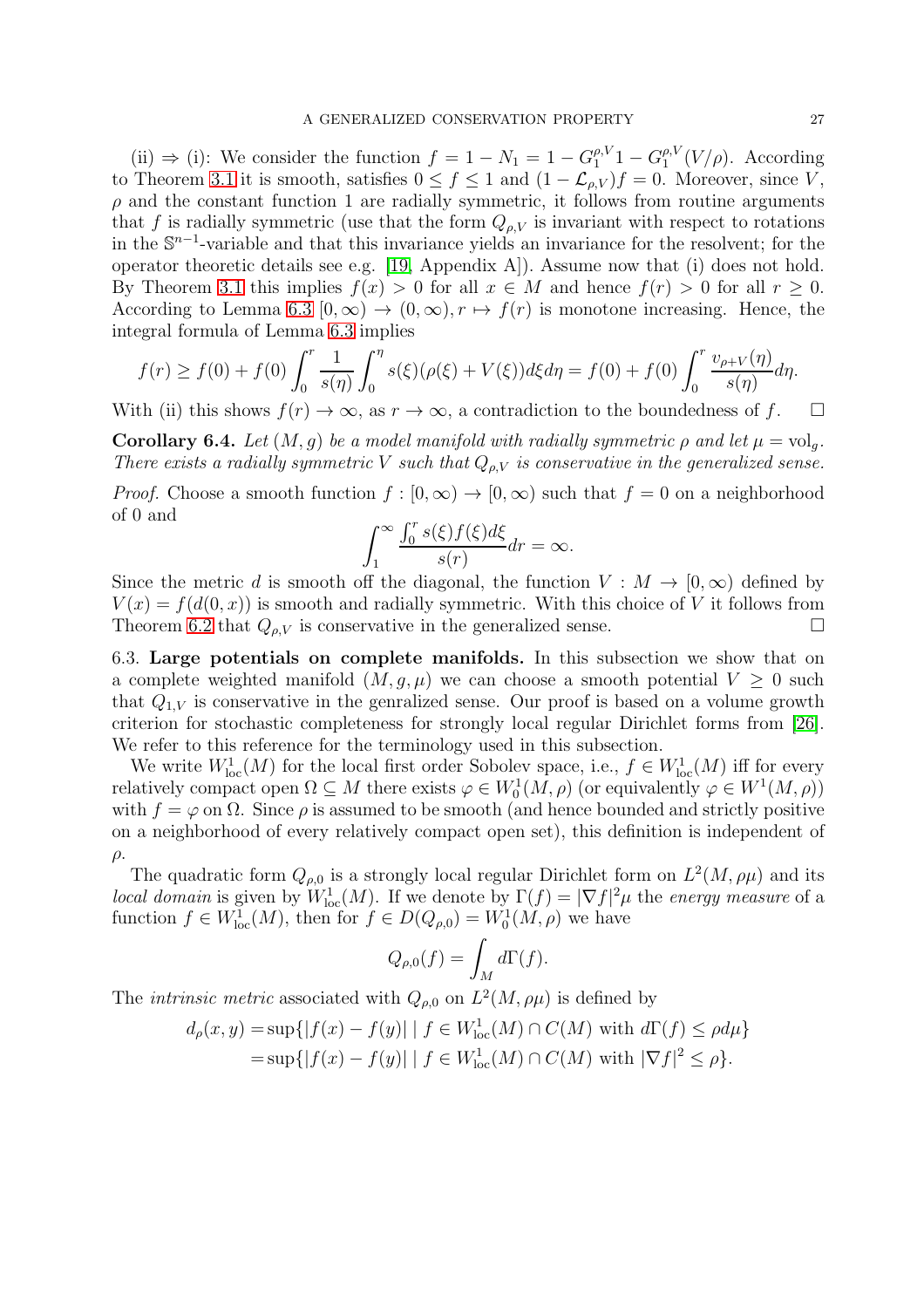(ii) ⇒ (i): We consider the function $f = 1 - N_1 = 1 - G_1^{\rho,V} 1 - G_1^{\rho,V}(V/\rho)$. According to Theorem 3.1 it is smooth, satisfies $0 \le f \le 1$ and $(1 - \mathcal{L}_{\rho,V})f = 0$. Moreover, since $V$, $\rho$ and the constant function 1 are radially symmetric, it follows from routine arguments that $f$ is radially symmetric (use that the form $Q_{\rho,V}$ is invariant with respect to rotations in the $\mathbb{S}^{n-1}$-variable and that this invariance yields an invariance for the resolvent; for the operator theoretic details see e.g. [19, Appendix A]). Assume now that (i) does not hold. By Theorem 3.1 this implies $f(x) > 0$ for all $x \in M$ and hence $f(r) > 0$ for all $r \ge 0$. According to Lemma 6.3 $[0,\infty) \to (0,\infty), r \mapsto f(r)$ is monotone increasing. Hence, the integral formula of Lemma 6.3 implies

$$f(r) \ge f(0) + f(0) \int_0^r \frac{1}{s(\eta)} \int_0^\eta s(\xi)(\rho(\xi) + V(\xi)) d\xi d\eta = f(0) + f(0) \int_0^r \frac{v_{\rho+V}(\eta)}{s(\eta)} d\eta.$$

With (ii) this shows $f(r) \to \infty$, as $r \to \infty$, a contradiction to the boundedness of $f$. $\square$

**Corollary 6.4.** *Let $(M,g)$ be a model manifold with radially symmetric $\rho$ and let $\mu = \mathrm{vol}_g$. There exists a radially symmetric $V$ such that $Q_{\rho,V}$ is conservative in the generalized sense.*

*Proof.* Choose a smooth function $f : [0,\infty) \to [0,\infty)$ such that $f = 0$ on a neighborhood of 0 and

$$\int_1^\infty \frac{\int_0^r s(\xi) f(\xi) d\xi}{s(r)} dr = \infty.$$

Since the metric $d$ is smooth off the diagonal, the function $V : M \to [0,\infty)$ defined by $V(x) = f(d(0,x))$ is smooth and radially symmetric. With this choice of $V$ it follows from Theorem 6.2 that $Q_{\rho,V}$ is conservative in the generalized sense. $\square$

6.3. **Large potentials on complete manifolds.** In this subsection we show that on a complete weighted manifold $(M,g,\mu)$ we can choose a smooth potential $V \ge 0$ such that $Q_{1,V}$ is conservative in the genralized sense. Our proof is based on a volume growth criterion for stochastic completeness for strongly local regular Dirichlet forms from [26]. We refer to this reference for the terminology used in this subsection.

We write $W^1_{\mathrm{loc}}(M)$ for the local first order Sobolev space, i.e., $f \in W^1_{\mathrm{loc}}(M)$ iff for every relatively compact open $\Omega \subseteq M$ there exists $\varphi \in W^1_0(M,\rho)$ (or equivalently $\varphi \in W^1(M,\rho)$) with $f = \varphi$ on $\Omega$. Since $\rho$ is assumed to be smooth (and hence bounded and strictly positive on a neighborhood of every relatively compact open set), this definition is independent of $\rho$.

The quadratic form $Q_{\rho,0}$ is a strongly local regular Dirichlet form on $L^2(M,\rho\mu)$ and its *local domain* is given by $W^1_{\mathrm{loc}}(M)$. If we denote by $\Gamma(f) = |\nabla f|^2 \mu$ the *energy measure* of a function $f \in W^1_{\mathrm{loc}}(M)$, then for $f \in D(Q_{\rho,0}) = W^1_0(M,\rho)$ we have

$$Q_{\rho,0}(f) = \int_M d\Gamma(f).$$

The *intrinsic metric* associated with $Q_{\rho,0}$ on $L^2(M,\rho\mu)$ is defined by

$$\begin{aligned} d_\rho(x,y) &= \sup\{|f(x) - f(y)| \mid f \in W^1_{\mathrm{loc}}(M) \cap C(M) \text{ with } d\Gamma(f) \le \rho d\mu\} \\ &= \sup\{|f(x) - f(y)| \mid f \in W^1_{\mathrm{loc}}(M) \cap C(M) \text{ with } |\nabla f|^2 \le \rho\}. \end{aligned}$$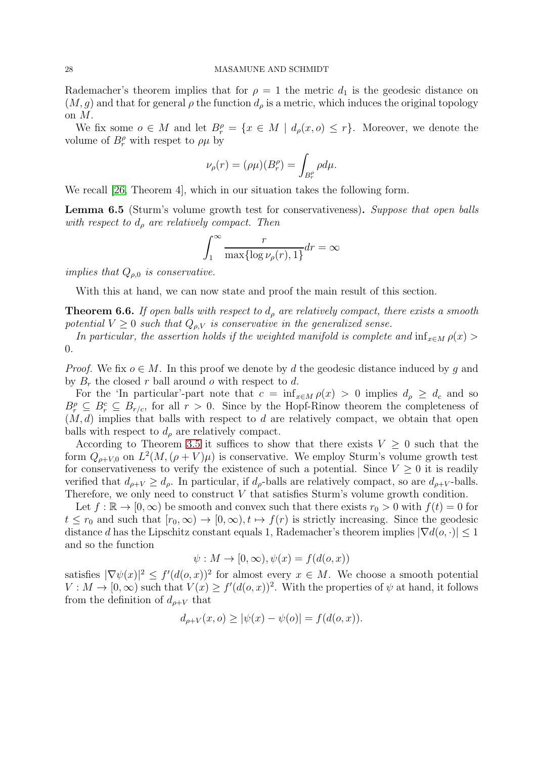Rademacher's theorem implies that for $\rho = 1$ the metric $d_1$ is the geodesic distance on $(M, g)$ and that for general $\rho$ the function $d_\rho$ is a metric, which induces the original topology on $M$.

We fix some $o \in M$ and let $B_r^\rho = \{x \in M \mid d_\rho(x, o) \leq r\}$. Moreover, we denote the volume of $B_r^\rho$ with respet to $\rho\mu$ by

$$\nu_\rho(r) = (\rho\mu)(B_r^\rho) = \int_{B_r^\rho} \rho d\mu.$$

We recall [26, Theorem 4], which in our situation takes the following form.

**Lemma 6.5** (Sturm's volume growth test for conservativeness)**.** *Suppose that open balls with respect to $d_\rho$ are relatively compact. Then*

$$\int_1^\infty \frac{r}{\max\{\log \nu_\rho(r), 1\}} dr = \infty$$

*implies that $Q_{\rho,0}$ is conservative.*

With this at hand, we can now state and proof the main result of this section.

**Theorem 6.6.** *If open balls with respect to $d_\rho$ are relatively compact, there exists a smooth potential $V \geq 0$ such that $Q_{\rho,V}$ is conservative in the generalized sense.*

*In particular, the assertion holds if the weighted manifold is complete and $\inf_{x\in M} \rho(x) > 0$.*

*Proof.* We fix $o \in M$. In this proof we denote by $d$ the geodesic distance induced by $g$ and by $B_r$ the closed $r$ ball around $o$ with respect to $d$.

For the 'In particular'-part note that $c = \inf_{x\in M} \rho(x) > 0$ implies $d_\rho \geq d_c$ and so $B_r^\rho \subseteq B_r^c \subseteq B_{r/c}$, for all $r > 0$. Since by the Hopf-Rinow theorem the completeness of $(M, d)$ implies that balls with respect to $d$ are relatively compact, we obtain that open balls with respect to $d_\rho$ are relatively compact.

According to Theorem 3.5 it suffices to show that there exists $V \geq 0$ such that the form $Q_{\rho+V,0}$ on $L^2(M, (\rho + V)\mu)$ is conservative. We employ Sturm's volume growth test for conservativeness to verify the existence of such a potential. Since $V \geq 0$ it is readily verified that $d_{\rho+V} \geq d_\rho$. In particular, if $d_\rho$-balls are relatively compact, so are $d_{\rho+V}$-balls. Therefore, we only need to construct $V$ that satisfies Sturm's volume growth condition.

Let $f : \mathbb{R} \to [0, \infty)$ be smooth and convex such that there exists $r_0 > 0$ with $f(t) = 0$ for $t \leq r_0$ and such that $[r_0, \infty) \to [0, \infty), t \mapsto f(r)$ is strictly increasing. Since the geodesic distance $d$ has the Lipschitz constant equals 1, Rademacher's theorem implies $|\nabla d(o, \cdot)| \leq 1$ and so the function

$$\psi : M \to [0, \infty), \psi(x) = f(d(o, x))$$

satisfies $|\nabla\psi(x)|^2 \leq f'(d(o, x))^2$ for almost every $x \in M$. We choose a smooth potential $V : M \to [0, \infty)$ such that $V(x) \geq f'(d(o, x))^2$. With the properties of $\psi$ at hand, it follows from the definition of $d_{\rho+V}$ that

$$d_{\rho+V}(x, o) \geq |\psi(x) - \psi(o)| = f(d(o, x)).$$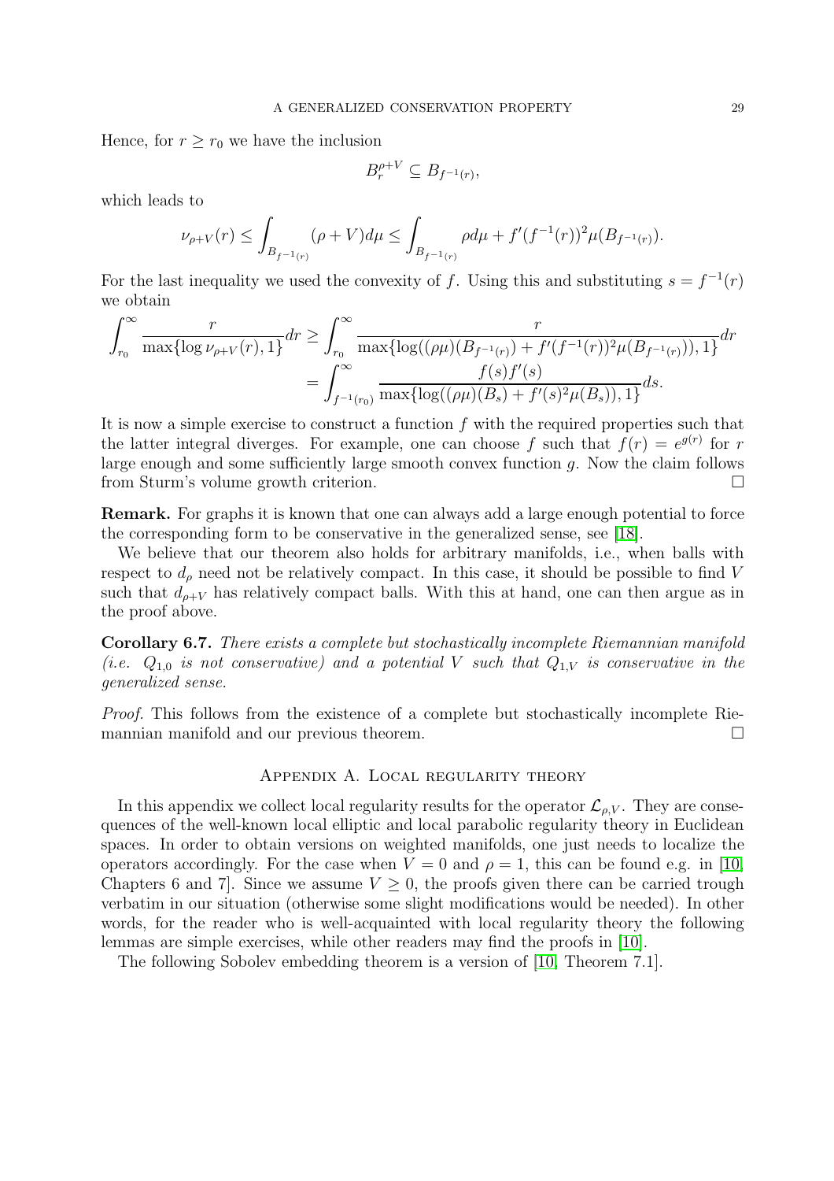Hence, for $r \geq r_0$ we have the inclusion

$$B_r^{\rho+V} \subseteq B_{f^{-1}(r)},$$

which leads to

$$\nu_{\rho+V}(r) \leq \int_{B_{f^{-1}(r)}} (\rho + V) d\mu \leq \int_{B_{f^{-1}(r)}} \rho d\mu + f'(f^{-1}(r))^2 \mu(B_{f^{-1}(r)}).$$

For the last inequality we used the convexity of $f$. Using this and substituting $s = f^{-1}(r)$ we obtain

$$\int_{r_0}^{\infty} \frac{r}{\max\{\log \nu_{\rho+V}(r), 1\}} dr \geq \int_{r_0}^{\infty} \frac{r}{\max\{\log((\rho\mu)(B_{f^{-1}(r)}) + f'(f^{-1}(r))^2 \mu(B_{f^{-1}(r)})), 1\}} dr$$
$$= \int_{f^{-1}(r_0)}^{\infty} \frac{f(s) f'(s)}{\max\{\log((\rho\mu)(B_s) + f'(s)^2 \mu(B_s)), 1\}} ds.$$

It is now a simple exercise to construct a function $f$ with the required properties such that the latter integral diverges. For example, one can choose $f$ such that $f(r) = e^{g(r)}$ for $r$ large enough and some sufficiently large smooth convex function $g$. Now the claim follows from Sturm's volume growth criterion. □

**Remark.** For graphs it is known that one can always add a large enough potential to force the corresponding form to be conservative in the generalized sense, see [18].

We believe that our theorem also holds for arbitrary manifolds, i.e., when balls with respect to $d_\rho$ need not be relatively compact. In this case, it should be possible to find $V$ such that $d_{\rho+V}$ has relatively compact balls. With this at hand, one can then argue as in the proof above.

**Corollary 6.7.** *There exists a complete but stochastically incomplete Riemannian manifold (i.e. $Q_{1,0}$ is not conservative) and a potential $V$ such that $Q_{1,V}$ is conservative in the generalized sense.*

*Proof.* This follows from the existence of a complete but stochastically incomplete Riemannian manifold and our previous theorem. □

## Appendix A. Local regularity theory

In this appendix we collect local regularity results for the operator $\mathcal{L}_{\rho,V}$. They are consequences of the well-known local elliptic and local parabolic regularity theory in Euclidean spaces. In order to obtain versions on weighted manifolds, one just needs to localize the operators accordingly. For the case when $V = 0$ and $\rho = 1$, this can be found e.g. in [10, Chapters 6 and 7]. Since we assume $V \geq 0$, the proofs given there can be carried trough verbatim in our situation (otherwise some slight modifications would be needed). In other words, for the reader who is well-acquainted with local regularity theory the following lemmas are simple exercises, while other readers may find the proofs in [10].

The following Sobolev embedding theorem is a version of [10, Theorem 7.1].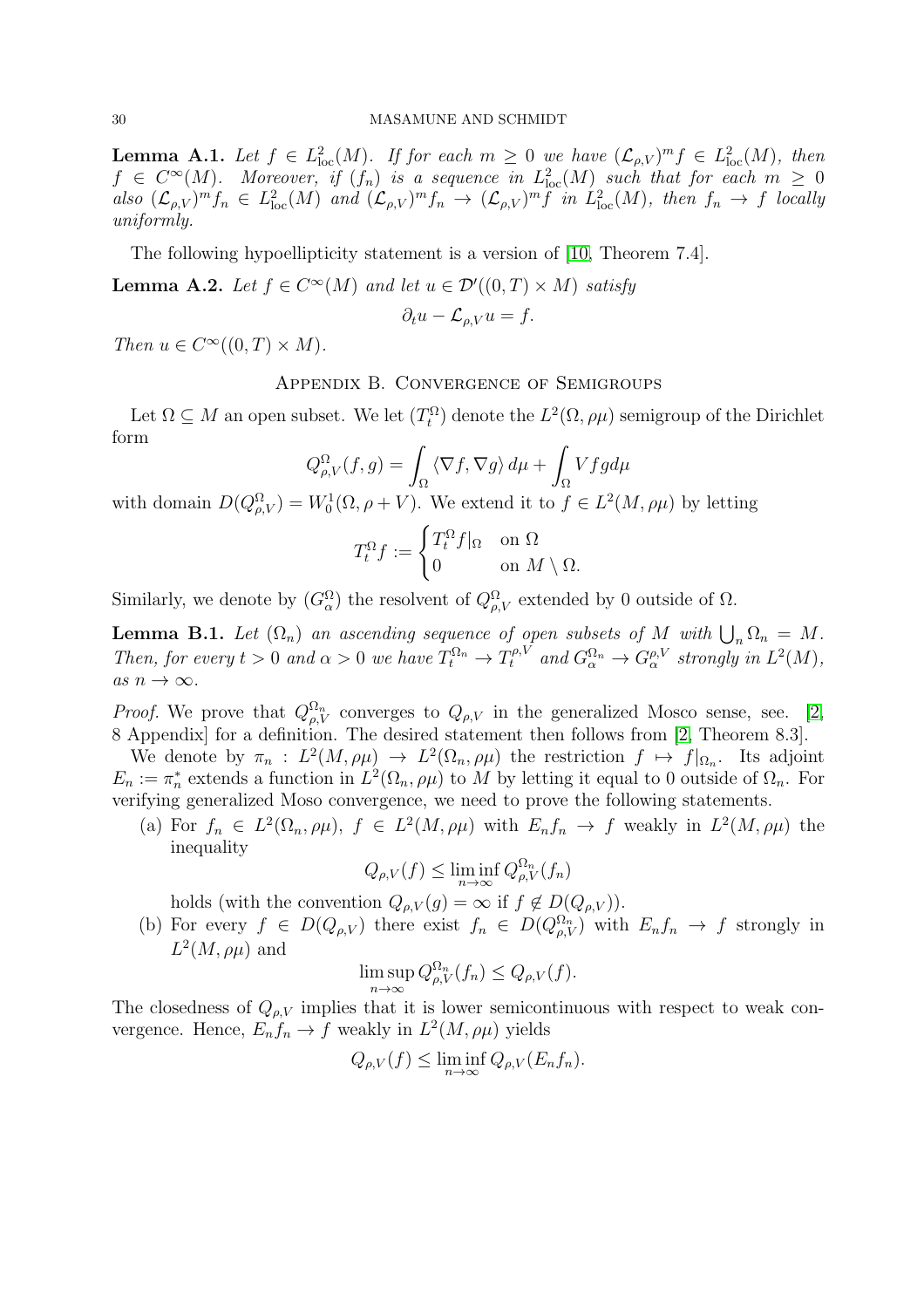**Lemma A.1.** *Let $f \in L^2_{\rm loc}(M)$. If for each $m \geq 0$ we have $(\mathcal{L}_{\rho,V})^m f \in L^2_{\rm loc}(M)$, then $f \in C^\infty(M)$. Moreover, if $(f_n)$ is a sequence in $L^2_{\rm loc}(M)$ such that for each $m \geq 0$ also $(\mathcal{L}_{\rho,V})^m f_n \in L^2_{\rm loc}(M)$ and $(\mathcal{L}_{\rho,V})^m f_n \to (\mathcal{L}_{\rho,V})^m f$ in $L^2_{\rm loc}(M)$, then $f_n \to f$ locally uniformly.*

The following hypoellipticity statement is a version of [10, Theorem 7.4].

**Lemma A.2.** *Let $f \in C^\infty(M)$ and let $u \in \mathcal{D}'((0,T) \times M)$ satisfy*

$$\partial_t u - \mathcal{L}_{\rho,V} u = f.$$

*Then $u \in C^\infty((0,T) \times M)$.*

## Appendix B. Convergence of Semigroups

Let $\Omega \subseteq M$ an open subset. We let $(T_t^\Omega)$ denote the $L^2(\Omega, \rho\mu)$ semigroup of the Dirichlet form

$$Q^\Omega_{\rho,V}(f,g) = \int_\Omega \langle \nabla f, \nabla g \rangle \, d\mu + \int_\Omega V f g d\mu$$

with domain $D(Q^\Omega_{\rho,V}) = W^1_0(\Omega, \rho + V)$. We extend it to $f \in L^2(M, \rho\mu)$ by letting

$$T_t^\Omega f := \begin{cases} T_t^\Omega f|_\Omega & \text{on } \Omega \\ 0 & \text{on } M \setminus \Omega. \end{cases}$$

Similarly, we denote by $(G^\Omega_\alpha)$ the resolvent of $Q^\Omega_{\rho,V}$ extended by 0 outside of $\Omega$.

**Lemma B.1.** *Let $(\Omega_n)$ an ascending sequence of open subsets of $M$ with $\bigcup_n \Omega_n = M$. Then, for every $t > 0$ and $\alpha > 0$ we have $T_t^{\Omega_n} \to T_t^{\rho,V}$ and $G_\alpha^{\Omega_n} \to G_\alpha^{\rho,V}$ strongly in $L^2(M)$, as $n \to \infty$.*

*Proof.* We prove that $Q^{\Omega_n}_{\rho,V}$ converges to $Q_{\rho,V}$ in the generalized Mosco sense, see. [2, 8 Appendix] for a definition. The desired statement then follows from [2, Theorem 8.3].

We denote by $\pi_n : L^2(M, \rho\mu) \to L^2(\Omega_n, \rho\mu)$ the restriction $f \mapsto f|_{\Omega_n}$. Its adjoint $E_n := \pi_n^*$ extends a function in $L^2(\Omega_n, \rho\mu)$ to $M$ by letting it equal to 0 outside of $\Omega_n$. For verifying generalized Moso convergence, we need to prove the following statements.

(a) For $f_n \in L^2(\Omega_n, \rho\mu)$, $f \in L^2(M, \rho\mu)$ with $E_n f_n \to f$ weakly in $L^2(M, \rho\mu)$ the inequality

$$Q_{\rho,V}(f) \leq \liminf_{n\to\infty} Q^{\Omega_n}_{\rho,V}(f_n)$$

holds (with the convention $Q_{\rho,V}(g) = \infty$ if $f \notin D(Q_{\rho,V})$).

(b) For every $f \in D(Q_{\rho,V})$ there exist $f_n \in D(Q^{\Omega_n}_{\rho,V})$ with $E_n f_n \to f$ strongly in $L^2(M, \rho\mu)$ and

$$\limsup_{n\to\infty} Q^{\Omega_n}_{\rho,V}(f_n) \leq Q_{\rho,V}(f).$$

The closedness of $Q_{\rho,V}$ implies that it is lower semicontinuous with respect to weak convergence. Hence, $E_n f_n \to f$ weakly in $L^2(M, \rho\mu)$ yields

$$Q_{\rho,V}(f) \leq \liminf_{n\to\infty} Q_{\rho,V}(E_n f_n).$$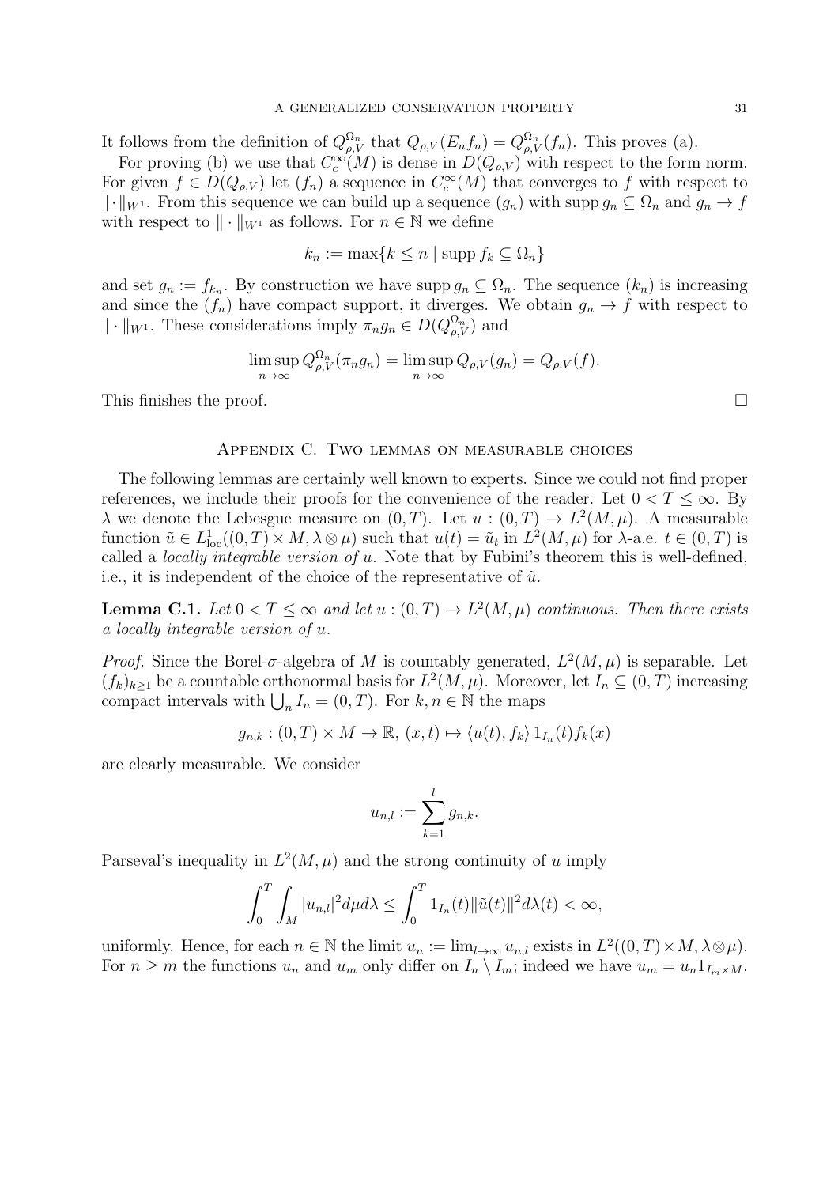It follows from the definition of $Q^{\Omega_n}_{\rho,V}$ that $Q_{\rho,V}(E_n f_n) = Q^{\Omega_n}_{\rho,V}(f_n)$. This proves (a).

For proving (b) we use that $C_c^\infty(M)$ is dense in $D(Q_{\rho,V})$ with respect to the form norm. For given $f \in D(Q_{\rho,V})$ let $(f_n)$ a sequence in $C_c^\infty(M)$ that converges to $f$ with respect to $\|\cdot\|_{W^1}$. From this sequence we can build up a sequence $(g_n)$ with $\operatorname{supp} g_n \subseteq \Omega_n$ and $g_n \to f$ with respect to $\|\cdot\|_{W^1}$ as follows. For $n \in \mathbb{N}$ we define

$$k_n := \max\{k \leq n \mid \operatorname{supp} f_k \subseteq \Omega_n\}$$

and set $g_n := f_{k_n}$. By construction we have $\operatorname{supp} g_n \subseteq \Omega_n$. The sequence $(k_n)$ is increasing and since the $(f_n)$ have compact support, it diverges. We obtain $g_n \to f$ with respect to $\|\cdot\|_{W^1}$. These considerations imply $\pi_n g_n \in D(Q^{\Omega_n}_{\rho,V})$ and

$$\limsup_{n\to\infty} Q^{\Omega_n}_{\rho,V}(\pi_n g_n) = \limsup_{n\to\infty} Q_{\rho,V}(g_n) = Q_{\rho,V}(f).$$

This finishes the proof. □

## Appendix C. Two lemmas on measurable choices

The following lemmas are certainly well known to experts. Since we could not find proper references, we include their proofs for the convenience of the reader. Let $0 < T \leq \infty$. By $\lambda$ we denote the Lebesgue measure on $(0,T)$. Let $u : (0,T) \to L^2(M,\mu)$. A measurable function $\tilde{u} \in L^1_{\rm loc}((0,T) \times M, \lambda \otimes \mu)$ such that $u(t) = \tilde{u}_t$ in $L^2(M,\mu)$ for $\lambda$-a.e. $t \in (0,T)$ is called a *locally integrable version of* $u$. Note that by Fubini's theorem this is well-defined, i.e., it is independent of the choice of the representative of $\tilde{u}$.

**Lemma C.1.** *Let $0 < T \leq \infty$ and let $u : (0,T) \to L^2(M,\mu)$ continuous. Then there exists a locally integrable version of $u$.*

*Proof.* Since the Borel-$\sigma$-algebra of $M$ is countably generated, $L^2(M,\mu)$ is separable. Let $(f_k)_{k\geq 1}$ be a countable orthonormal basis for $L^2(M,\mu)$. Moreover, let $I_n \subseteq (0,T)$ increasing compact intervals with $\bigcup_n I_n = (0,T)$. For $k,n \in \mathbb{N}$ the maps

$$g_{n,k} : (0,T) \times M \to \mathbb{R},\ (x,t) \mapsto \langle u(t), f_k\rangle\, 1_{I_n}(t) f_k(x)$$

are clearly measurable. We consider

$$u_{n,l} := \sum_{k=1}^{l} g_{n,k}.$$

Parseval's inequality in $L^2(M,\mu)$ and the strong continuity of $u$ imply

$$\int_0^T \int_M |u_{n,l}|^2 d\mu d\lambda \leq \int_0^T 1_{I_n}(t) \|\tilde{u}(t)\|^2 d\lambda(t) < \infty,$$

uniformly. Hence, for each $n \in \mathbb{N}$ the limit $u_n := \lim_{l\to\infty} u_{n,l}$ exists in $L^2((0,T)\times M, \lambda\otimes\mu)$. For $n \geq m$ the functions $u_n$ and $u_m$ only differ on $I_n \setminus I_m$; indeed we have $u_m = u_n 1_{I_m \times M}$.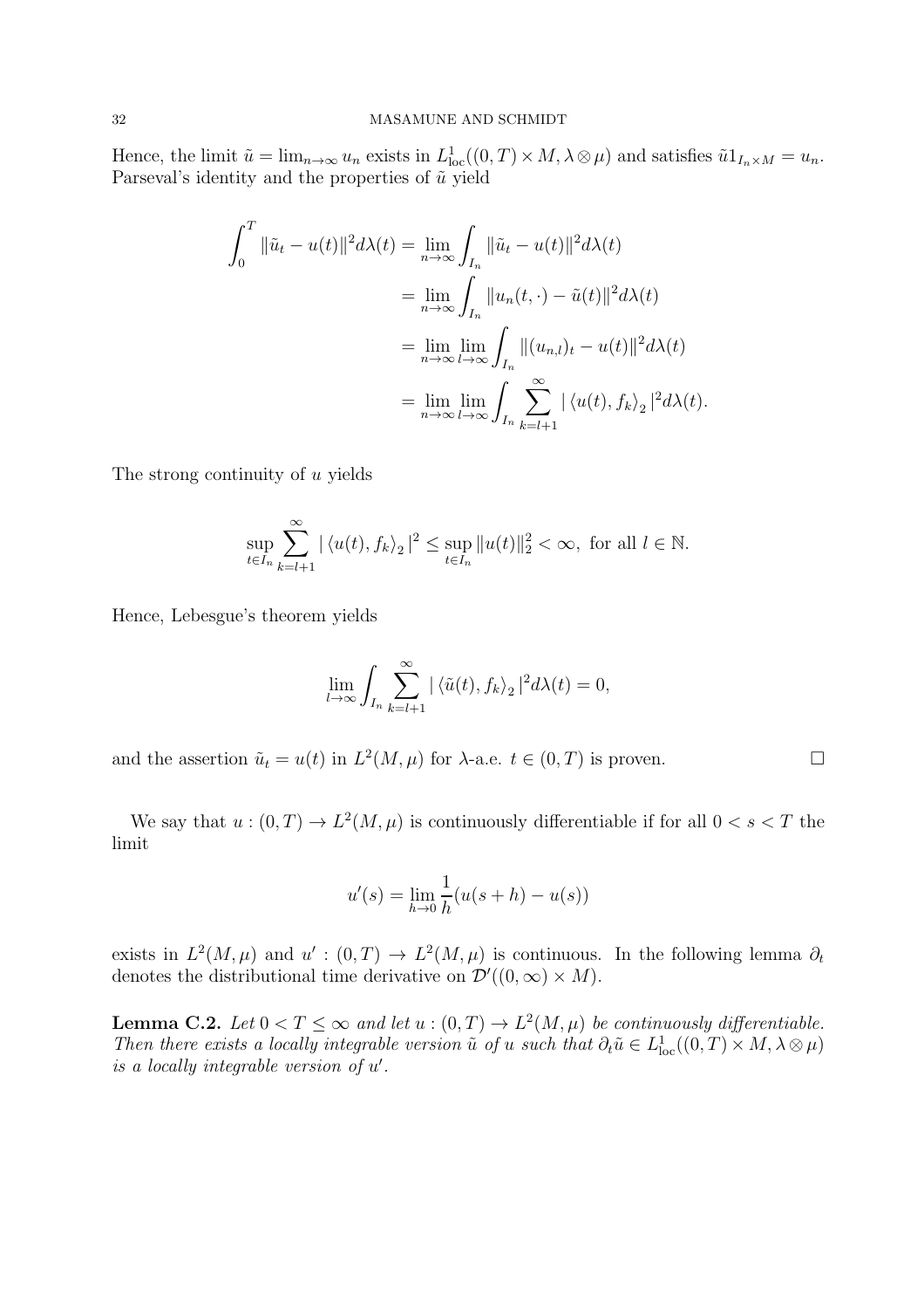Hence, the limit $\tilde{u} = \lim_{n\to\infty} u_n$ exists in $L^1_{\text{loc}}((0,T)\times M, \lambda\otimes\mu)$ and satisfies $\tilde{u}1_{I_n\times M} = u_n$. Parseval's identity and the properties of $\tilde{u}$ yield

$$
\begin{aligned}
\int_0^T \|\tilde{u}_t - u(t)\|^2 d\lambda(t) &= \lim_{n\to\infty} \int_{I_n} \|\tilde{u}_t - u(t)\|^2 d\lambda(t) \\
&= \lim_{n\to\infty} \int_{I_n} \|u_n(t,\cdot) - \tilde{u}(t)\|^2 d\lambda(t) \\
&= \lim_{n\to\infty} \lim_{l\to\infty} \int_{I_n} \|(u_{n,l})_t - u(t)\|^2 d\lambda(t) \\
&= \lim_{n\to\infty} \lim_{l\to\infty} \int_{I_n} \sum_{k=l+1}^{\infty} |\langle u(t), f_k\rangle_2|^2 d\lambda(t).
\end{aligned}
$$

The strong continuity of $u$ yields

$$
\sup_{t\in I_n} \sum_{k=l+1}^{\infty} |\langle u(t), f_k\rangle_2|^2 \leq \sup_{t\in I_n} \|u(t)\|_2^2 < \infty, \text{ for all } l\in\mathbb{N}.
$$

Hence, Lebesgue's theorem yields

$$
\lim_{l\to\infty} \int_{I_n} \sum_{k=l+1}^{\infty} |\langle \tilde{u}(t), f_k\rangle_2|^2 d\lambda(t) = 0,
$$

and the assertion $\tilde{u}_t = u(t)$ in $L^2(M,\mu)$ for $\lambda$-a.e. $t\in(0,T)$ is proven. $\square$

We say that $u : (0,T)\to L^2(M,\mu)$ is continuously differentiable if for all $0 < s < T$ the limit

$$
u'(s) = \lim_{h\to 0} \frac{1}{h}(u(s+h) - u(s))
$$

exists in $L^2(M,\mu)$ and $u' : (0,T)\to L^2(M,\mu)$ is continuous. In the following lemma $\partial_t$ denotes the distributional time derivative on $\mathcal{D}'((0,\infty)\times M)$.

**Lemma C.2.** *Let $0 < T \leq \infty$ and let $u : (0,T)\to L^2(M,\mu)$ be continuously differentiable. Then there exists a locally integrable version $\tilde{u}$ of $u$ such that $\partial_t\tilde{u} \in L^1_{\text{loc}}((0,T)\times M, \lambda\otimes\mu)$ is a locally integrable version of $u'$.*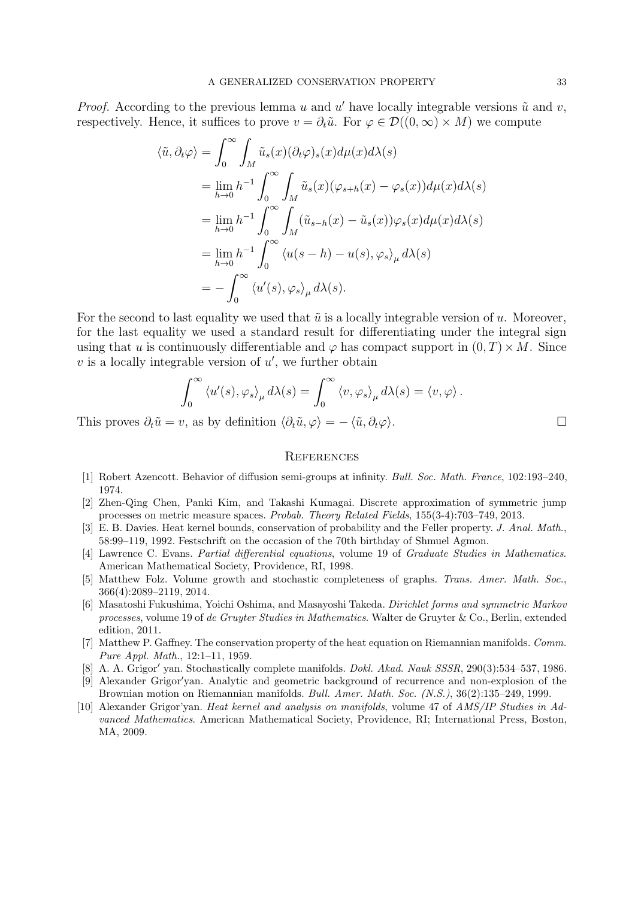*Proof.* According to the previous lemma $u$ and $u'$ have locally integrable versions $\tilde{u}$ and $v$, respectively. Hence, it suffices to prove $v = \partial_t \tilde{u}$. For $\varphi \in \mathcal{D}((0,\infty) \times M)$ we compute

$$
\begin{aligned}
\langle \tilde{u}, \partial_t \varphi \rangle &= \int_0^\infty \int_M \tilde{u}_s(x)(\partial_t \varphi)_s(x) d\mu(x) d\lambda(s) \\
&= \lim_{h \to 0} h^{-1} \int_0^\infty \int_M \tilde{u}_s(x)(\varphi_{s+h}(x) - \varphi_s(x)) d\mu(x) d\lambda(s) \\
&= \lim_{h \to 0} h^{-1} \int_0^\infty \int_M (\tilde{u}_{s-h}(x) - \tilde{u}_s(x)) \varphi_s(x) d\mu(x) d\lambda(s) \\
&= \lim_{h \to 0} h^{-1} \int_0^\infty \langle u(s-h) - u(s), \varphi_s \rangle_\mu d\lambda(s) \\
&= -\int_0^\infty \langle u'(s), \varphi_s \rangle_\mu d\lambda(s).
\end{aligned}
$$

For the second to last equality we used that $\tilde{u}$ is a locally integrable version of $u$. Moreover, for the last equality we used a standard result for differentiating under the integral sign using that $u$ is continuously differentiable and $\varphi$ has compact support in $(0,T) \times M$. Since $v$ is a locally integrable version of $u'$, we further obtain

$$
\int_0^\infty \langle u'(s), \varphi_s \rangle_\mu d\lambda(s) = \int_0^\infty \langle v, \varphi_s \rangle_\mu d\lambda(s) = \langle v, \varphi \rangle .
$$

This proves $\partial_t \tilde{u} = v$, as by definition $\langle \partial_t \tilde{u}, \varphi \rangle = -\langle \tilde{u}, \partial_t \varphi \rangle$. □

## References

[1] Robert Azencott. Behavior of diffusion semi-groups at infinity. *Bull. Soc. Math. France*, 102:193–240, 1974.

[2] Zhen-Qing Chen, Panki Kim, and Takashi Kumagai. Discrete approximation of symmetric jump processes on metric measure spaces. *Probab. Theory Related Fields*, 155(3-4):703–749, 2013.

[3] E. B. Davies. Heat kernel bounds, conservation of probability and the Feller property. *J. Anal. Math.*, 58:99–119, 1992. Festschrift on the occasion of the 70th birthday of Shmuel Agmon.

[4] Lawrence C. Evans. *Partial differential equations*, volume 19 of *Graduate Studies in Mathematics*. American Mathematical Society, Providence, RI, 1998.

[5] Matthew Folz. Volume growth and stochastic completeness of graphs. *Trans. Amer. Math. Soc.*, 366(4):2089–2119, 2014.

[6] Masatoshi Fukushima, Yoichi Oshima, and Masayoshi Takeda. *Dirichlet forms and symmetric Markov processes*, volume 19 of *de Gruyter Studies in Mathematics*. Walter de Gruyter & Co., Berlin, extended edition, 2011.

[7] Matthew P. Gaffney. The conservation property of the heat equation on Riemannian manifolds. *Comm. Pure Appl. Math.*, 12:1–11, 1959.

[8] A. A. Grigorʹ yan. Stochastically complete manifolds. *Dokl. Akad. Nauk SSSR*, 290(3):534–537, 1986.

[9] Alexander Grigorʹyan. Analytic and geometric background of recurrence and non-explosion of the Brownian motion on Riemannian manifolds. *Bull. Amer. Math. Soc. (N.S.)*, 36(2):135–249, 1999.

[10] Alexander Grigor'yan. *Heat kernel and analysis on manifolds*, volume 47 of *AMS/IP Studies in Advanced Mathematics*. American Mathematical Society, Providence, RI; International Press, Boston, MA, 2009.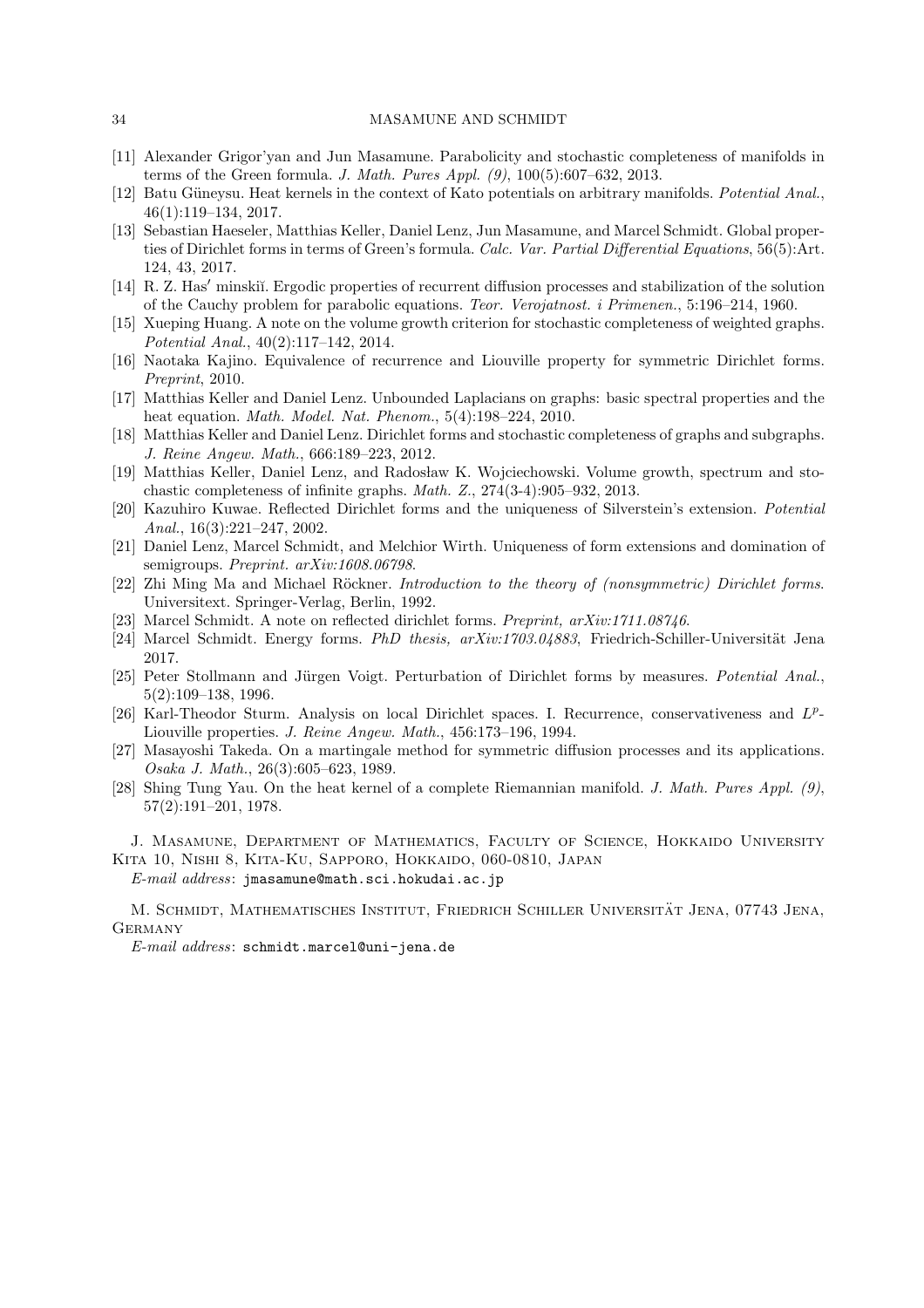[11] Alexander Grigor'yan and Jun Masamune. Parabolicity and stochastic completeness of manifolds in terms of the Green formula. *J. Math. Pures Appl. (9)*, 100(5):607–632, 2013.

[12] Batu Güneysu. Heat kernels in the context of Kato potentials on arbitrary manifolds. *Potential Anal.*, 46(1):119–134, 2017.

[13] Sebastian Haeseler, Matthias Keller, Daniel Lenz, Jun Masamune, and Marcel Schmidt. Global properties of Dirichlet forms in terms of Green's formula. *Calc. Var. Partial Differential Equations*, 56(5):Art. 124, 43, 2017.

[14] R. Z. Has′ minskiĭ. Ergodic properties of recurrent diffusion processes and stabilization of the solution of the Cauchy problem for parabolic equations. *Teor. Verojatnost. i Primenen.*, 5:196–214, 1960.

[15] Xueping Huang. A note on the volume growth criterion for stochastic completeness of weighted graphs. *Potential Anal.*, 40(2):117–142, 2014.

[16] Naotaka Kajino. Equivalence of recurrence and Liouville property for symmetric Dirichlet forms. *Preprint*, 2010.

[17] Matthias Keller and Daniel Lenz. Unbounded Laplacians on graphs: basic spectral properties and the heat equation. *Math. Model. Nat. Phenom.*, 5(4):198–224, 2010.

[18] Matthias Keller and Daniel Lenz. Dirichlet forms and stochastic completeness of graphs and subgraphs. *J. Reine Angew. Math.*, 666:189–223, 2012.

[19] Matthias Keller, Daniel Lenz, and Radosław K. Wojciechowski. Volume growth, spectrum and stochastic completeness of infinite graphs. *Math. Z.*, 274(3-4):905–932, 2013.

[20] Kazuhiro Kuwae. Reflected Dirichlet forms and the uniqueness of Silverstein's extension. *Potential Anal.*, 16(3):221–247, 2002.

[21] Daniel Lenz, Marcel Schmidt, and Melchior Wirth. Uniqueness of form extensions and domination of semigroups. *Preprint. arXiv:1608.06798*.

[22] Zhi Ming Ma and Michael Röckner. *Introduction to the theory of (nonsymmetric) Dirichlet forms*. Universitext. Springer-Verlag, Berlin, 1992.

[23] Marcel Schmidt. A note on reflected dirichlet forms. *Preprint, arXiv:1711.08746*.

[24] Marcel Schmidt. Energy forms. *PhD thesis, arXiv:1703.04883*, Friedrich-Schiller-Universität Jena 2017.

[25] Peter Stollmann and Jürgen Voigt. Perturbation of Dirichlet forms by measures. *Potential Anal.*, 5(2):109–138, 1996.

[26] Karl-Theodor Sturm. Analysis on local Dirichlet spaces. I. Recurrence, conservativeness and $L^p$-Liouville properties. *J. Reine Angew. Math.*, 456:173–196, 1994.

[27] Masayoshi Takeda. On a martingale method for symmetric diffusion processes and its applications. *Osaka J. Math.*, 26(3):605–623, 1989.

[28] Shing Tung Yau. On the heat kernel of a complete Riemannian manifold. *J. Math. Pures Appl. (9)*, 57(2):191–201, 1978.

J. Masamune, Department of Mathematics, Faculty of Science, Hokkaido University Kita 10, Nishi 8, Kita-Ku, Sapporo, Hokkaido, 060-0810, Japan

*E-mail address*: jmasamune@math.sci.hokudai.ac.jp

M. Schmidt, Mathematisches Institut, Friedrich Schiller Universität Jena, 07743 Jena, Germany

*E-mail address*: schmidt.marcel@uni-jena.de